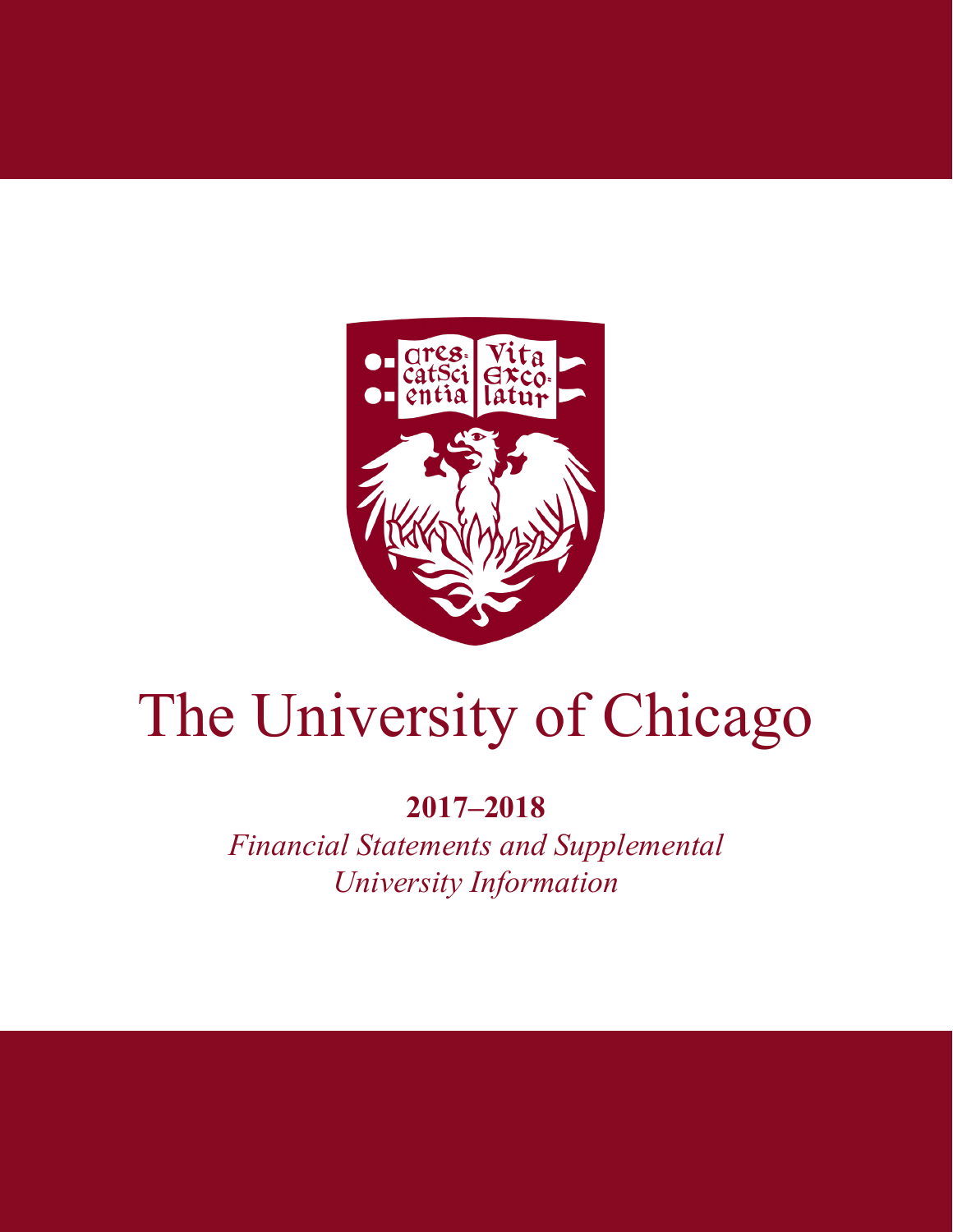# The University of Chicago

**2017–2018**

*Financial Statements and Supplemental University Information*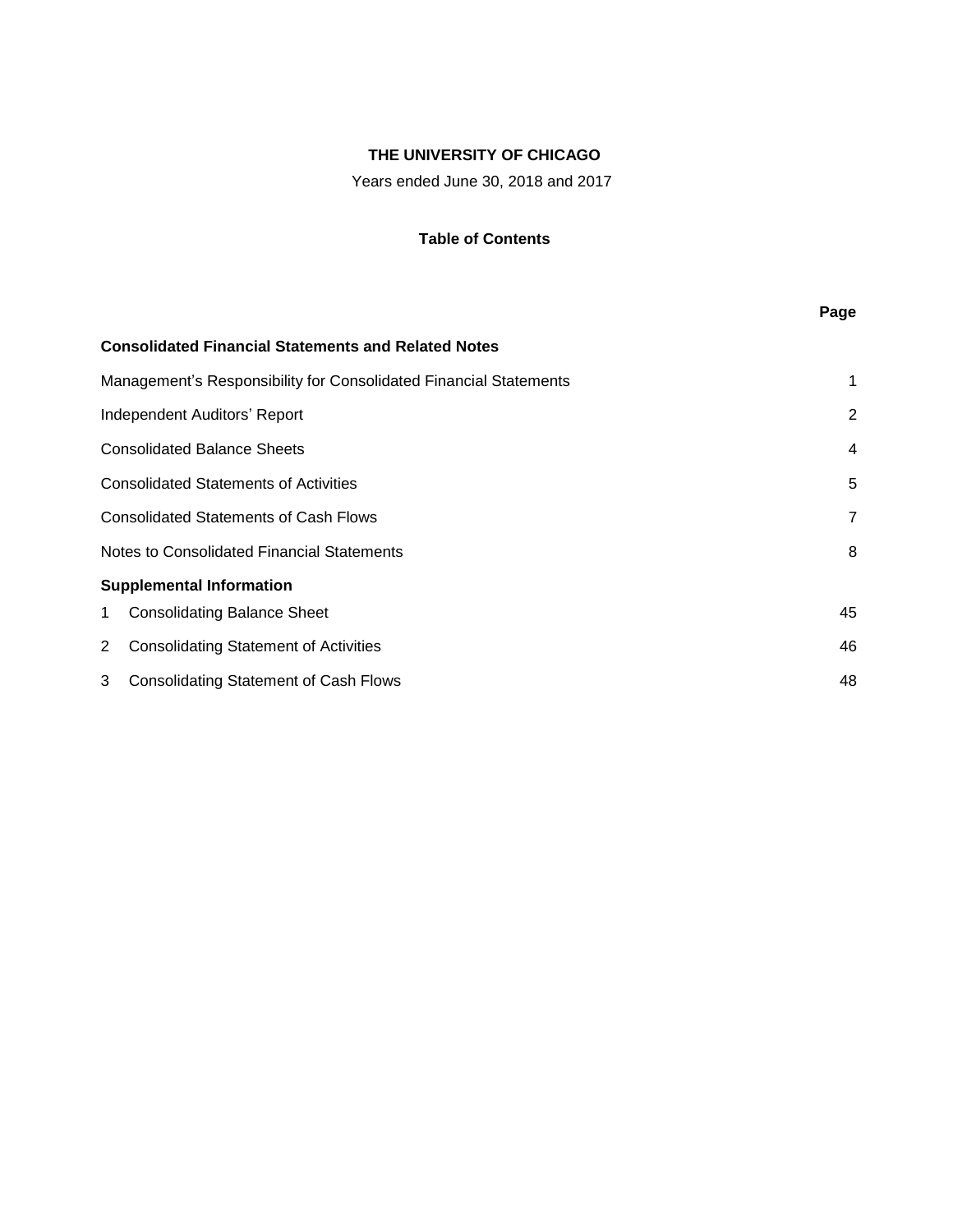**THE UNIVERSITY OF CHICAGO**

Years ended June 30, 2018 and 2017

**Table of Contents**

| | Page |
|---|---|
| **Consolidated Financial Statements and Related Notes** | |
| Management's Responsibility for Consolidated Financial Statements | 1 |
| Independent Auditors' Report | 2 |
| Consolidated Balance Sheets | 4 |
| Consolidated Statements of Activities | 5 |
| Consolidated Statements of Cash Flows | 7 |
| Notes to Consolidated Financial Statements | 8 |
| **Supplemental Information** | |
| 1 Consolidating Balance Sheet | 45 |
| 2 Consolidating Statement of Activities | 46 |
| 3 Consolidating Statement of Cash Flows | 48 |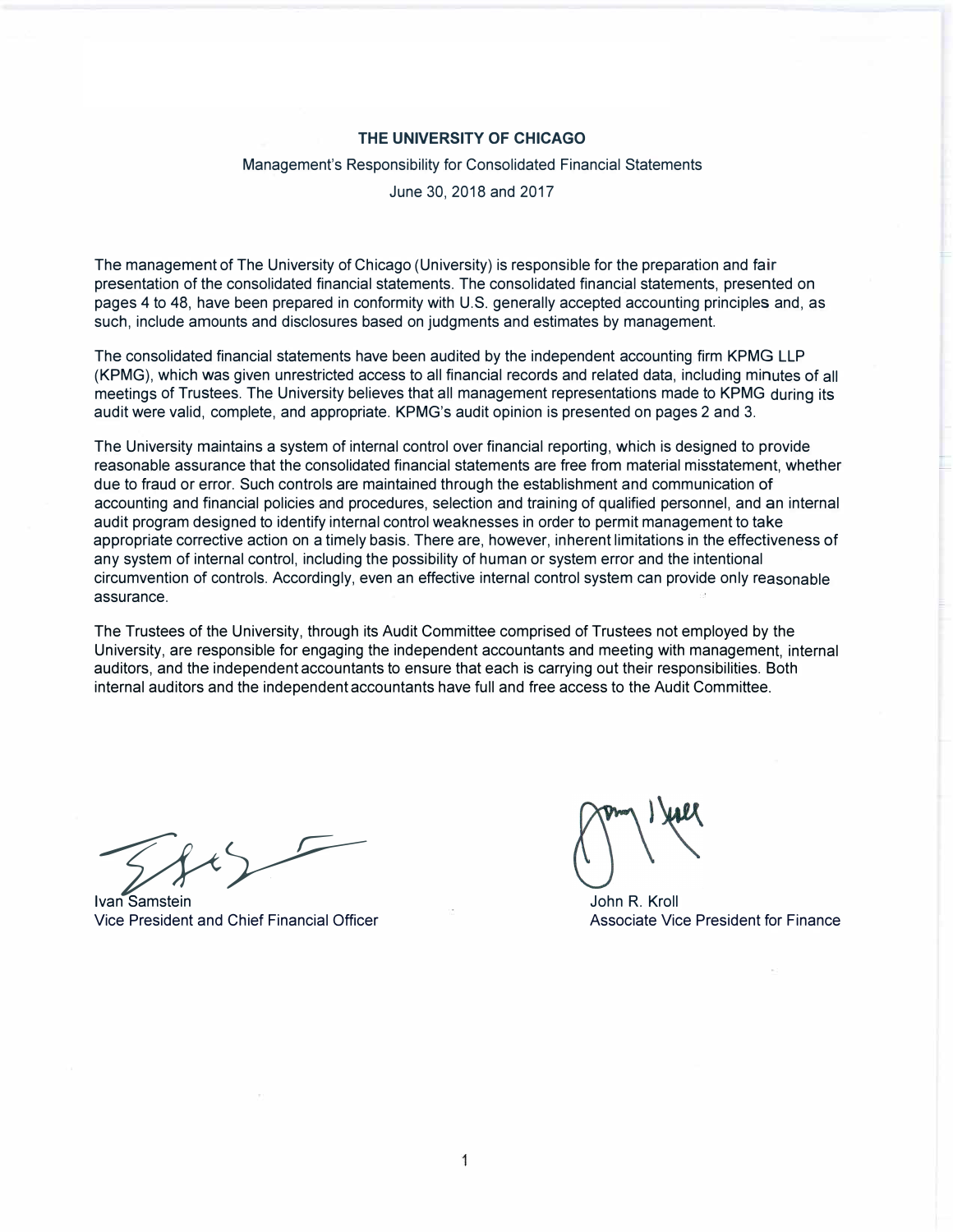# THE UNIVERSITY OF CHICAGO

Management's Responsibility for Consolidated Financial Statements

June 30, 2018 and 2017

The management of The University of Chicago (University) is responsible for the preparation and fair presentation of the consolidated financial statements. The consolidated financial statements, presented on pages 4 to 48, have been prepared in conformity with U.S. generally accepted accounting principles and, as such, include amounts and disclosures based on judgments and estimates by management.

The consolidated financial statements have been audited by the independent accounting firm KPMG LLP (KPMG), which was given unrestricted access to all financial records and related data, including minutes of all meetings of Trustees. The University believes that all management representations made to KPMG during its audit were valid, complete, and appropriate. KPMG's audit opinion is presented on pages 2 and 3.

The University maintains a system of internal control over financial reporting, which is designed to provide reasonable assurance that the consolidated financial statements are free from material misstatement, whether due to fraud or error. Such controls are maintained through the establishment and communication of accounting and financial policies and procedures, selection and training of qualified personnel, and an internal audit program designed to identify internal control weaknesses in order to permit management to take appropriate corrective action on a timely basis. There are, however, inherent limitations in the effectiveness of any system of internal control, including the possibility of human or system error and the intentional circumvention of controls. Accordingly, even an effective internal control system can provide only reasonable assurance.

The Trustees of the University, through its Audit Committee comprised of Trustees not employed by the University, are responsible for engaging the independent accountants and meeting with management, internal auditors, and the independent accountants to ensure that each is carrying out their responsibilities. Both internal auditors and the independent accountants have full and free access to the Audit Committee.

Ivan Samstein
Vice President and Chief Financial Officer

John R. Kroll
Associate Vice President for Finance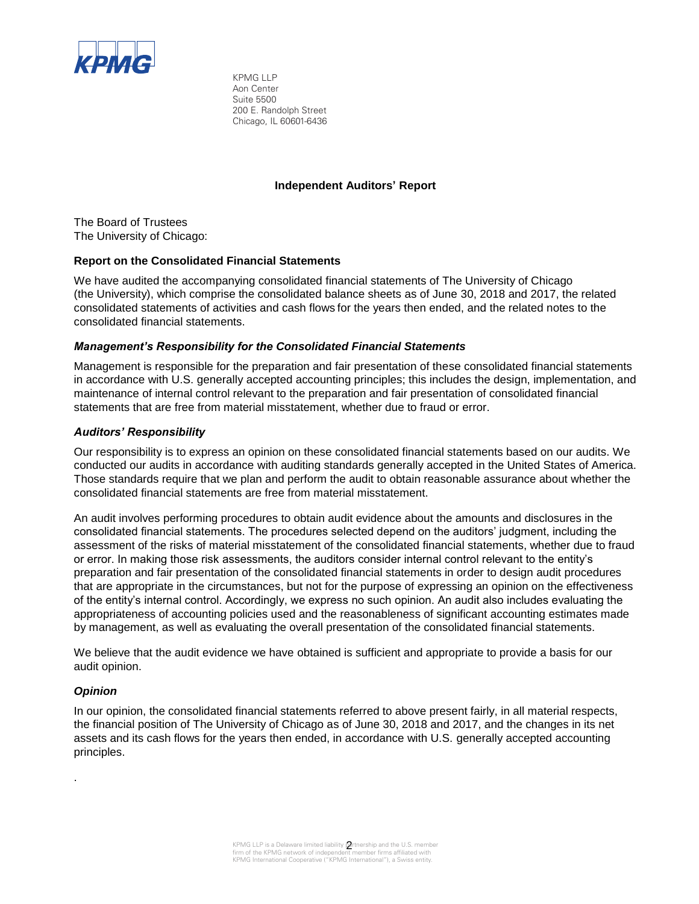KPMG LLP
Aon Center
Suite 5500
200 E. Randolph Street
Chicago, IL 60601-6436

## Independent Auditors' Report

The Board of Trustees
The University of Chicago:

### Report on the Consolidated Financial Statements

We have audited the accompanying consolidated financial statements of The University of Chicago (the University), which comprise the consolidated balance sheets as of June 30, 2018 and 2017, the related consolidated statements of activities and cash flows for the years then ended, and the related notes to the consolidated financial statements.

### *Management's Responsibility for the Consolidated Financial Statements*

Management is responsible for the preparation and fair presentation of these consolidated financial statements in accordance with U.S. generally accepted accounting principles; this includes the design, implementation, and maintenance of internal control relevant to the preparation and fair presentation of consolidated financial statements that are free from material misstatement, whether due to fraud or error.

### *Auditors' Responsibility*

Our responsibility is to express an opinion on these consolidated financial statements based on our audits. We conducted our audits in accordance with auditing standards generally accepted in the United States of America. Those standards require that we plan and perform the audit to obtain reasonable assurance about whether the consolidated financial statements are free from material misstatement.

An audit involves performing procedures to obtain audit evidence about the amounts and disclosures in the consolidated financial statements. The procedures selected depend on the auditors' judgment, including the assessment of the risks of material misstatement of the consolidated financial statements, whether due to fraud or error. In making those risk assessments, the auditors consider internal control relevant to the entity's preparation and fair presentation of the consolidated financial statements in order to design audit procedures that are appropriate in the circumstances, but not for the purpose of expressing an opinion on the effectiveness of the entity's internal control. Accordingly, we express no such opinion. An audit also includes evaluating the appropriateness of accounting policies used and the reasonableness of significant accounting estimates made by management, as well as evaluating the overall presentation of the consolidated financial statements.

We believe that the audit evidence we have obtained is sufficient and appropriate to provide a basis for our audit opinion.

### *Opinion*

In our opinion, the consolidated financial statements referred to above present fairly, in all material respects, the financial position of The University of Chicago as of June 30, 2018 and 2017, and the changes in its net assets and its cash flows for the years then ended, in accordance with U.S. generally accepted accounting principles.

.

KPMG LLP is a Delaware limited liability partnership and the U.S. member firm of the KPMG network of independent member firms affiliated with KPMG International Cooperative ("KPMG International"), a Swiss entity.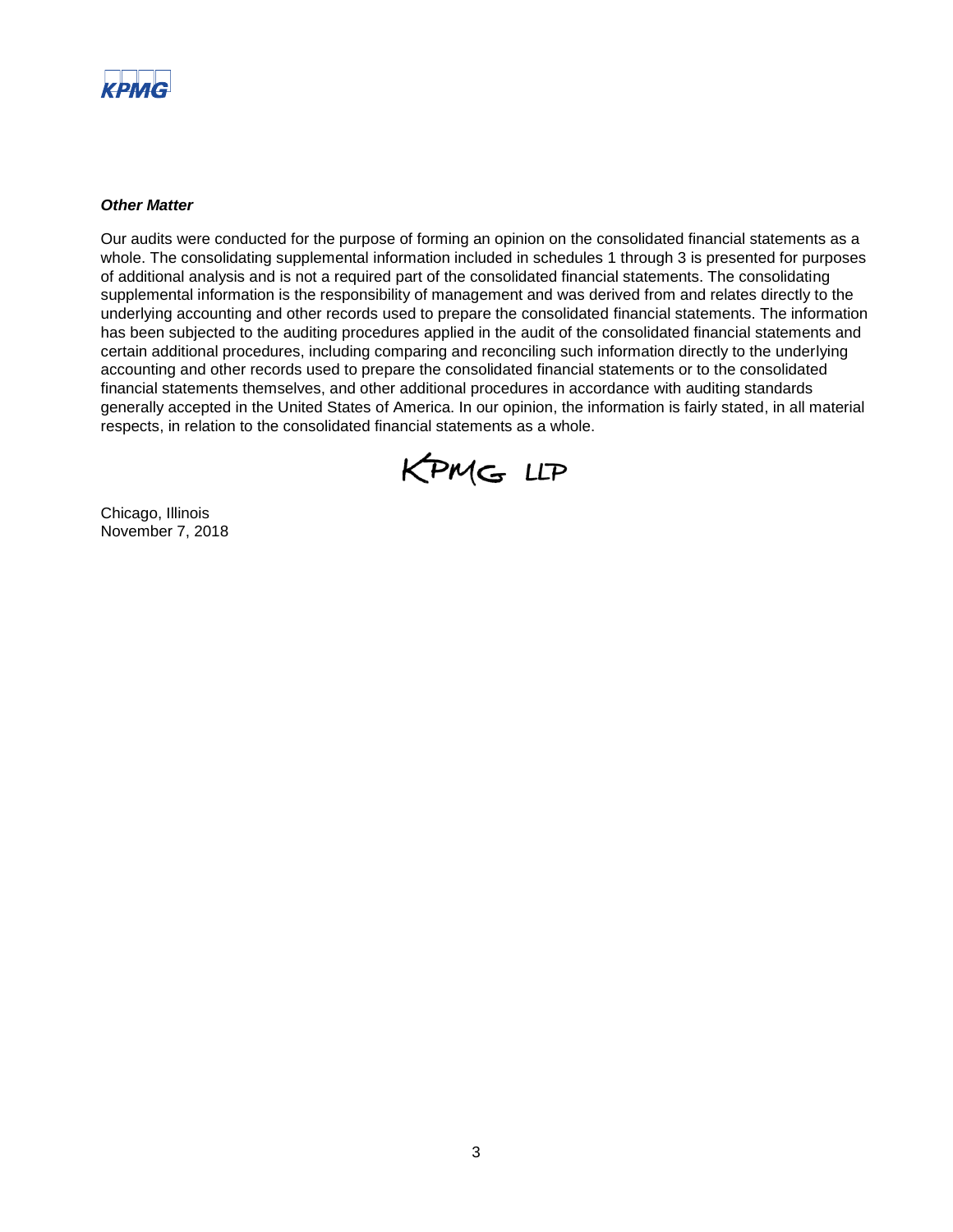### *Other Matter*

Our audits were conducted for the purpose of forming an opinion on the consolidated financial statements as a whole. The consolidating supplemental information included in schedules 1 through 3 is presented for purposes of additional analysis and is not a required part of the consolidated financial statements. The consolidating supplemental information is the responsibility of management and was derived from and relates directly to the underlying accounting and other records used to prepare the consolidated financial statements. The information has been subjected to the auditing procedures applied in the audit of the consolidated financial statements and certain additional procedures, including comparing and reconciling such information directly to the underlying accounting and other records used to prepare the consolidated financial statements or to the consolidated financial statements themselves, and other additional procedures in accordance with auditing standards generally accepted in the United States of America. In our opinion, the information is fairly stated, in all material respects, in relation to the consolidated financial statements as a whole.

KPMG LLP

Chicago, Illinois
November 7, 2018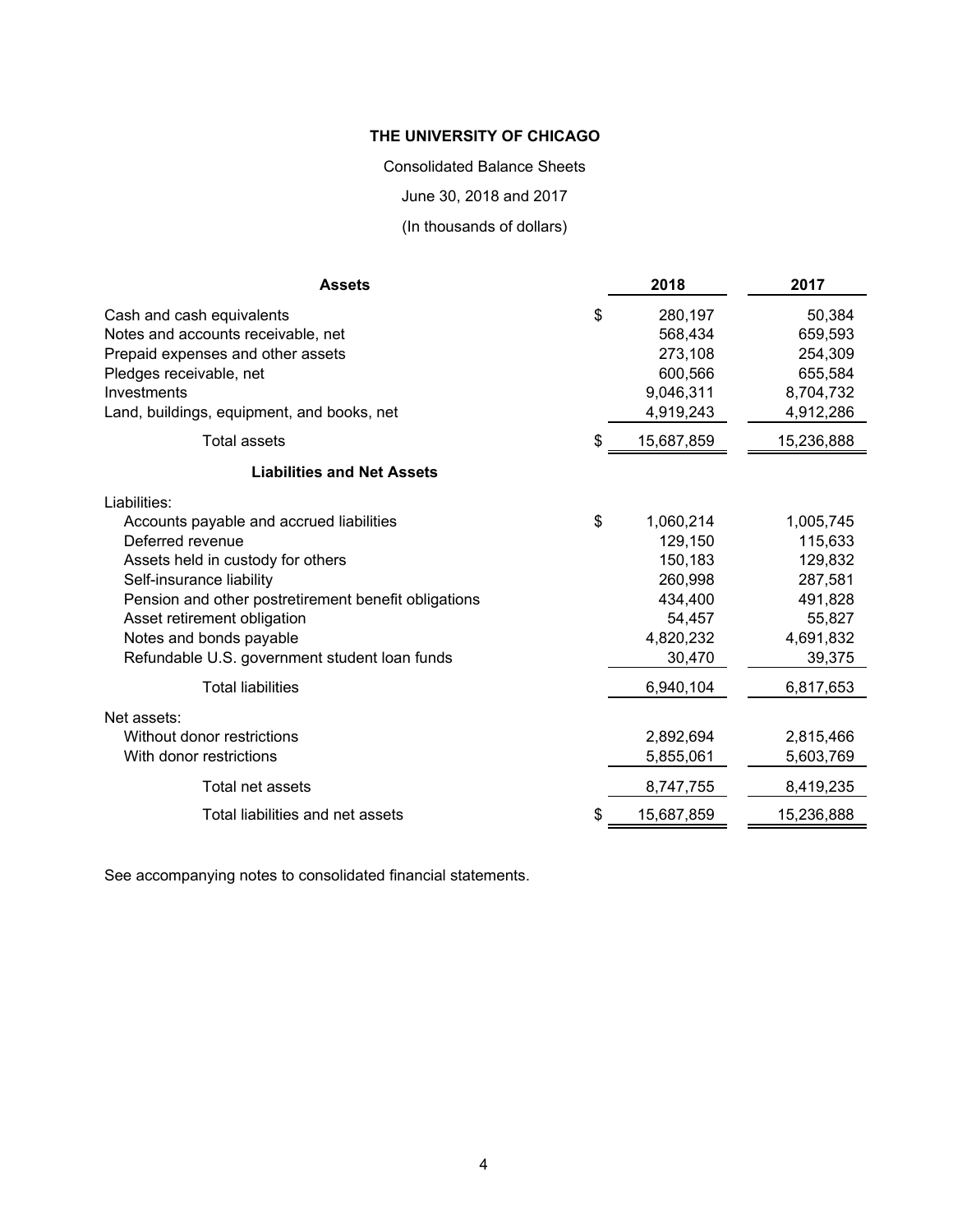**THE UNIVERSITY OF CHICAGO**

Consolidated Balance Sheets

June 30, 2018 and 2017

(In thousands of dollars)

| **Assets** | | **2018** | **2017** |
|---|---|---|---|
| Cash and cash equivalents | $ | 280,197 | 50,384 |
| Notes and accounts receivable, net | | 568,434 | 659,593 |
| Prepaid expenses and other assets | | 273,108 | 254,309 |
| Pledges receivable, net | | 600,566 | 655,584 |
| Investments | | 9,046,311 | 8,704,732 |
| Land, buildings, equipment, and books, net | | 4,919,243 | 4,912,286 |
| Total assets | $ | 15,687,859 | 15,236,888 |
| **Liabilities and Net Assets** | | | |
| Liabilities: | | | |
| Accounts payable and accrued liabilities | $ | 1,060,214 | 1,005,745 |
| Deferred revenue | | 129,150 | 115,633 |
| Assets held in custody for others | | 150,183 | 129,832 |
| Self-insurance liability | | 260,998 | 287,581 |
| Pension and other postretirement benefit obligations | | 434,400 | 491,828 |
| Asset retirement obligation | | 54,457 | 55,827 |
| Notes and bonds payable | | 4,820,232 | 4,691,832 |
| Refundable U.S. government student loan funds | | 30,470 | 39,375 |
| Total liabilities | | 6,940,104 | 6,817,653 |
| Net assets: | | | |
| Without donor restrictions | | 2,892,694 | 2,815,466 |
| With donor restrictions | | 5,855,061 | 5,603,769 |
| Total net assets | | 8,747,755 | 8,419,235 |
| Total liabilities and net assets | $ | 15,687,859 | 15,236,888 |

See accompanying notes to consolidated financial statements.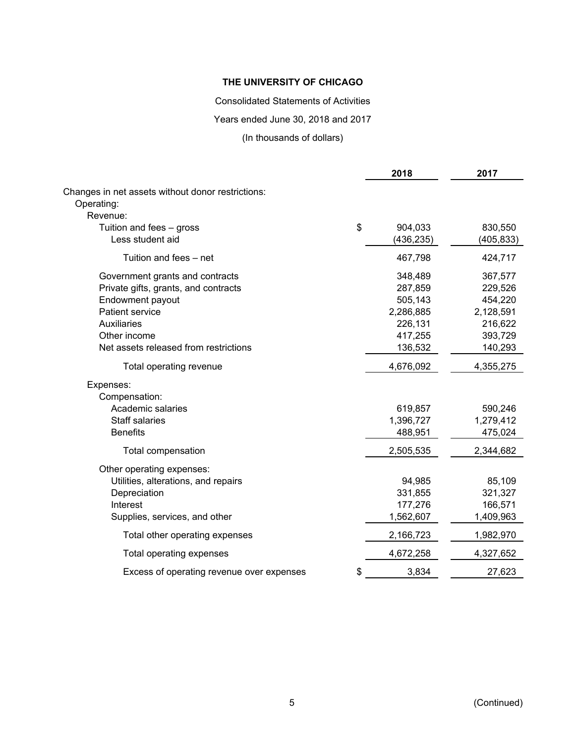**THE UNIVERSITY OF CHICAGO**

Consolidated Statements of Activities

Years ended June 30, 2018 and 2017

(In thousands of dollars)

| | 2018 | 2017 |
|---|---|---|
| Changes in net assets without donor restrictions: | | |
| Operating: | | |
| Revenue: | | |
| Tuition and fees – gross | $ 904,033 | 830,550 |
| Less student aid | (436,235) | (405,833) |
| Tuition and fees – net | 467,798 | 424,717 |
| Government grants and contracts | 348,489 | 367,577 |
| Private gifts, grants, and contracts | 287,859 | 229,526 |
| Endowment payout | 505,143 | 454,220 |
| Patient service | 2,286,885 | 2,128,591 |
| Auxiliaries | 226,131 | 216,622 |
| Other income | 417,255 | 393,729 |
| Net assets released from restrictions | 136,532 | 140,293 |
| Total operating revenue | 4,676,092 | 4,355,275 |
| Expenses: | | |
| Compensation: | | |
| Academic salaries | 619,857 | 590,246 |
| Staff salaries | 1,396,727 | 1,279,412 |
| Benefits | 488,951 | 475,024 |
| Total compensation | 2,505,535 | 2,344,682 |
| Other operating expenses: | | |
| Utilities, alterations, and repairs | 94,985 | 85,109 |
| Depreciation | 331,855 | 321,327 |
| Interest | 177,276 | 166,571 |
| Supplies, services, and other | 1,562,607 | 1,409,963 |
| Total other operating expenses | 2,166,723 | 1,982,970 |
| Total operating expenses | 4,672,258 | 4,327,652 |
| Excess of operating revenue over expenses | $ 3,834 | 27,623 |

(Continued)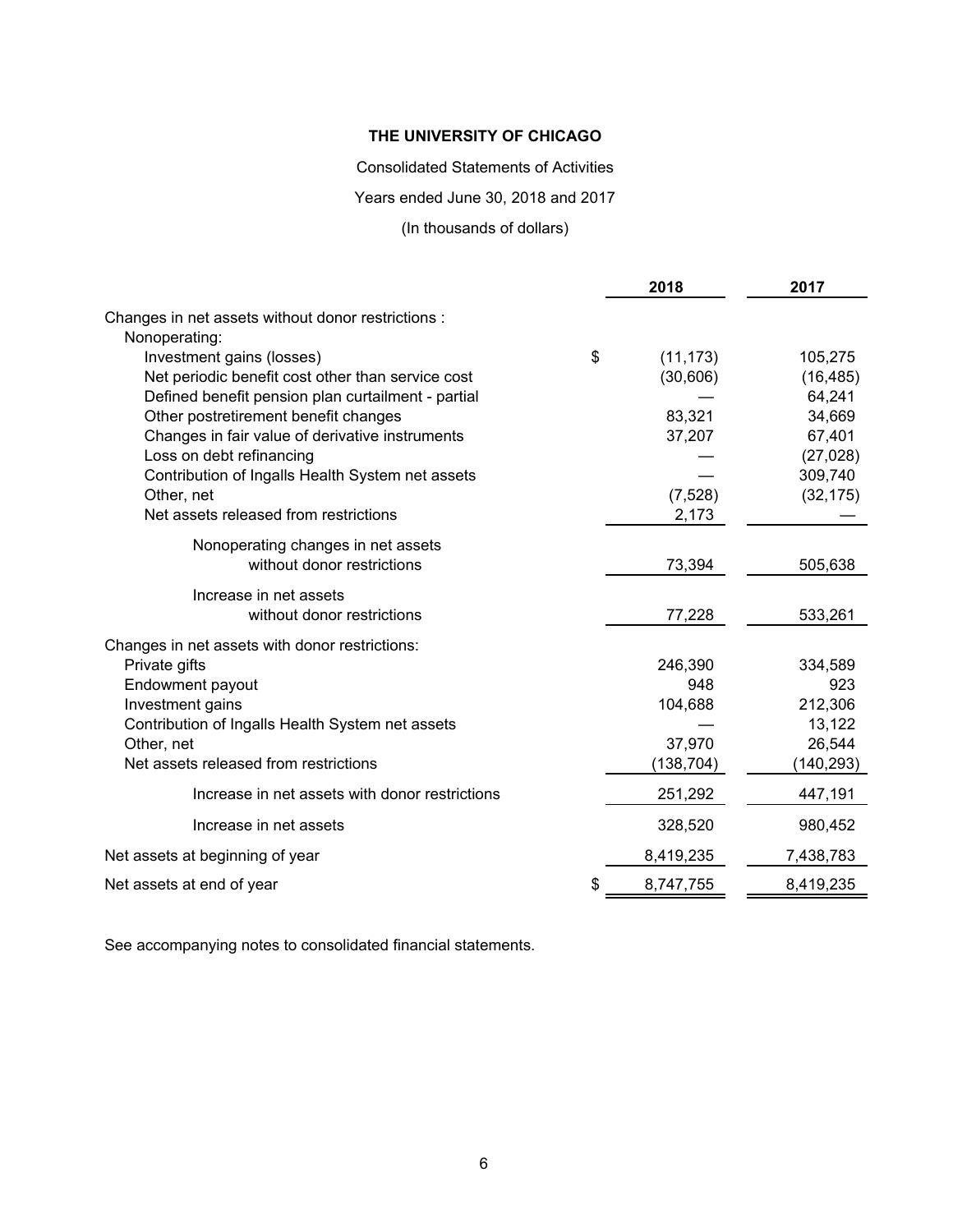**THE UNIVERSITY OF CHICAGO**

Consolidated Statements of Activities

Years ended June 30, 2018 and 2017

(In thousands of dollars)

| | 2018 | 2017 |
|---|---|---|
| Changes in net assets without donor restrictions : | | |
| Nonoperating: | | |
| Investment gains (losses) | $ (11,173) | 105,275 |
| Net periodic benefit cost other than service cost | (30,606) | (16,485) |
| Defined benefit pension plan curtailment - partial | — | 64,241 |
| Other postretirement benefit changes | 83,321 | 34,669 |
| Changes in fair value of derivative instruments | 37,207 | 67,401 |
| Loss on debt refinancing | — | (27,028) |
| Contribution of Ingalls Health System net assets | — | 309,740 |
| Other, net | (7,528) | (32,175) |
| Net assets released from restrictions | 2,173 | — |
| Nonoperating changes in net assets without donor restrictions | 73,394 | 505,638 |
| Increase in net assets without donor restrictions | 77,228 | 533,261 |
| Changes in net assets with donor restrictions: | | |
| Private gifts | 246,390 | 334,589 |
| Endowment payout | 948 | 923 |
| Investment gains | 104,688 | 212,306 |
| Contribution of Ingalls Health System net assets | — | 13,122 |
| Other, net | 37,970 | 26,544 |
| Net assets released from restrictions | (138,704) | (140,293) |
| Increase in net assets with donor restrictions | 251,292 | 447,191 |
| Increase in net assets | 328,520 | 980,452 |
| Net assets at beginning of year | 8,419,235 | 7,438,783 |
| Net assets at end of year | $ 8,747,755 | 8,419,235 |

See accompanying notes to consolidated financial statements.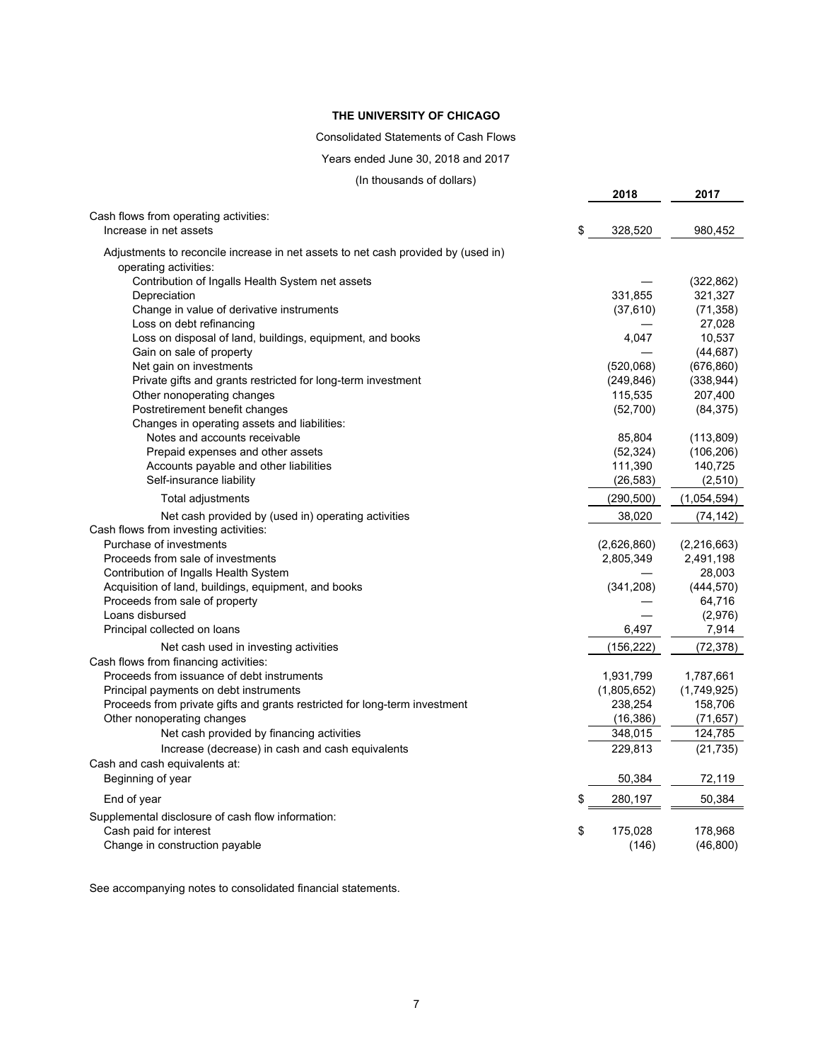**THE UNIVERSITY OF CHICAGO**

Consolidated Statements of Cash Flows

Years ended June 30, 2018 and 2017

(In thousands of dollars)

| | 2018 | 2017 |
|---|---|---|
| Cash flows from operating activities: | | |
| Increase in net assets | $ 328,520 | 980,452 |
| Adjustments to reconcile increase in net assets to net cash provided by (used in) operating activities: | | |
| Contribution of Ingalls Health System net assets | — | (322,862) |
| Depreciation | 331,855 | 321,327 |
| Change in value of derivative instruments | (37,610) | (71,358) |
| Loss on debt refinancing | — | 27,028 |
| Loss on disposal of land, buildings, equipment, and books | 4,047 | 10,537 |
| Gain on sale of property | — | (44,687) |
| Net gain on investments | (520,068) | (676,860) |
| Private gifts and grants restricted for long-term investment | (249,846) | (338,944) |
| Other nonoperating changes | 115,535 | 207,400 |
| Postretirement benefit changes | (52,700) | (84,375) |
| Changes in operating assets and liabilities: | | |
| Notes and accounts receivable | 85,804 | (113,809) |
| Prepaid expenses and other assets | (52,324) | (106,206) |
| Accounts payable and other liabilities | 111,390 | 140,725 |
| Self-insurance liability | (26,583) | (2,510) |
| Total adjustments | (290,500) | (1,054,594) |
| Net cash provided by (used in) operating activities | 38,020 | (74,142) |
| Cash flows from investing activities: | | |
| Purchase of investments | (2,626,860) | (2,216,663) |
| Proceeds from sale of investments | 2,805,349 | 2,491,198 |
| Contribution of Ingalls Health System | — | 28,003 |
| Acquisition of land, buildings, equipment, and books | (341,208) | (444,570) |
| Proceeds from sale of property | — | 64,716 |
| Loans disbursed | — | (2,976) |
| Principal collected on loans | 6,497 | 7,914 |
| Net cash used in investing activities | (156,222) | (72,378) |
| Cash flows from financing activities: | | |
| Proceeds from issuance of debt instruments | 1,931,799 | 1,787,661 |
| Principal payments on debt instruments | (1,805,652) | (1,749,925) |
| Proceeds from private gifts and grants restricted for long-term investment | 238,254 | 158,706 |
| Other nonoperating changes | (16,386) | (71,657) |
| Net cash provided by financing activities | 348,015 | 124,785 |
| Increase (decrease) in cash and cash equivalents | 229,813 | (21,735) |
| Cash and cash equivalents at: | | |
| Beginning of year | 50,384 | 72,119 |
| End of year | $ 280,197 | 50,384 |
| Supplemental disclosure of cash flow information: | | |
| Cash paid for interest | $ 175,028 | 178,968 |
| Change in construction payable | (146) | (46,800) |

See accompanying notes to consolidated financial statements.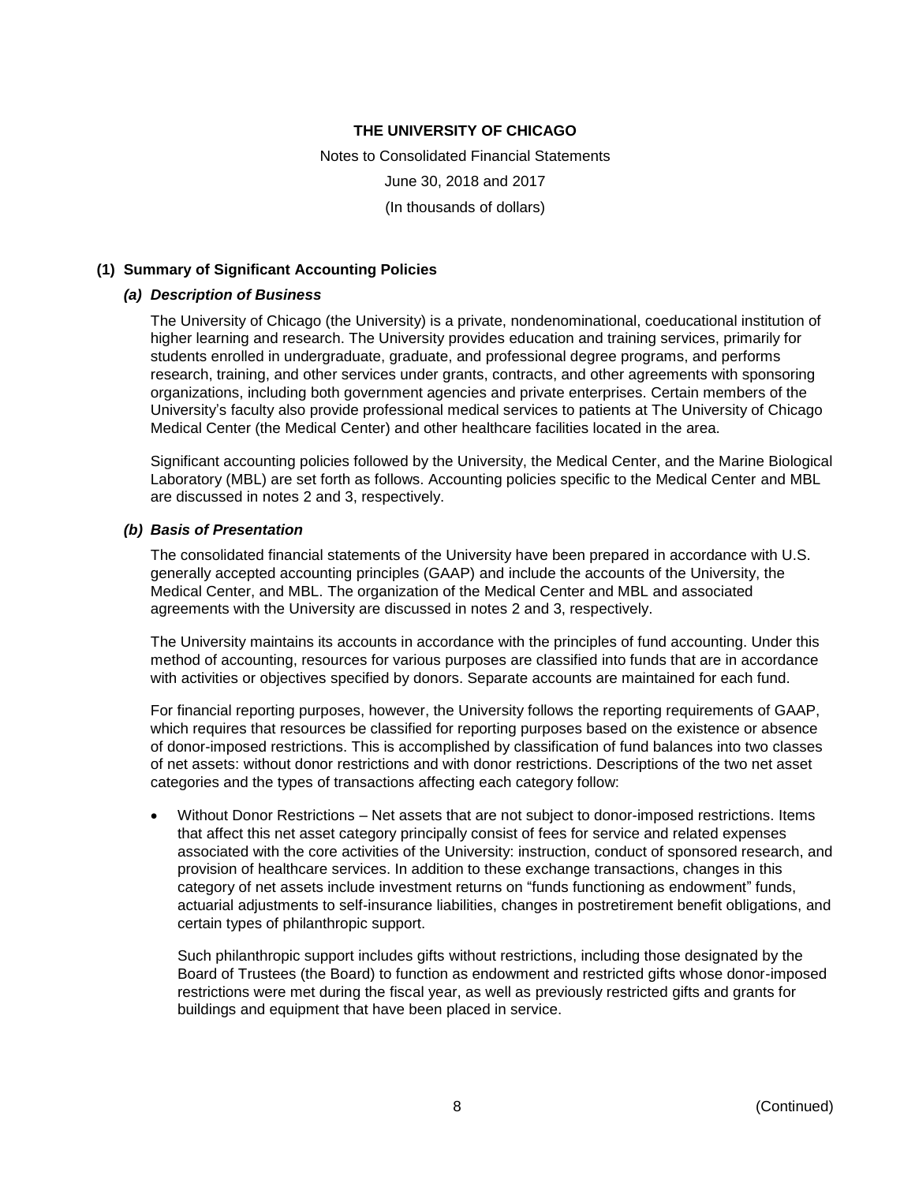# THE UNIVERSITY OF CHICAGO

Notes to Consolidated Financial Statements

June 30, 2018 and 2017

(In thousands of dollars)

## (1) Summary of Significant Accounting Policies

### *(a) Description of Business*

The University of Chicago (the University) is a private, nondenominational, coeducational institution of higher learning and research. The University provides education and training services, primarily for students enrolled in undergraduate, graduate, and professional degree programs, and performs research, training, and other services under grants, contracts, and other agreements with sponsoring organizations, including both government agencies and private enterprises. Certain members of the University's faculty also provide professional medical services to patients at The University of Chicago Medical Center (the Medical Center) and other healthcare facilities located in the area.

Significant accounting policies followed by the University, the Medical Center, and the Marine Biological Laboratory (MBL) are set forth as follows. Accounting policies specific to the Medical Center and MBL are discussed in notes 2 and 3, respectively.

### *(b) Basis of Presentation*

The consolidated financial statements of the University have been prepared in accordance with U.S. generally accepted accounting principles (GAAP) and include the accounts of the University, the Medical Center, and MBL. The organization of the Medical Center and MBL and associated agreements with the University are discussed in notes 2 and 3, respectively.

The University maintains its accounts in accordance with the principles of fund accounting. Under this method of accounting, resources for various purposes are classified into funds that are in accordance with activities or objectives specified by donors. Separate accounts are maintained for each fund.

For financial reporting purposes, however, the University follows the reporting requirements of GAAP, which requires that resources be classified for reporting purposes based on the existence or absence of donor-imposed restrictions. This is accomplished by classification of fund balances into two classes of net assets: without donor restrictions and with donor restrictions. Descriptions of the two net asset categories and the types of transactions affecting each category follow:

- Without Donor Restrictions – Net assets that are not subject to donor-imposed restrictions. Items that affect this net asset category principally consist of fees for service and related expenses associated with the core activities of the University: instruction, conduct of sponsored research, and provision of healthcare services. In addition to these exchange transactions, changes in this category of net assets include investment returns on "funds functioning as endowment" funds, actuarial adjustments to self-insurance liabilities, changes in postretirement benefit obligations, and certain types of philanthropic support.

  Such philanthropic support includes gifts without restrictions, including those designated by the Board of Trustees (the Board) to function as endowment and restricted gifts whose donor-imposed restrictions were met during the fiscal year, as well as previously restricted gifts and grants for buildings and equipment that have been placed in service.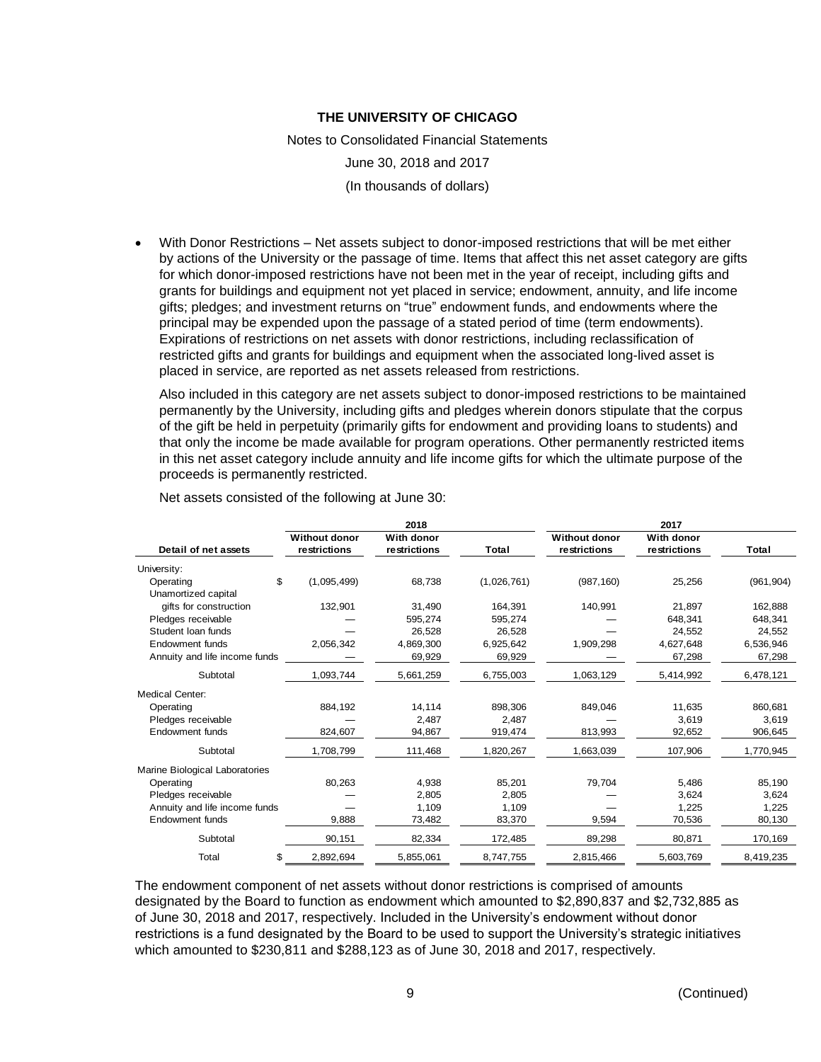- With Donor Restrictions – Net assets subject to donor-imposed restrictions that will be met either by actions of the University or the passage of time. Items that affect this net asset category are gifts for which donor-imposed restrictions have not been met in the year of receipt, including gifts and grants for buildings and equipment not yet placed in service; endowment, annuity, and life income gifts; pledges; and investment returns on "true" endowment funds, and endowments where the principal may be expended upon the passage of a stated period of time (term endowments). Expirations of restrictions on net assets with donor restrictions, including reclassification of restricted gifts and grants for buildings and equipment when the associated long-lived asset is placed in service, are reported as net assets released from restrictions.

  Also included in this category are net assets subject to donor-imposed restrictions to be maintained permanently by the University, including gifts and pledges wherein donors stipulate that the corpus of the gift be held in perpetuity (primarily gifts for endowment and providing loans to students) and that only the income be made available for program operations. Other permanently restricted items in this net asset category include annuity and life income gifts for which the ultimate purpose of the proceeds is permanently restricted.

Net assets consisted of the following at June 30:

| | 2018 | | | 2017 | | |
|---|---|---|---|---|---|---|
| **Detail of net assets** | **Without donor restrictions** | **With donor restrictions** | **Total** | **Without donor restrictions** | **With donor restrictions** | **Total** |
| University: | | | | | | |
| Operating | $ (1,095,499) | 68,738 | (1,026,761) | (987,160) | 25,256 | (961,904) |
| Unamortized capital gifts for construction | 132,901 | 31,490 | 164,391 | 140,991 | 21,897 | 162,888 |
| Pledges receivable | — | 595,274 | 595,274 | — | 648,341 | 648,341 |
| Student loan funds | — | 26,528 | 26,528 | — | 24,552 | 24,552 |
| Endowment funds | 2,056,342 | 4,869,300 | 6,925,642 | 1,909,298 | 4,627,648 | 6,536,946 |
| Annuity and life income funds | — | 69,929 | 69,929 | — | 67,298 | 67,298 |
| Subtotal | 1,093,744 | 5,661,259 | 6,755,003 | 1,063,129 | 5,414,992 | 6,478,121 |
| Medical Center: | | | | | | |
| Operating | 884,192 | 14,114 | 898,306 | 849,046 | 11,635 | 860,681 |
| Pledges receivable | — | 2,487 | 2,487 | — | 3,619 | 3,619 |
| Endowment funds | 824,607 | 94,867 | 919,474 | 813,993 | 92,652 | 906,645 |
| Subtotal | 1,708,799 | 111,468 | 1,820,267 | 1,663,039 | 107,906 | 1,770,945 |
| Marine Biological Laboratories | | | | | | |
| Operating | 80,263 | 4,938 | 85,201 | 79,704 | 5,486 | 85,190 |
| Pledges receivable | — | 2,805 | 2,805 | — | 3,624 | 3,624 |
| Annuity and life income funds | — | 1,109 | 1,109 | — | 1,225 | 1,225 |
| Endowment funds | 9,888 | 73,482 | 83,370 | 9,594 | 70,536 | 80,130 |
| Subtotal | 90,151 | 82,334 | 172,485 | 89,298 | 80,871 | 170,169 |
| Total | $ 2,892,694 | 5,855,061 | 8,747,755 | 2,815,466 | 5,603,769 | 8,419,235 |

The endowment component of net assets without donor restrictions is comprised of amounts designated by the Board to function as endowment which amounted to $2,890,837 and $2,732,885 as of June 30, 2018 and 2017, respectively. Included in the University's endowment without donor restrictions is a fund designated by the Board to be used to support the University's strategic initiatives which amounted to $230,811 and $288,123 as of June 30, 2018 and 2017, respectively.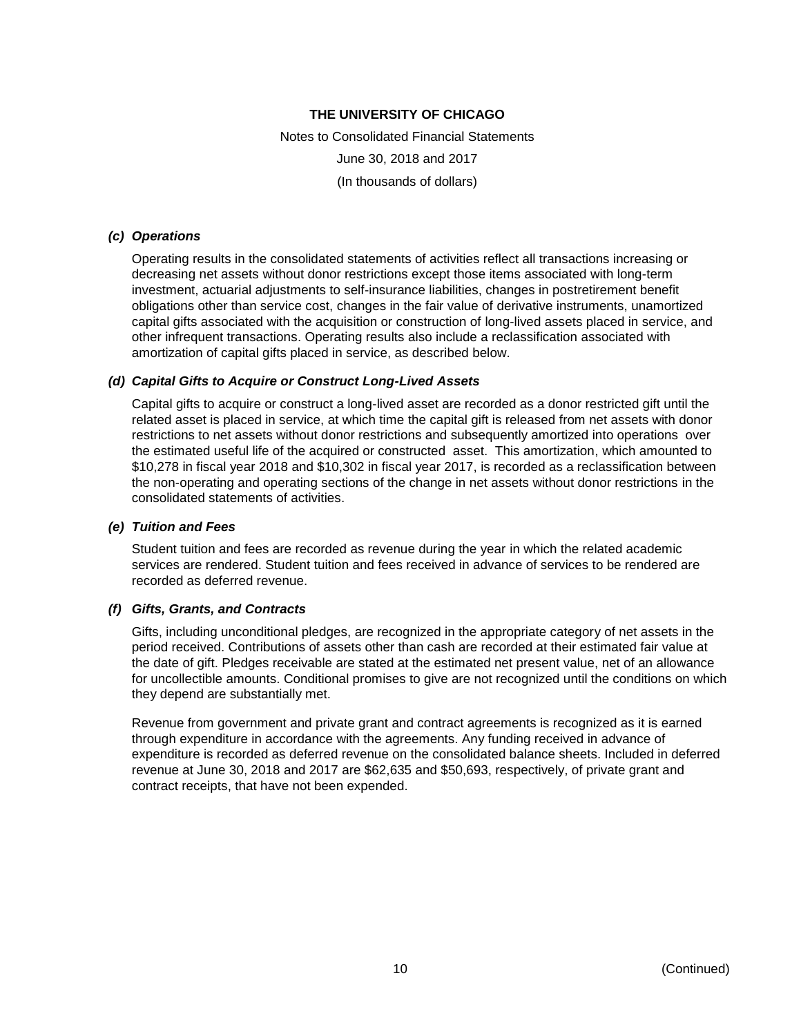#### *(c) Operations*

Operating results in the consolidated statements of activities reflect all transactions increasing or decreasing net assets without donor restrictions except those items associated with long-term investment, actuarial adjustments to self-insurance liabilities, changes in postretirement benefit obligations other than service cost, changes in the fair value of derivative instruments, unamortized capital gifts associated with the acquisition or construction of long-lived assets placed in service, and other infrequent transactions. Operating results also include a reclassification associated with amortization of capital gifts placed in service, as described below.

#### *(d) Capital Gifts to Acquire or Construct Long-Lived Assets*

Capital gifts to acquire or construct a long-lived asset are recorded as a donor restricted gift until the related asset is placed in service, at which time the capital gift is released from net assets with donor restrictions to net assets without donor restrictions and subsequently amortized into operations over the estimated useful life of the acquired or constructed asset. This amortization, which amounted to $10,278 in fiscal year 2018 and $10,302 in fiscal year 2017, is recorded as a reclassification between the non-operating and operating sections of the change in net assets without donor restrictions in the consolidated statements of activities.

#### *(e) Tuition and Fees*

Student tuition and fees are recorded as revenue during the year in which the related academic services are rendered. Student tuition and fees received in advance of services to be rendered are recorded as deferred revenue.

#### *(f) Gifts, Grants, and Contracts*

Gifts, including unconditional pledges, are recognized in the appropriate category of net assets in the period received. Contributions of assets other than cash are recorded at their estimated fair value at the date of gift. Pledges receivable are stated at the estimated net present value, net of an allowance for uncollectible amounts. Conditional promises to give are not recognized until the conditions on which they depend are substantially met.

Revenue from government and private grant and contract agreements is recognized as it is earned through expenditure in accordance with the agreements. Any funding received in advance of expenditure is recorded as deferred revenue on the consolidated balance sheets. Included in deferred revenue at June 30, 2018 and 2017 are $62,635 and $50,693, respectively, of private grant and contract receipts, that have not been expended.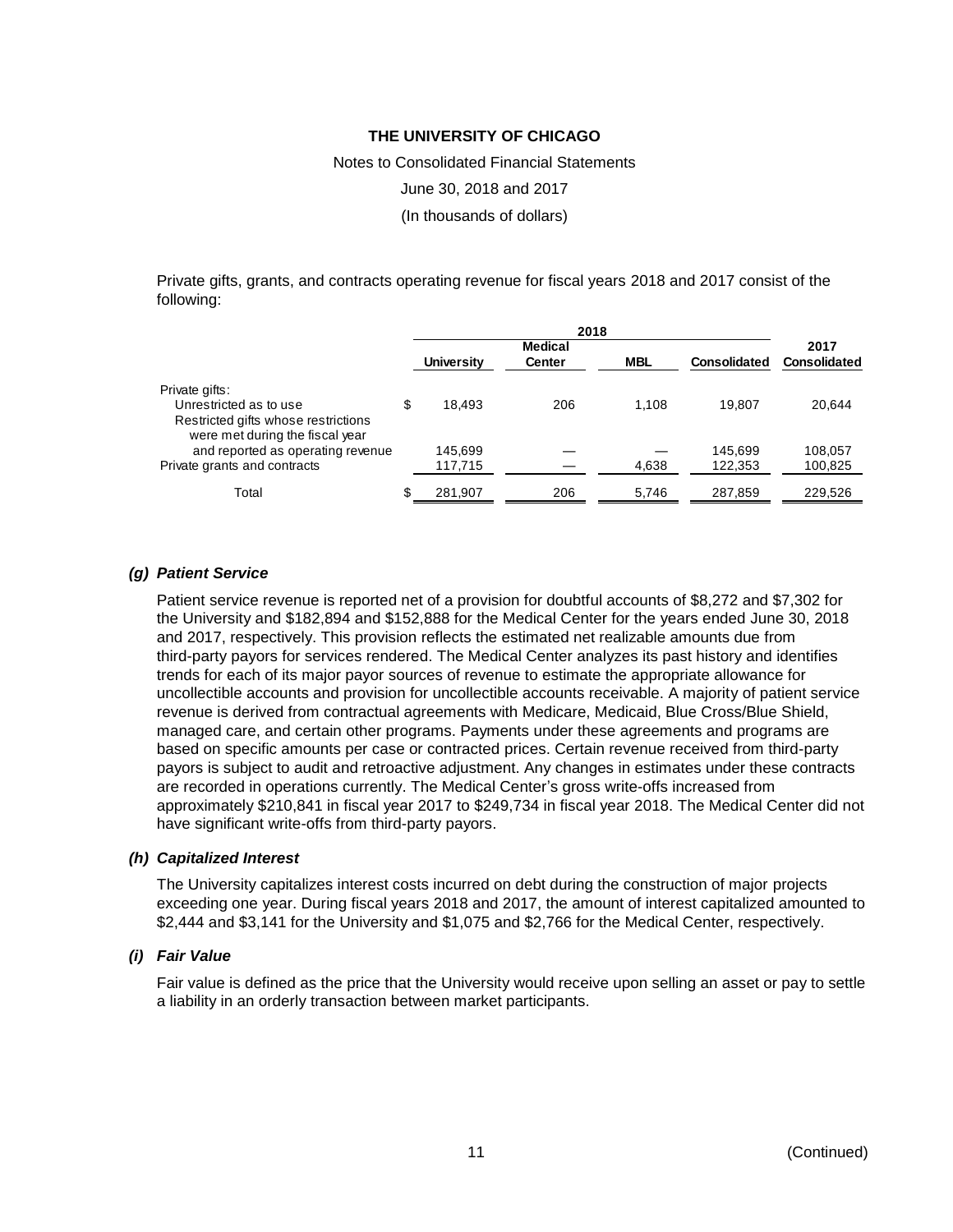Private gifts, grants, and contracts operating revenue for fiscal years 2018 and 2017 consist of the following:

| | 2018 | | | | 2017 |
|---|---|---|---|---|---|
| | University | Medical Center | MBL | Consolidated | Consolidated |
| Private gifts: | | | | | |
| Unrestricted as to use | $ 18,493 | 206 | 1,108 | 19,807 | 20,644 |
| Restricted gifts whose restrictions were met during the fiscal year and reported as operating revenue | 145,699 | — | — | 145,699 | 108,057 |
| Private grants and contracts | 117,715 | — | 4,638 | 122,353 | 100,825 |
| Total | $ 281,907 | 206 | 5,746 | 287,859 | 229,526 |

### *(g) Patient Service*

Patient service revenue is reported net of a provision for doubtful accounts of $8,272 and $7,302 for the University and $182,894 and $152,888 for the Medical Center for the years ended June 30, 2018 and 2017, respectively. This provision reflects the estimated net realizable amounts due from third-party payors for services rendered. The Medical Center analyzes its past history and identifies trends for each of its major payor sources of revenue to estimate the appropriate allowance for uncollectible accounts and provision for uncollectible accounts receivable. A majority of patient service revenue is derived from contractual agreements with Medicare, Medicaid, Blue Cross/Blue Shield, managed care, and certain other programs. Payments under these agreements and programs are based on specific amounts per case or contracted prices. Certain revenue received from third-party payors is subject to audit and retroactive adjustment. Any changes in estimates under these contracts are recorded in operations currently. The Medical Center's gross write-offs increased from approximately $210,841 in fiscal year 2017 to $249,734 in fiscal year 2018. The Medical Center did not have significant write-offs from third-party payors.

### *(h) Capitalized Interest*

The University capitalizes interest costs incurred on debt during the construction of major projects exceeding one year. During fiscal years 2018 and 2017, the amount of interest capitalized amounted to $2,444 and $3,141 for the University and $1,075 and $2,766 for the Medical Center, respectively.

### *(i) Fair Value*

Fair value is defined as the price that the University would receive upon selling an asset or pay to settle a liability in an orderly transaction between market participants.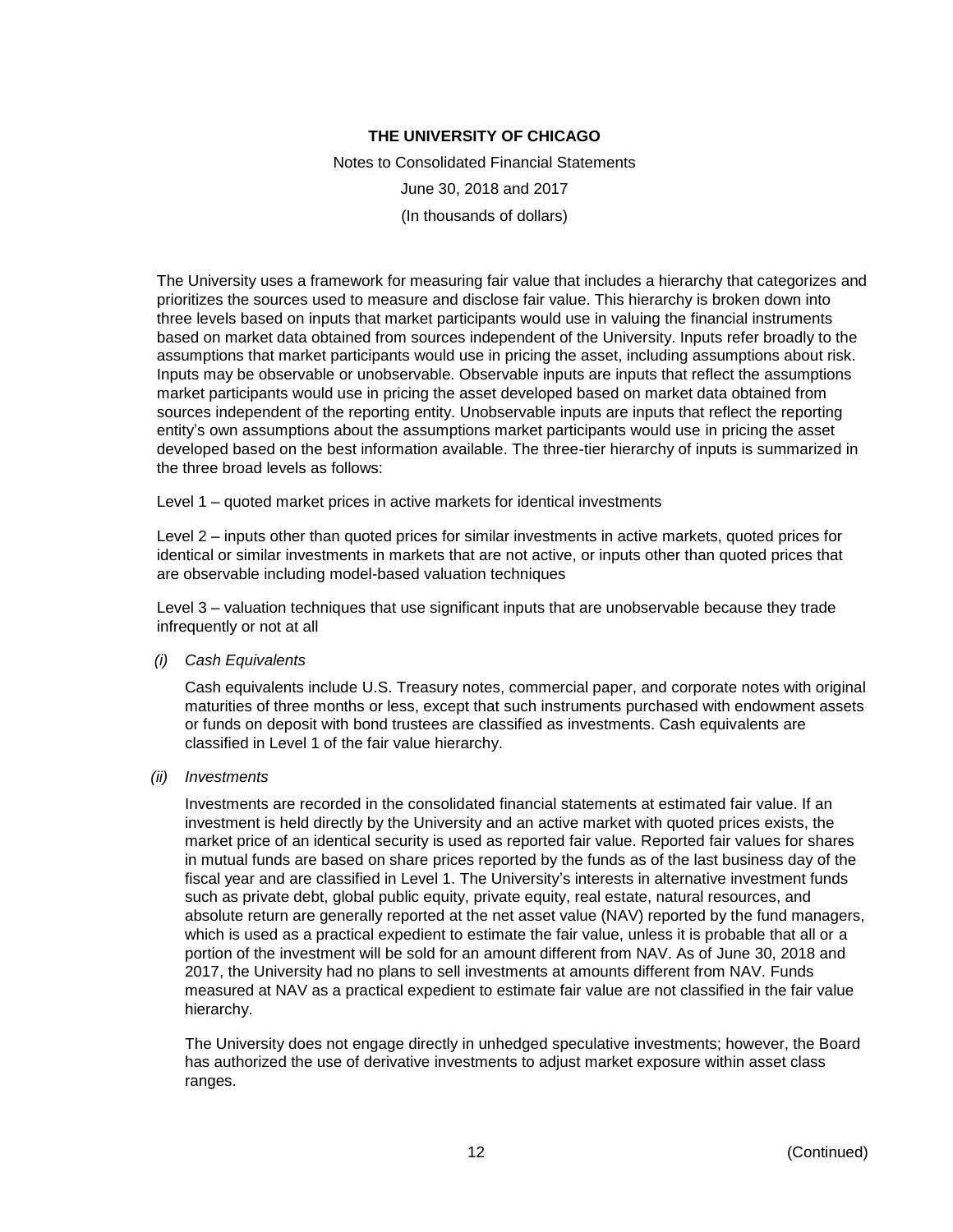The University uses a framework for measuring fair value that includes a hierarchy that categorizes and prioritizes the sources used to measure and disclose fair value. This hierarchy is broken down into three levels based on inputs that market participants would use in valuing the financial instruments based on market data obtained from sources independent of the University. Inputs refer broadly to the assumptions that market participants would use in pricing the asset, including assumptions about risk. Inputs may be observable or unobservable. Observable inputs are inputs that reflect the assumptions market participants would use in pricing the asset developed based on market data obtained from sources independent of the reporting entity. Unobservable inputs are inputs that reflect the reporting entity's own assumptions about the assumptions market participants would use in pricing the asset developed based on the best information available. The three-tier hierarchy of inputs is summarized in the three broad levels as follows:

Level 1 – quoted market prices in active markets for identical investments

Level 2 – inputs other than quoted prices for similar investments in active markets, quoted prices for identical or similar investments in markets that are not active, or inputs other than quoted prices that are observable including model-based valuation techniques

Level 3 – valuation techniques that use significant inputs that are unobservable because they trade infrequently or not at all

*(i) Cash Equivalents*

Cash equivalents include U.S. Treasury notes, commercial paper, and corporate notes with original maturities of three months or less, except that such instruments purchased with endowment assets or funds on deposit with bond trustees are classified as investments. Cash equivalents are classified in Level 1 of the fair value hierarchy.

*(ii) Investments*

Investments are recorded in the consolidated financial statements at estimated fair value. If an investment is held directly by the University and an active market with quoted prices exists, the market price of an identical security is used as reported fair value. Reported fair values for shares in mutual funds are based on share prices reported by the funds as of the last business day of the fiscal year and are classified in Level 1. The University's interests in alternative investment funds such as private debt, global public equity, private equity, real estate, natural resources, and absolute return are generally reported at the net asset value (NAV) reported by the fund managers, which is used as a practical expedient to estimate the fair value, unless it is probable that all or a portion of the investment will be sold for an amount different from NAV. As of June 30, 2018 and 2017, the University had no plans to sell investments at amounts different from NAV. Funds measured at NAV as a practical expedient to estimate fair value are not classified in the fair value hierarchy.

The University does not engage directly in unhedged speculative investments; however, the Board has authorized the use of derivative investments to adjust market exposure within asset class ranges.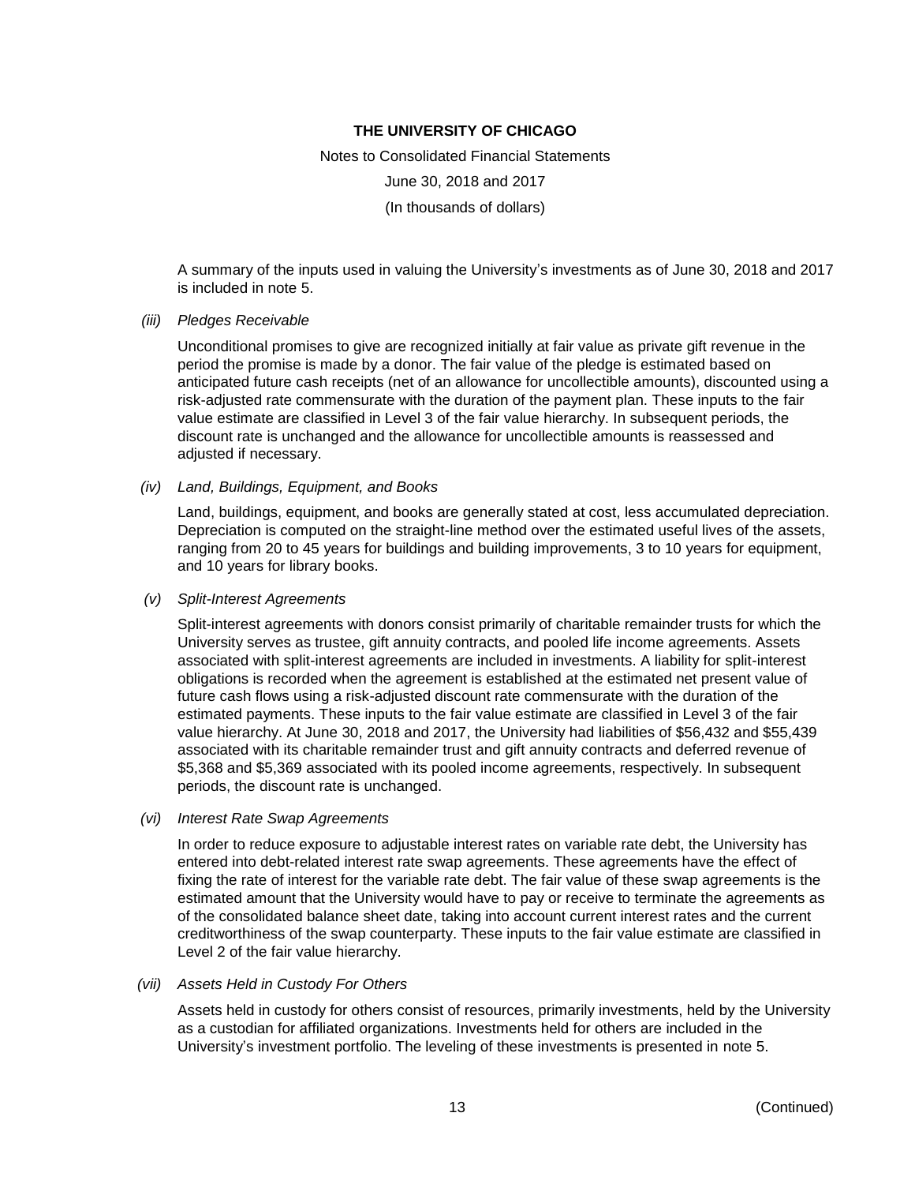A summary of the inputs used in valuing the University's investments as of June 30, 2018 and 2017 is included in note 5.

*(iii)* *Pledges Receivable*

Unconditional promises to give are recognized initially at fair value as private gift revenue in the period the promise is made by a donor. The fair value of the pledge is estimated based on anticipated future cash receipts (net of an allowance for uncollectible amounts), discounted using a risk-adjusted rate commensurate with the duration of the payment plan. These inputs to the fair value estimate are classified in Level 3 of the fair value hierarchy. In subsequent periods, the discount rate is unchanged and the allowance for uncollectible amounts is reassessed and adjusted if necessary.

*(iv)* *Land, Buildings, Equipment, and Books*

Land, buildings, equipment, and books are generally stated at cost, less accumulated depreciation. Depreciation is computed on the straight-line method over the estimated useful lives of the assets, ranging from 20 to 45 years for buildings and building improvements, 3 to 10 years for equipment, and 10 years for library books.

*(v)* *Split-Interest Agreements*

Split-interest agreements with donors consist primarily of charitable remainder trusts for which the University serves as trustee, gift annuity contracts, and pooled life income agreements. Assets associated with split-interest agreements are included in investments. A liability for split-interest obligations is recorded when the agreement is established at the estimated net present value of future cash flows using a risk-adjusted discount rate commensurate with the duration of the estimated payments. These inputs to the fair value estimate are classified in Level 3 of the fair value hierarchy. At June 30, 2018 and 2017, the University had liabilities of $56,432 and $55,439 associated with its charitable remainder trust and gift annuity contracts and deferred revenue of $5,368 and $5,369 associated with its pooled income agreements, respectively. In subsequent periods, the discount rate is unchanged.

*(vi)* *Interest Rate Swap Agreements*

In order to reduce exposure to adjustable interest rates on variable rate debt, the University has entered into debt-related interest rate swap agreements. These agreements have the effect of fixing the rate of interest for the variable rate debt. The fair value of these swap agreements is the estimated amount that the University would have to pay or receive to terminate the agreements as of the consolidated balance sheet date, taking into account current interest rates and the current creditworthiness of the swap counterparty. These inputs to the fair value estimate are classified in Level 2 of the fair value hierarchy.

*(vii)* *Assets Held in Custody For Others*

Assets held in custody for others consist of resources, primarily investments, held by the University as a custodian for affiliated organizations. Investments held for others are included in the University's investment portfolio. The leveling of these investments is presented in note 5.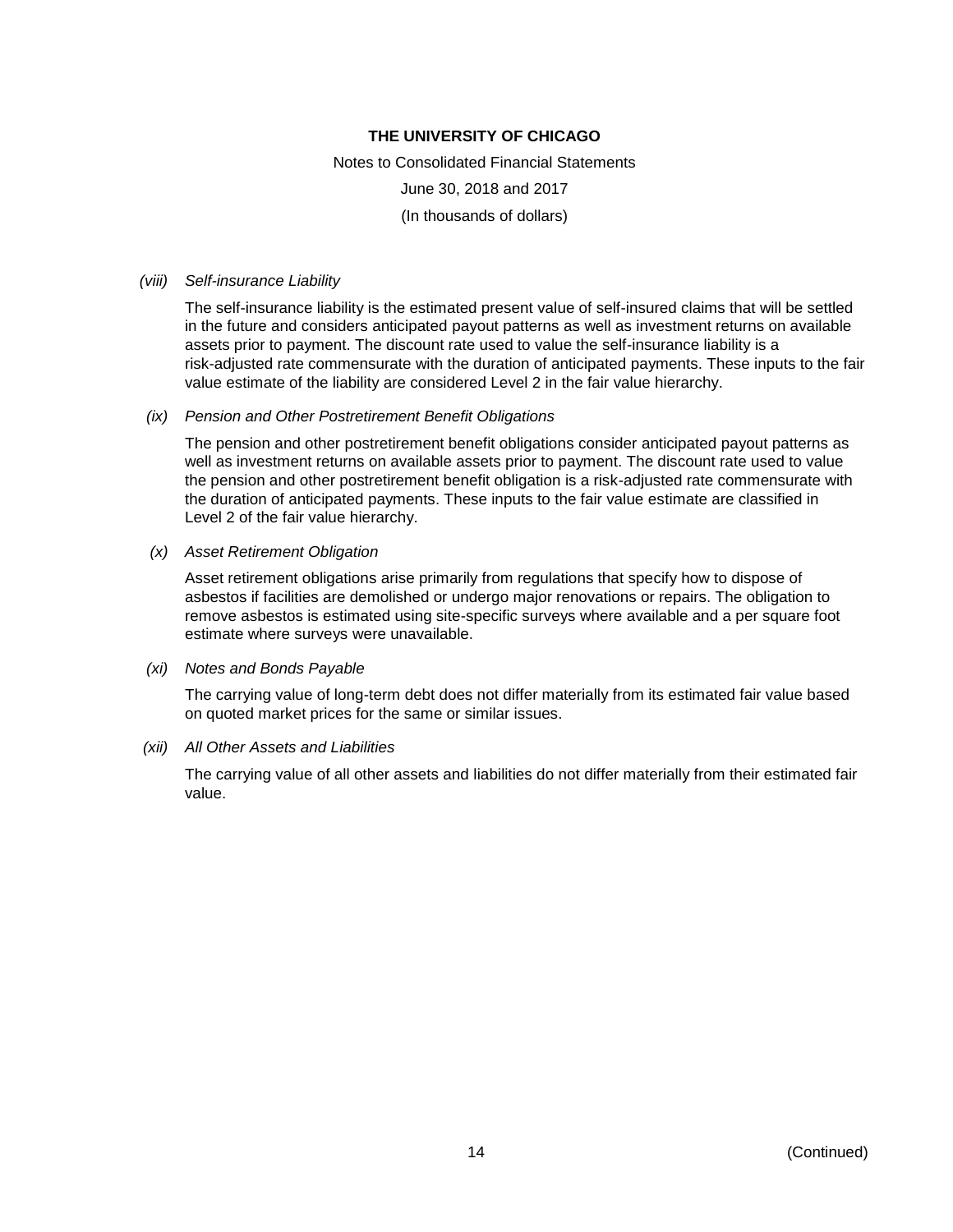*(viii) Self-insurance Liability*

The self-insurance liability is the estimated present value of self-insured claims that will be settled in the future and considers anticipated payout patterns as well as investment returns on available assets prior to payment. The discount rate used to value the self-insurance liability is a risk-adjusted rate commensurate with the duration of anticipated payments. These inputs to the fair value estimate of the liability are considered Level 2 in the fair value hierarchy.

*(ix) Pension and Other Postretirement Benefit Obligations*

The pension and other postretirement benefit obligations consider anticipated payout patterns as well as investment returns on available assets prior to payment. The discount rate used to value the pension and other postretirement benefit obligation is a risk-adjusted rate commensurate with the duration of anticipated payments. These inputs to the fair value estimate are classified in Level 2 of the fair value hierarchy.

*(x) Asset Retirement Obligation*

Asset retirement obligations arise primarily from regulations that specify how to dispose of asbestos if facilities are demolished or undergo major renovations or repairs. The obligation to remove asbestos is estimated using site-specific surveys where available and a per square foot estimate where surveys were unavailable.

*(xi) Notes and Bonds Payable*

The carrying value of long-term debt does not differ materially from its estimated fair value based on quoted market prices for the same or similar issues.

*(xii) All Other Assets and Liabilities*

The carrying value of all other assets and liabilities do not differ materially from their estimated fair value.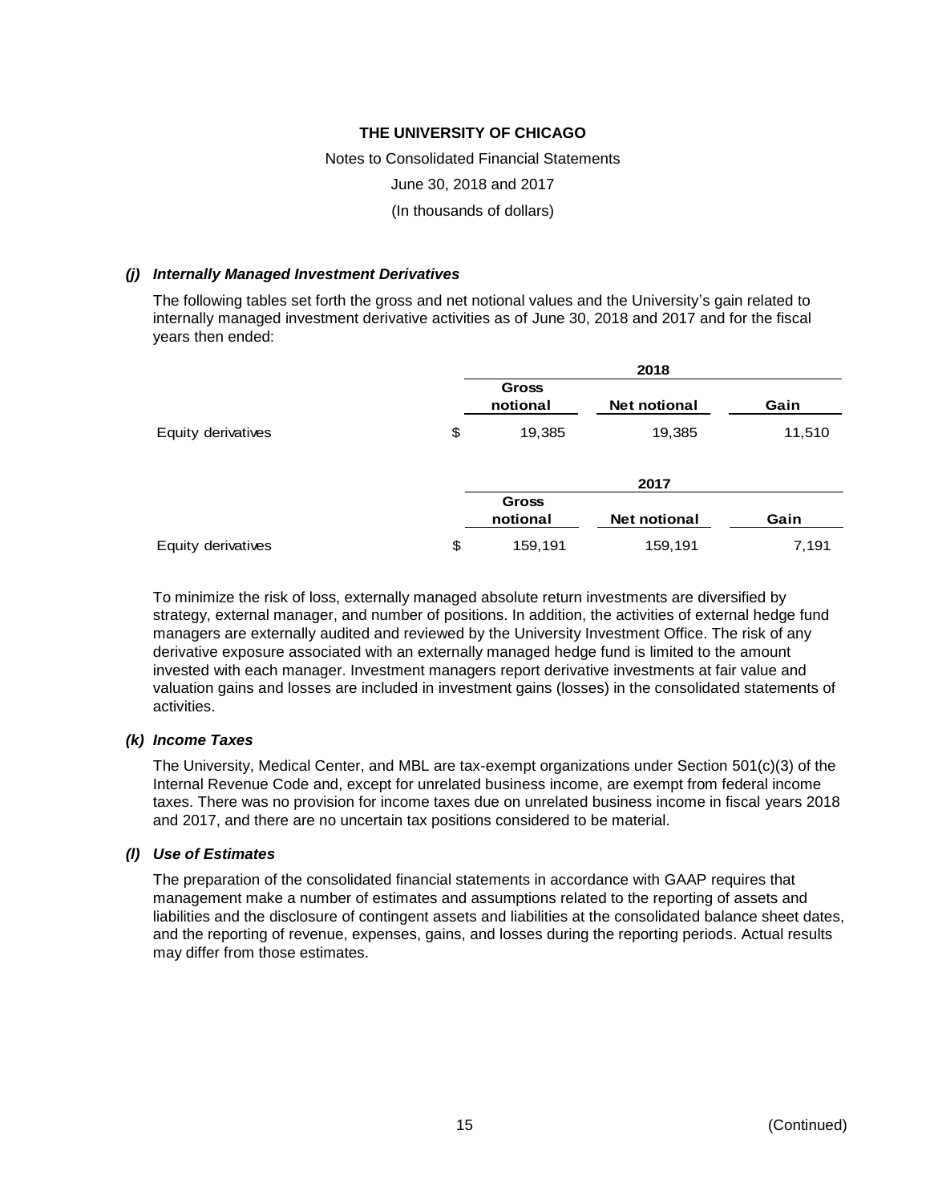### *(j) Internally Managed Investment Derivatives*

The following tables set forth the gross and net notional values and the University's gain related to internally managed investment derivative activities as of June 30, 2018 and 2017 and for the fiscal years then ended:

| | 2018 | | |
|---|---|---|---|
| | Gross notional | Net notional | Gain |
| Equity derivatives | $ 19,385 | 19,385 | 11,510 |

| | 2017 | | |
|---|---|---|---|
| | Gross notional | Net notional | Gain |
| Equity derivatives | $ 159,191 | 159,191 | 7,191 |

To minimize the risk of loss, externally managed absolute return investments are diversified by strategy, external manager, and number of positions. In addition, the activities of external hedge fund managers are externally audited and reviewed by the University Investment Office. The risk of any derivative exposure associated with an externally managed hedge fund is limited to the amount invested with each manager. Investment managers report derivative investments at fair value and valuation gains and losses are included in investment gains (losses) in the consolidated statements of activities.

### *(k) Income Taxes*

The University, Medical Center, and MBL are tax-exempt organizations under Section 501(c)(3) of the Internal Revenue Code and, except for unrelated business income, are exempt from federal income taxes. There was no provision for income taxes due on unrelated business income in fiscal years 2018 and 2017, and there are no uncertain tax positions considered to be material.

### *(l) Use of Estimates*

The preparation of the consolidated financial statements in accordance with GAAP requires that management make a number of estimates and assumptions related to the reporting of assets and liabilities and the disclosure of contingent assets and liabilities at the consolidated balance sheet dates, and the reporting of revenue, expenses, gains, and losses during the reporting periods. Actual results may differ from those estimates.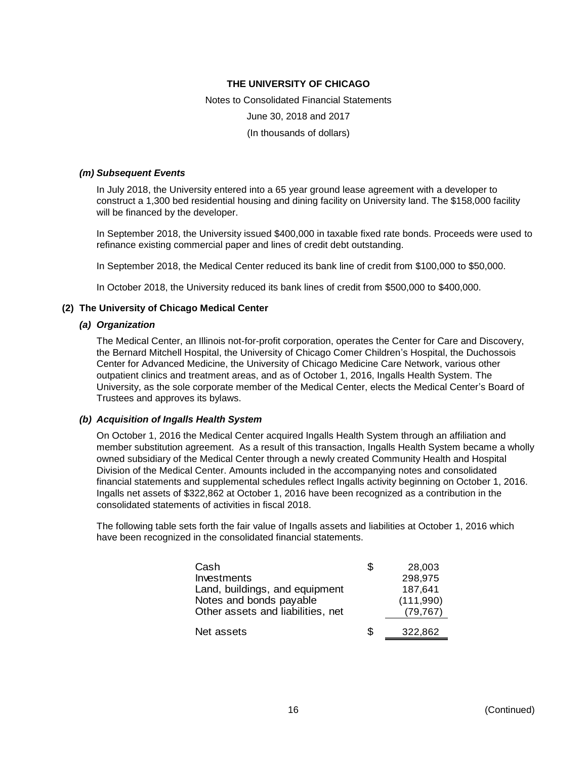THE UNIVERSITY OF CHICAGO

Notes to Consolidated Financial Statements

June 30, 2018 and 2017

(In thousands of dollars)

### *(m) Subsequent Events*

In July 2018, the University entered into a 65 year ground lease agreement with a developer to construct a 1,300 bed residential housing and dining facility on University land. The $158,000 facility will be financed by the developer.

In September 2018, the University issued $400,000 in taxable fixed rate bonds. Proceeds were used to refinance existing commercial paper and lines of credit debt outstanding.

In September 2018, the Medical Center reduced its bank line of credit from $100,000 to $50,000.

In October 2018, the University reduced its bank lines of credit from $500,000 to $400,000.

## (2) The University of Chicago Medical Center

### *(a) Organization*

The Medical Center, an Illinois not-for-profit corporation, operates the Center for Care and Discovery, the Bernard Mitchell Hospital, the University of Chicago Comer Children's Hospital, the Duchossois Center for Advanced Medicine, the University of Chicago Medicine Care Network, various other outpatient clinics and treatment areas, and as of October 1, 2016, Ingalls Health System. The University, as the sole corporate member of the Medical Center, elects the Medical Center's Board of Trustees and approves its bylaws.

### *(b) Acquisition of Ingalls Health System*

On October 1, 2016 the Medical Center acquired Ingalls Health System through an affiliation and member substitution agreement. As a result of this transaction, Ingalls Health System became a wholly owned subsidiary of the Medical Center through a newly created Community Health and Hospital Division of the Medical Center. Amounts included in the accompanying notes and consolidated financial statements and supplemental schedules reflect Ingalls activity beginning on October 1, 2016. Ingalls net assets of $322,862 at October 1, 2016 have been recognized as a contribution in the consolidated statements of activities in fiscal 2018.

The following table sets forth the fair value of Ingalls assets and liabilities at October 1, 2016 which have been recognized in the consolidated financial statements.

| | | |
|---|---|---|
| Cash | $ | 28,003 |
| Investments | | 298,975 |
| Land, buildings, and equipment | | 187,641 |
| Notes and bonds payable | | (111,990) |
| Other assets and liabilities, net | | (79,767) |
| Net assets | $ | 322,862 |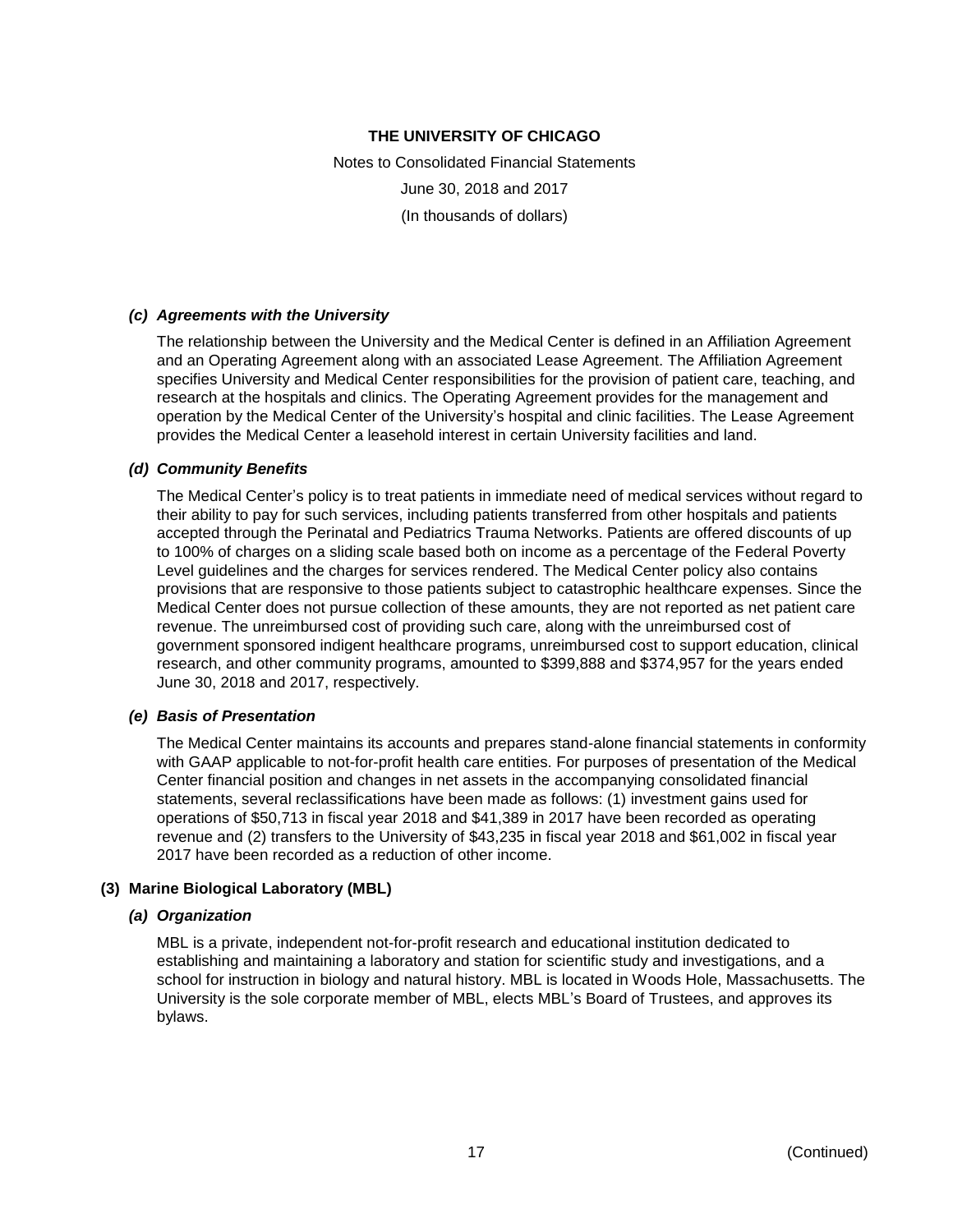#### *(c) Agreements with the University*

The relationship between the University and the Medical Center is defined in an Affiliation Agreement and an Operating Agreement along with an associated Lease Agreement. The Affiliation Agreement specifies University and Medical Center responsibilities for the provision of patient care, teaching, and research at the hospitals and clinics. The Operating Agreement provides for the management and operation by the Medical Center of the University's hospital and clinic facilities. The Lease Agreement provides the Medical Center a leasehold interest in certain University facilities and land.

#### *(d) Community Benefits*

The Medical Center's policy is to treat patients in immediate need of medical services without regard to their ability to pay for such services, including patients transferred from other hospitals and patients accepted through the Perinatal and Pediatrics Trauma Networks. Patients are offered discounts of up to 100% of charges on a sliding scale based both on income as a percentage of the Federal Poverty Level guidelines and the charges for services rendered. The Medical Center policy also contains provisions that are responsive to those patients subject to catastrophic healthcare expenses. Since the Medical Center does not pursue collection of these amounts, they are not reported as net patient care revenue. The unreimbursed cost of providing such care, along with the unreimbursed cost of government sponsored indigent healthcare programs, unreimbursed cost to support education, clinical research, and other community programs, amounted to $399,888 and $374,957 for the years ended June 30, 2018 and 2017, respectively.

#### *(e) Basis of Presentation*

The Medical Center maintains its accounts and prepares stand-alone financial statements in conformity with GAAP applicable to not-for-profit health care entities. For purposes of presentation of the Medical Center financial position and changes in net assets in the accompanying consolidated financial statements, several reclassifications have been made as follows: (1) investment gains used for operations of $50,713 in fiscal year 2018 and $41,389 in 2017 have been recorded as operating revenue and (2) transfers to the University of $43,235 in fiscal year 2018 and $61,002 in fiscal year 2017 have been recorded as a reduction of other income.

### (3) Marine Biological Laboratory (MBL)

#### *(a) Organization*

MBL is a private, independent not-for-profit research and educational institution dedicated to establishing and maintaining a laboratory and station for scientific study and investigations, and a school for instruction in biology and natural history. MBL is located in Woods Hole, Massachusetts. The University is the sole corporate member of MBL, elects MBL's Board of Trustees, and approves its bylaws.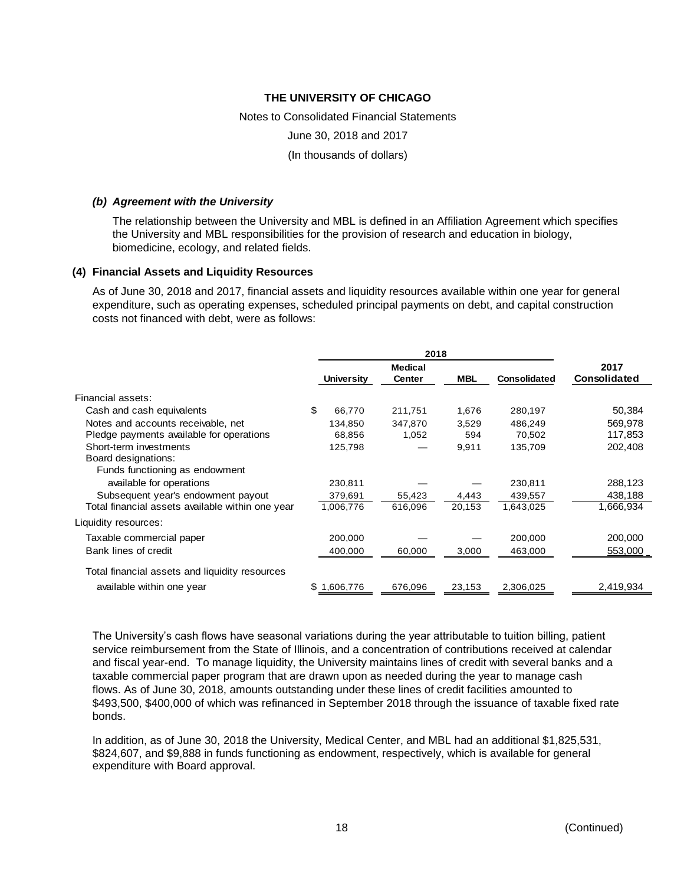### *(b) Agreement with the University*

The relationship between the University and MBL is defined in an Affiliation Agreement which specifies the University and MBL responsibilities for the provision of research and education in biology, biomedicine, ecology, and related fields.

### (4) Financial Assets and Liquidity Resources

As of June 30, 2018 and 2017, financial assets and liquidity resources available within one year for general expenditure, such as operating expenses, scheduled principal payments on debt, and capital construction costs not financed with debt, were as follows:

| | 2018 | | | | 2017 |
|---|---|---|---|---|---|
| | University | Medical Center | MBL | Consolidated | Consolidated |
| Financial assets: | | | | | |
| Cash and cash equivalents | $ 66,770 | 211,751 | 1,676 | 280,197 | 50,384 |
| Notes and accounts receivable, net | 134,850 | 347,870 | 3,529 | 486,249 | 569,978 |
| Pledge payments available for operations | 68,856 | 1,052 | 594 | 70,502 | 117,853 |
| Short-term investments | 125,798 | — | 9,911 | 135,709 | 202,408 |
| Board designations: | | | | | |
| Funds functioning as endowment available for operations | 230,811 | — | — | 230,811 | 288,123 |
| Subsequent year's endowment payout | 379,691 | 55,423 | 4,443 | 439,557 | 438,188 |
| Total financial assets available within one year | 1,006,776 | 616,096 | 20,153 | 1,643,025 | 1,666,934 |
| Liquidity resources: | | | | | |
| Taxable commercial paper | 200,000 | — | — | 200,000 | 200,000 |
| Bank lines of credit | 400,000 | 60,000 | 3,000 | 463,000 | 553,000 |
| Total financial assets and liquidity resources available within one year | $ 1,606,776 | 676,096 | 23,153 | 2,306,025 | 2,419,934 |

The University's cash flows have seasonal variations during the year attributable to tuition billing, patient service reimbursement from the State of Illinois, and a concentration of contributions received at calendar and fiscal year-end. To manage liquidity, the University maintains lines of credit with several banks and a taxable commercial paper program that are drawn upon as needed during the year to manage cash flows. As of June 30, 2018, amounts outstanding under these lines of credit facilities amounted to \$493,500, \$400,000 of which was refinanced in September 2018 through the issuance of taxable fixed rate bonds.

In addition, as of June 30, 2018 the University, Medical Center, and MBL had an additional \$1,825,531, \$824,607, and \$9,888 in funds functioning as endowment, respectively, which is available for general expenditure with Board approval.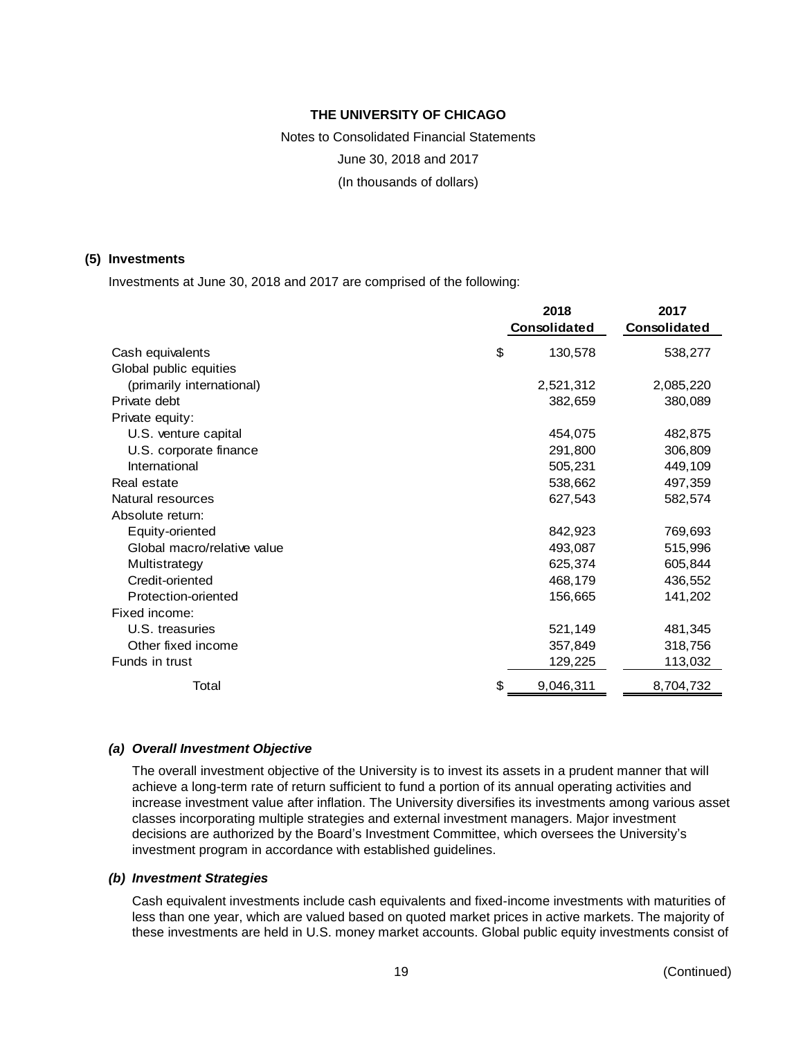# THE UNIVERSITY OF CHICAGO

Notes to Consolidated Financial Statements

June 30, 2018 and 2017

(In thousands of dollars)

## (5) Investments

Investments at June 30, 2018 and 2017 are comprised of the following:

| | 2018 Consolidated | 2017 Consolidated |
|---|---|---|
| Cash equivalents | $ 130,578 | 538,277 |
| Global public equities (primarily international) | 2,521,312 | 2,085,220 |
| Private debt | 382,659 | 380,089 |
| Private equity: | | |
| U.S. venture capital | 454,075 | 482,875 |
| U.S. corporate finance | 291,800 | 306,809 |
| International | 505,231 | 449,109 |
| Real estate | 538,662 | 497,359 |
| Natural resources | 627,543 | 582,574 |
| Absolute return: | | |
| Equity-oriented | 842,923 | 769,693 |
| Global macro/relative value | 493,087 | 515,996 |
| Multistrategy | 625,374 | 605,844 |
| Credit-oriented | 468,179 | 436,552 |
| Protection-oriented | 156,665 | 141,202 |
| Fixed income: | | |
| U.S. treasuries | 521,149 | 481,345 |
| Other fixed income | 357,849 | 318,756 |
| Funds in trust | 129,225 | 113,032 |
| Total | $ 9,046,311 | 8,704,732 |

### *(a) Overall Investment Objective*

The overall investment objective of the University is to invest its assets in a prudent manner that will achieve a long-term rate of return sufficient to fund a portion of its annual operating activities and increase investment value after inflation. The University diversifies its investments among various asset classes incorporating multiple strategies and external investment managers. Major investment decisions are authorized by the Board's Investment Committee, which oversees the University's investment program in accordance with established guidelines.

### *(b) Investment Strategies*

Cash equivalent investments include cash equivalents and fixed-income investments with maturities of less than one year, which are valued based on quoted market prices in active markets. The majority of these investments are held in U.S. money market accounts. Global public equity investments consist of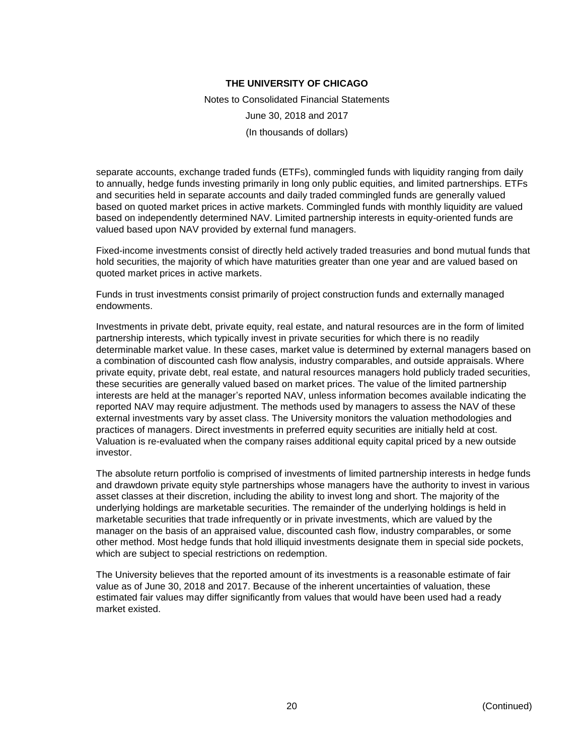separate accounts, exchange traded funds (ETFs), commingled funds with liquidity ranging from daily to annually, hedge funds investing primarily in long only public equities, and limited partnerships. ETFs and securities held in separate accounts and daily traded commingled funds are generally valued based on quoted market prices in active markets. Commingled funds with monthly liquidity are valued based on independently determined NAV. Limited partnership interests in equity-oriented funds are valued based upon NAV provided by external fund managers.

Fixed-income investments consist of directly held actively traded treasuries and bond mutual funds that hold securities, the majority of which have maturities greater than one year and are valued based on quoted market prices in active markets.

Funds in trust investments consist primarily of project construction funds and externally managed endowments.

Investments in private debt, private equity, real estate, and natural resources are in the form of limited partnership interests, which typically invest in private securities for which there is no readily determinable market value. In these cases, market value is determined by external managers based on a combination of discounted cash flow analysis, industry comparables, and outside appraisals. Where private equity, private debt, real estate, and natural resources managers hold publicly traded securities, these securities are generally valued based on market prices. The value of the limited partnership interests are held at the manager's reported NAV, unless information becomes available indicating the reported NAV may require adjustment. The methods used by managers to assess the NAV of these external investments vary by asset class. The University monitors the valuation methodologies and practices of managers. Direct investments in preferred equity securities are initially held at cost. Valuation is re-evaluated when the company raises additional equity capital priced by a new outside investor.

The absolute return portfolio is comprised of investments of limited partnership interests in hedge funds and drawdown private equity style partnerships whose managers have the authority to invest in various asset classes at their discretion, including the ability to invest long and short. The majority of the underlying holdings are marketable securities. The remainder of the underlying holdings is held in marketable securities that trade infrequently or in private investments, which are valued by the manager on the basis of an appraised value, discounted cash flow, industry comparables, or some other method. Most hedge funds that hold illiquid investments designate them in special side pockets, which are subject to special restrictions on redemption.

The University believes that the reported amount of its investments is a reasonable estimate of fair value as of June 30, 2018 and 2017. Because of the inherent uncertainties of valuation, these estimated fair values may differ significantly from values that would have been used had a ready market existed.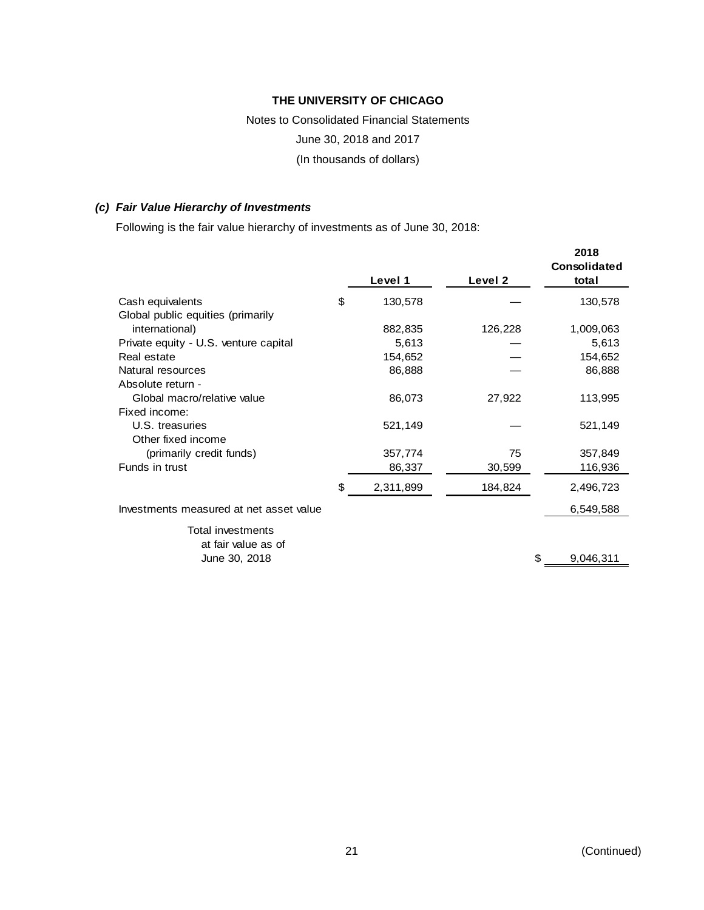**THE UNIVERSITY OF CHICAGO**

Notes to Consolidated Financial Statements

June 30, 2018 and 2017

(In thousands of dollars)

### *(c) Fair Value Hierarchy of Investments*

Following is the fair value hierarchy of investments as of June 30, 2018:

| | Level 1 | Level 2 | 2018 Consolidated total |
|---|---|---|---|
| Cash equivalents | $ 130,578 | — | 130,578 |
| Global public equities (primarily international) | 882,835 | 126,228 | 1,009,063 |
| Private equity - U.S. venture capital | 5,613 | — | 5,613 |
| Real estate | 154,652 | — | 154,652 |
| Natural resources | 86,888 | — | 86,888 |
| Absolute return - Global macro/relative value | 86,073 | 27,922 | 113,995 |
| Fixed income: | | | |
| U.S. treasuries | 521,149 | — | 521,149 |
| Other fixed income (primarily credit funds) | 357,774 | 75 | 357,849 |
| Funds in trust | 86,337 | 30,599 | 116,936 |
| | $ 2,311,899 | 184,824 | 2,496,723 |
| Investments measured at net asset value | | | 6,549,588 |
| Total investments at fair value as of June 30, 2018 | | | $ 9,046,311 |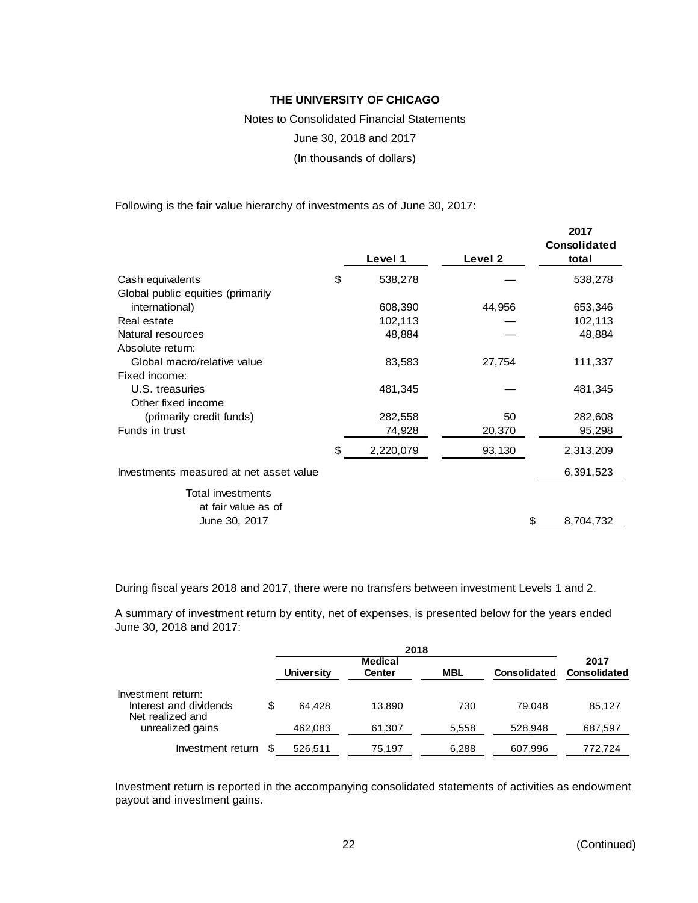**THE UNIVERSITY OF CHICAGO**

Notes to Consolidated Financial Statements

June 30, 2018 and 2017

(In thousands of dollars)

Following is the fair value hierarchy of investments as of June 30, 2017:

| | Level 1 | Level 2 | 2017 Consolidated total |
|---|---|---|---|
| Cash equivalents | $ 538,278 | — | 538,278 |
| Global public equities (primarily international) | 608,390 | 44,956 | 653,346 |
| Real estate | 102,113 | — | 102,113 |
| Natural resources | 48,884 | — | 48,884 |
| Absolute return: | | | |
| Global macro/relative value | 83,583 | 27,754 | 111,337 |
| Fixed income: | | | |
| U.S. treasuries | 481,345 | — | 481,345 |
| Other fixed income (primarily credit funds) | 282,558 | 50 | 282,608 |
| Funds in trust | 74,928 | 20,370 | 95,298 |
| | $ 2,220,079 | 93,130 | 2,313,209 |
| Investments measured at net asset value | | | 6,391,523 |
| Total investments at fair value as of June 30, 2017 | | | $ 8,704,732 |

During fiscal years 2018 and 2017, there were no transfers between investment Levels 1 and 2.

A summary of investment return by entity, net of expenses, is presented below for the years ended June 30, 2018 and 2017:

| | 2018 | | | | 2017 |
|---|---|---|---|---|---|
| | University | Medical Center | MBL | Consolidated | Consolidated |
| Investment return: | | | | | |
| Interest and dividends | $ 64,428 | 13,890 | 730 | 79,048 | 85,127 |
| Net realized and unrealized gains | 462,083 | 61,307 | 5,558 | 528,948 | 687,597 |
| Investment return | $ 526,511 | 75,197 | 6,288 | 607,996 | 772,724 |

Investment return is reported in the accompanying consolidated statements of activities as endowment payout and investment gains.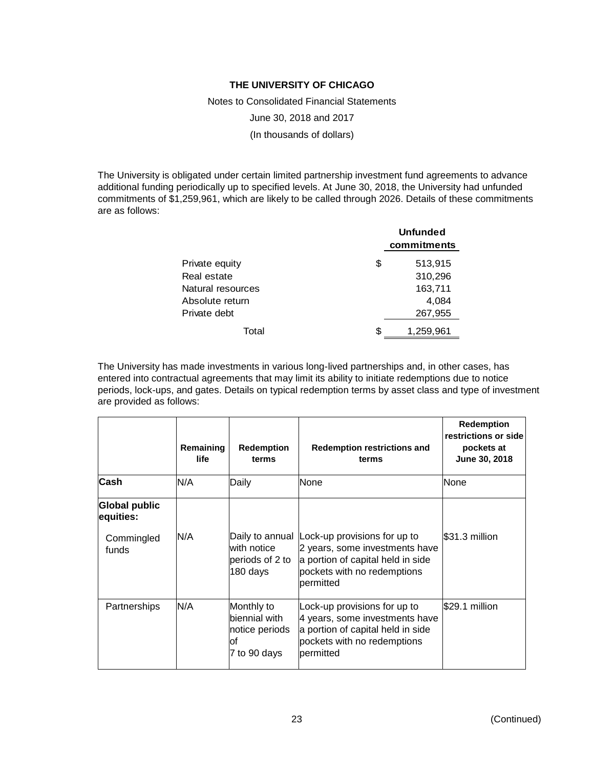The University is obligated under certain limited partnership investment fund agreements to advance additional funding periodically up to specified levels. At June 30, 2018, the University had unfunded commitments of $1,259,961, which are likely to be called through 2026. Details of these commitments are as follows:

| | Unfunded commitments |
|---|---|
| Private equity | $ 513,915 |
| Real estate | 310,296 |
| Natural resources | 163,711 |
| Absolute return | 4,084 |
| Private debt | 267,955 |
| Total | $ 1,259,961 |

The University has made investments in various long-lived partnerships and, in other cases, has entered into contractual agreements that may limit its ability to initiate redemptions due to notice periods, lock-ups, and gates. Details on typical redemption terms by asset class and type of investment are provided as follows:

| | Remaining life | Redemption terms | Redemption restrictions and terms | Redemption restrictions or side pockets at June 30, 2018 |
|---|---|---|---|---|
| **Cash** | N/A | Daily | None | None |
| **Global public equities:** | | | | |
| Commingled funds | N/A | Daily to annual with notice periods of 2 to 180 days | Lock-up provisions for up to 2 years, some investments have a portion of capital held in side pockets with no redemptions permitted | $31.3 million |
| Partnerships | N/A | Monthly to biennial with notice periods of 7 to 90 days | Lock-up provisions for up to 4 years, some investments have a portion of capital held in side pockets with no redemptions permitted | $29.1 million |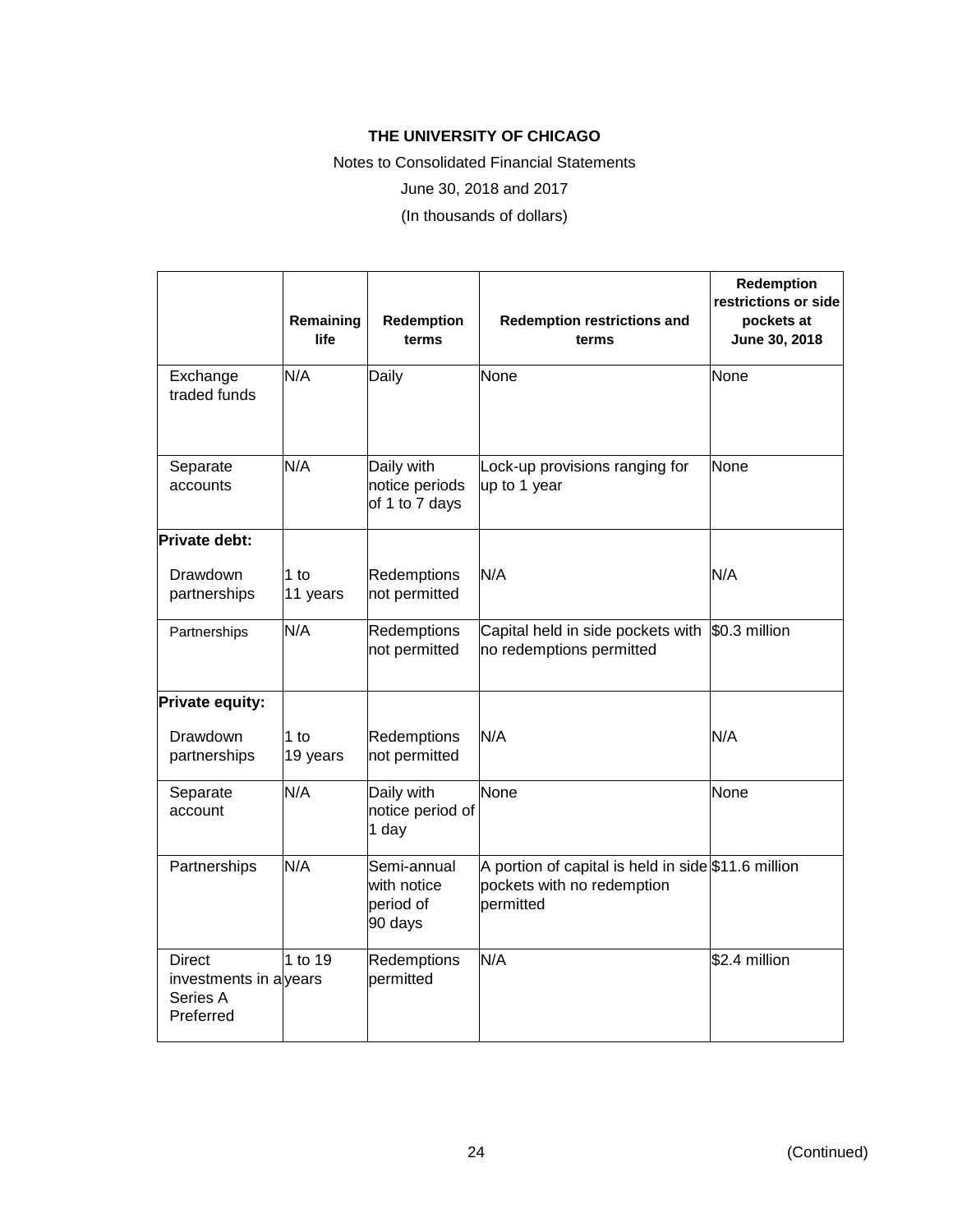THE UNIVERSITY OF CHICAGO

Notes to Consolidated Financial Statements

June 30, 2018 and 2017

(In thousands of dollars)

| | Remaining life | Redemption terms | Redemption restrictions and terms | Redemption restrictions or side pockets at June 30, 2018 |
|---|---|---|---|---|
| Exchange traded funds | N/A | Daily | None | None |
| Separate accounts | N/A | Daily with notice periods of 1 to 7 days | Lock-up provisions ranging for up to 1 year | None |
| **Private debt:** | | | | |
| Drawdown partnerships | 1 to 11 years | Redemptions not permitted | N/A | N/A |
| Partnerships | N/A | Redemptions not permitted | Capital held in side pockets with no redemptions permitted | \$0.3 million |
| **Private equity:** | | | | |
| Drawdown partnerships | 1 to 19 years | Redemptions not permitted | N/A | N/A |
| Separate account | N/A | Daily with notice period of 1 day | None | None |
| Partnerships | N/A | Semi-annual with notice period of 90 days | A portion of capital is held in side pockets with no redemption permitted | \$11.6 million |
| Direct investments in a Series A Preferred | 1 to 19 years | Redemptions permitted | N/A | \$2.4 million |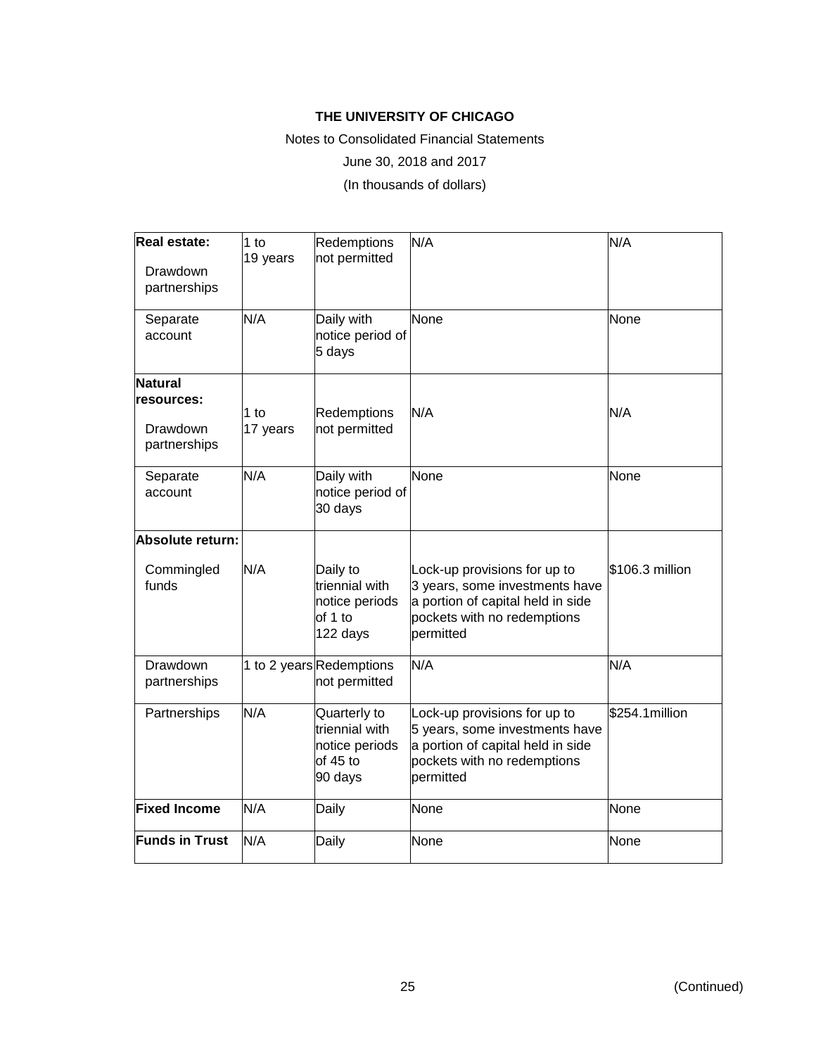| | | | | |
|---|---|---|---|---|
| **Real estate:** Drawdown partnerships | 1 to 19 years | Redemptions not permitted | N/A | N/A |
| Separate account | N/A | Daily with notice period of 5 days | None | None |
| **Natural resources:** Drawdown partnerships | 1 to 17 years | Redemptions not permitted | N/A | N/A |
| Separate account | N/A | Daily with notice period of 30 days | None | None |
| **Absolute return:** Commingled funds | N/A | Daily to triennial with notice periods of 1 to 122 days | Lock-up provisions for up to 3 years, some investments have a portion of capital held in side pockets with no redemptions permitted | $106.3 million |
| Drawdown partnerships | 1 to 2 years | Redemptions not permitted | N/A | N/A |
| Partnerships | N/A | Quarterly to triennial with notice periods of 45 to 90 days | Lock-up provisions for up to 5 years, some investments have a portion of capital held in side pockets with no redemptions permitted | $254.1million |
| **Fixed Income** | N/A | Daily | None | None |
| **Funds in Trust** | N/A | Daily | None | None |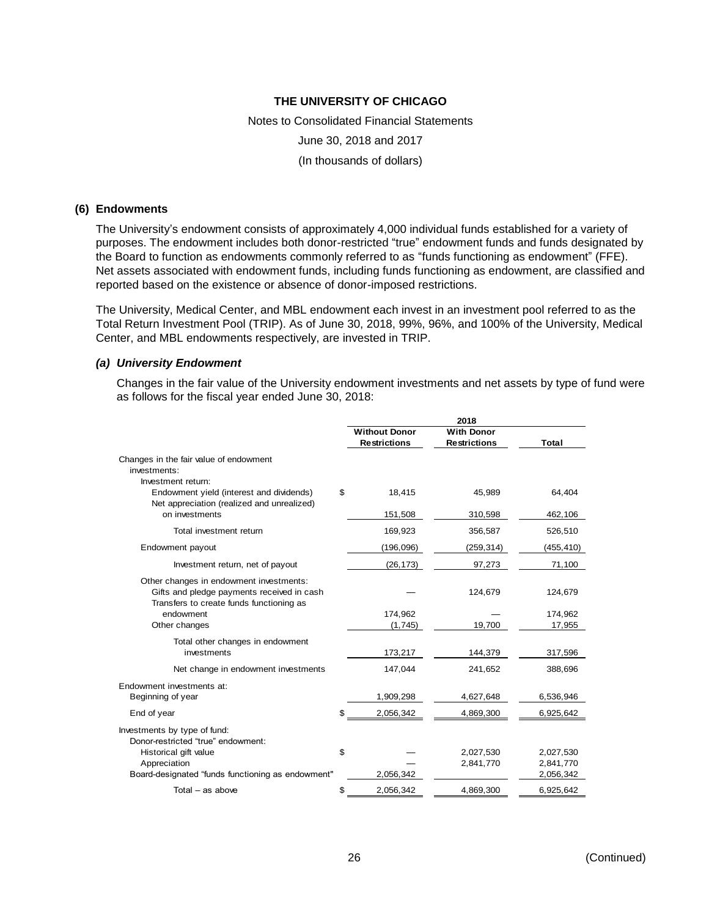**THE UNIVERSITY OF CHICAGO**

Notes to Consolidated Financial Statements

June 30, 2018 and 2017

(In thousands of dollars)

## (6) Endowments

The University's endowment consists of approximately 4,000 individual funds established for a variety of purposes. The endowment includes both donor-restricted "true" endowment funds and funds designated by the Board to function as endowments commonly referred to as "funds functioning as endowment" (FFE). Net assets associated with endowment funds, including funds functioning as endowment, are classified and reported based on the existence or absence of donor-imposed restrictions.

The University, Medical Center, and MBL endowment each invest in an investment pool referred to as the Total Return Investment Pool (TRIP). As of June 30, 2018, 99%, 96%, and 100% of the University, Medical Center, and MBL endowments respectively, are invested in TRIP.

### *(a) University Endowment*

Changes in the fair value of the University endowment investments and net assets by type of fund were as follows for the fiscal year ended June 30, 2018:

| | 2018 | | |
|---|---|---|---|
| | **Without Donor Restrictions** | **With Donor Restrictions** | **Total** |
| Changes in the fair value of endowment investments: | | | |
| Investment return: | | | |
| Endowment yield (interest and dividends) | $ 18,415 | 45,989 | 64,404 |
| Net appreciation (realized and unrealized) on investments | 151,508 | 310,598 | 462,106 |
| Total investment return | 169,923 | 356,587 | 526,510 |
| Endowment payout | (196,096) | (259,314) | (455,410) |
| Investment return, net of payout | (26,173) | 97,273 | 71,100 |
| Other changes in endowment investments: | | | |
| Gifts and pledge payments received in cash | — | 124,679 | 124,679 |
| Transfers to create funds functioning as endowment | 174,962 | — | 174,962 |
| Other changes | (1,745) | 19,700 | 17,955 |
| Total other changes in endowment investments | 173,217 | 144,379 | 317,596 |
| Net change in endowment investments | 147,044 | 241,652 | 388,696 |
| Endowment investments at: | | | |
| Beginning of year | 1,909,298 | 4,627,648 | 6,536,946 |
| End of year | $ 2,056,342 | 4,869,300 | 6,925,642 |
| Investments by type of fund: | | | |
| Donor-restricted "true" endowment: | | | |
| Historical gift value | $ — | 2,027,530 | 2,027,530 |
| Appreciation | — | 2,841,770 | 2,841,770 |
| Board-designated "funds functioning as endowment" | 2,056,342 | | 2,056,342 |
| Total – as above | $ 2,056,342 | 4,869,300 | 6,925,642 |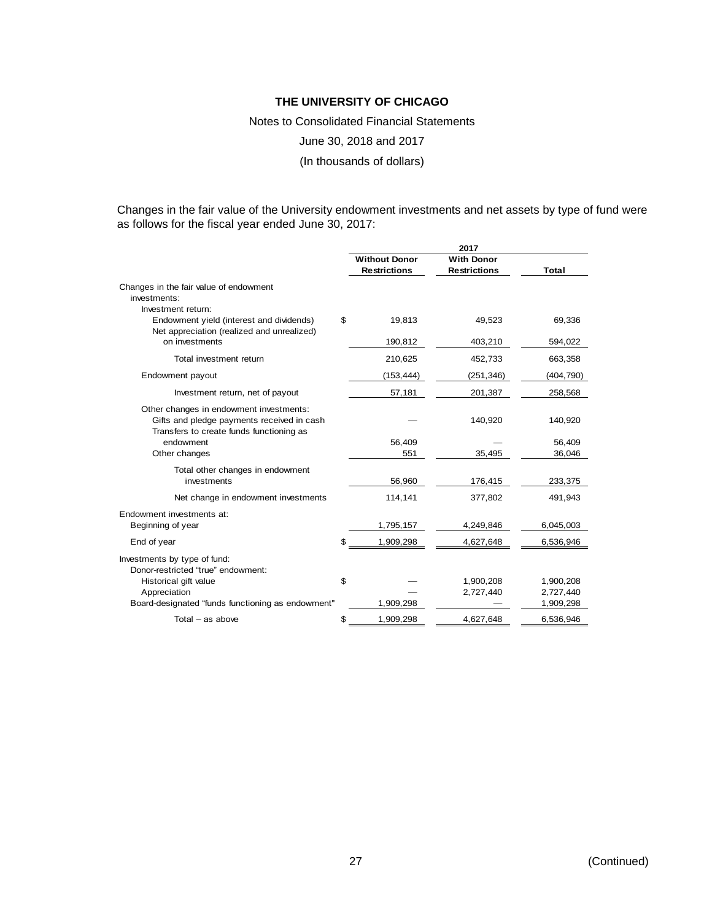**THE UNIVERSITY OF CHICAGO**

Notes to Consolidated Financial Statements

June 30, 2018 and 2017

(In thousands of dollars)

Changes in the fair value of the University endowment investments and net assets by type of fund were as follows for the fiscal year ended June 30, 2017:

| | 2017 | | |
|---|---|---|---|
| | **Without Donor Restrictions** | **With Donor Restrictions** | **Total** |
| Changes in the fair value of endowment investments: | | | |
| Investment return: | | | |
| Endowment yield (interest and dividends) | $ 19,813 | 49,523 | 69,336 |
| Net appreciation (realized and unrealized) on investments | 190,812 | 403,210 | 594,022 |
| Total investment return | 210,625 | 452,733 | 663,358 |
| Endowment payout | (153,444) | (251,346) | (404,790) |
| Investment return, net of payout | 57,181 | 201,387 | 258,568 |
| Other changes in endowment investments: | | | |
| Gifts and pledge payments received in cash | — | 140,920 | 140,920 |
| Transfers to create funds functioning as endowment | 56,409 | — | 56,409 |
| Other changes | 551 | 35,495 | 36,046 |
| Total other changes in endowment investments | 56,960 | 176,415 | 233,375 |
| Net change in endowment investments | 114,141 | 377,802 | 491,943 |
| Endowment investments at: | | | |
| Beginning of year | 1,795,157 | 4,249,846 | 6,045,003 |
| End of year | $ 1,909,298 | 4,627,648 | 6,536,946 |
| Investments by type of fund: | | | |
| Donor-restricted "true" endowment: | | | |
| Historical gift value | $ — | 1,900,208 | 1,900,208 |
| Appreciation | — | 2,727,440 | 2,727,440 |
| Board-designated "funds functioning as endowment" | 1,909,298 | — | 1,909,298 |
| Total – as above | $ 1,909,298 | 4,627,648 | 6,536,946 |

(Continued)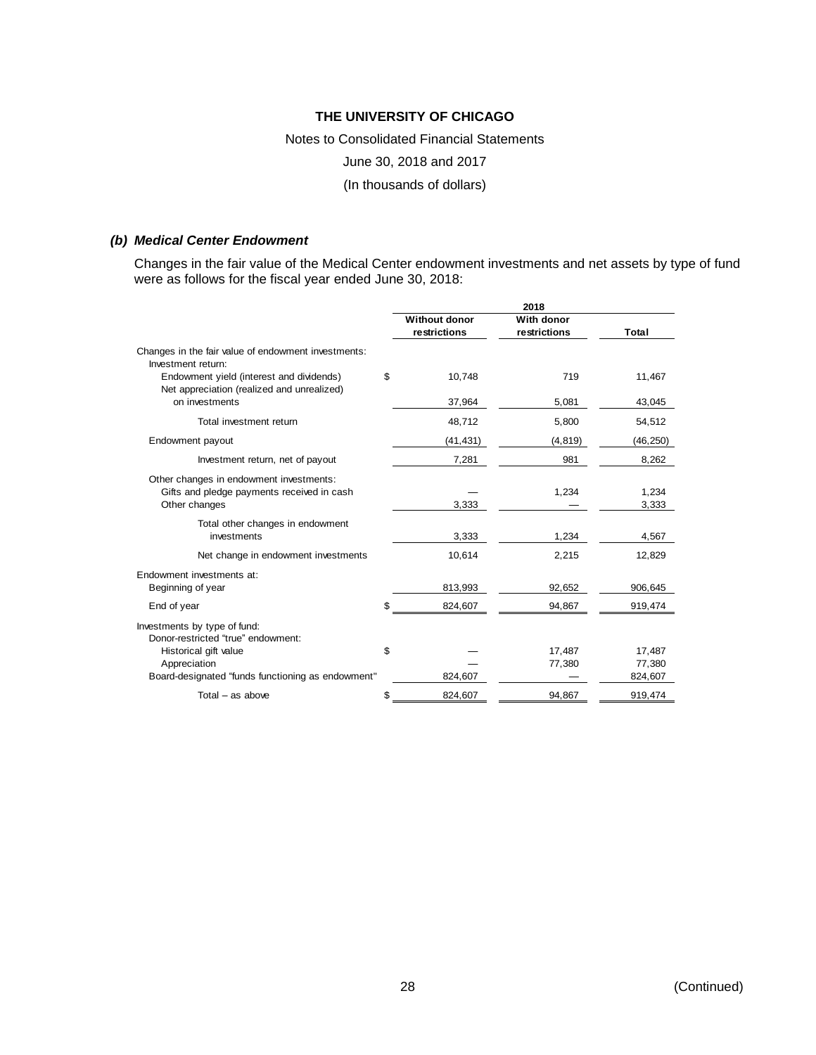### *(b) Medical Center Endowment*

Changes in the fair value of the Medical Center endowment investments and net assets by type of fund were as follows for the fiscal year ended June 30, 2018:

| | 2018 | | |
|---|---|---|---|
| | Without donor restrictions | With donor restrictions | Total |
| Changes in the fair value of endowment investments: | | | |
| Investment return: | | | |
| Endowment yield (interest and dividends) | $ 10,748 | 719 | 11,467 |
| Net appreciation (realized and unrealized) on investments | 37,964 | 5,081 | 43,045 |
| Total investment return | 48,712 | 5,800 | 54,512 |
| Endowment payout | (41,431) | (4,819) | (46,250) |
| Investment return, net of payout | 7,281 | 981 | 8,262 |
| Other changes in endowment investments: | | | |
| Gifts and pledge payments received in cash | — | 1,234 | 1,234 |
| Other changes | 3,333 | — | 3,333 |
| Total other changes in endowment investments | 3,333 | 1,234 | 4,567 |
| Net change in endowment investments | 10,614 | 2,215 | 12,829 |
| Endowment investments at: | | | |
| Beginning of year | 813,993 | 92,652 | 906,645 |
| End of year | $ 824,607 | 94,867 | 919,474 |
| Investments by type of fund: | | | |
| Donor-restricted "true" endowment: | | | |
| Historical gift value | $ — | 17,487 | 17,487 |
| Appreciation | — | 77,380 | 77,380 |
| Board-designated "funds functioning as endowment" | 824,607 | — | 824,607 |
| Total – as above | $ 824,607 | 94,867 | 919,474 |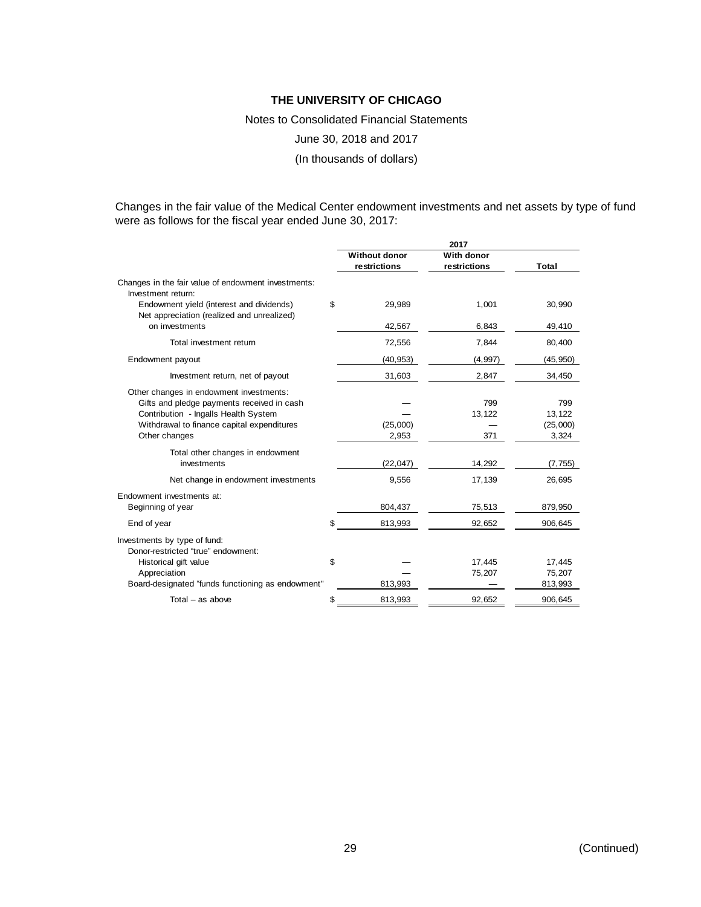**THE UNIVERSITY OF CHICAGO**

Notes to Consolidated Financial Statements

June 30, 2018 and 2017

(In thousands of dollars)

Changes in the fair value of the Medical Center endowment investments and net assets by type of fund were as follows for the fiscal year ended June 30, 2017:

| | 2017 | | |
|---|---|---|---|
| | **Without donor restrictions** | **With donor restrictions** | **Total** |
| Changes in the fair value of endowment investments: | | | |
| Investment return: | | | |
| Endowment yield (interest and dividends) | $ 29,989 | 1,001 | 30,990 |
| Net appreciation (realized and unrealized) on investments | 42,567 | 6,843 | 49,410 |
| Total investment return | 72,556 | 7,844 | 80,400 |
| Endowment payout | (40,953) | (4,997) | (45,950) |
| Investment return, net of payout | 31,603 | 2,847 | 34,450 |
| Other changes in endowment investments: | | | |
| Gifts and pledge payments received in cash | — | 799 | 799 |
| Contribution - Ingalls Health System | — | 13,122 | 13,122 |
| Withdrawal to finance capital expenditures | (25,000) | — | (25,000) |
| Other changes | 2,953 | 371 | 3,324 |
| Total other changes in endowment investments | (22,047) | 14,292 | (7,755) |
| Net change in endowment investments | 9,556 | 17,139 | 26,695 |
| Endowment investments at: | | | |
| Beginning of year | 804,437 | 75,513 | 879,950 |
| End of year | $ 813,993 | 92,652 | 906,645 |
| Investments by type of fund: | | | |
| Donor-restricted "true" endowment: | | | |
| Historical gift value | $ — | 17,445 | 17,445 |
| Appreciation | — | 75,207 | 75,207 |
| Board-designated "funds functioning as endowment" | 813,993 | — | 813,993 |
| Total – as above | $ 813,993 | 92,652 | 906,645 |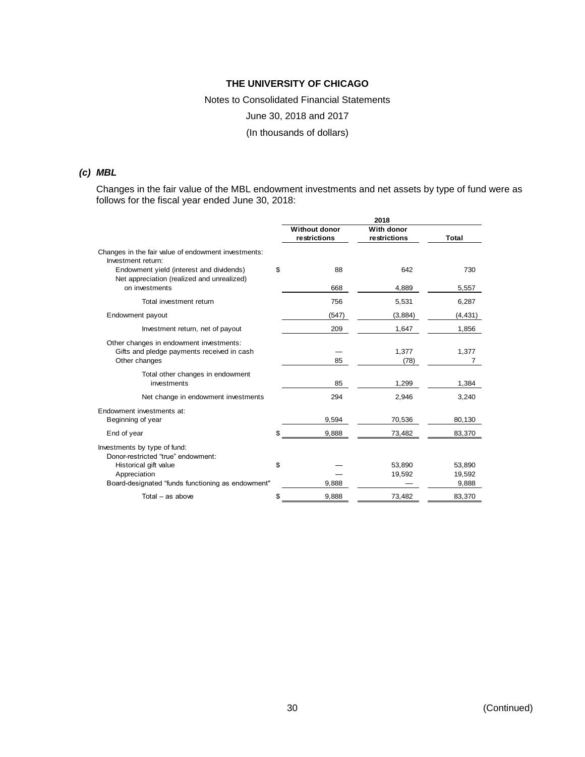# THE UNIVERSITY OF CHICAGO

Notes to Consolidated Financial Statements

June 30, 2018 and 2017

(In thousands of dollars)

### *(c) MBL*

Changes in the fair value of the MBL endowment investments and net assets by type of fund were as follows for the fiscal year ended June 30, 2018:

| | 2018 | | |
|---|---|---|---|
| | **Without donor restrictions** | **With donor restrictions** | **Total** |
| Changes in the fair value of endowment investments: | | | |
| Investment return: | | | |
| Endowment yield (interest and dividends) | $ 88 | 642 | 730 |
| Net appreciation (realized and unrealized) on investments | 668 | 4,889 | 5,557 |
| Total investment return | 756 | 5,531 | 6,287 |
| Endowment payout | (547) | (3,884) | (4,431) |
| Investment return, net of payout | 209 | 1,647 | 1,856 |
| Other changes in endowment investments: | | | |
| Gifts and pledge payments received in cash | — | 1,377 | 1,377 |
| Other changes | 85 | (78) | 7 |
| Total other changes in endowment investments | 85 | 1,299 | 1,384 |
| Net change in endowment investments | 294 | 2,946 | 3,240 |
| Endowment investments at: | | | |
| Beginning of year | 9,594 | 70,536 | 80,130 |
| End of year | $ 9,888 | 73,482 | 83,370 |
| Investments by type of fund: | | | |
| Donor-restricted "true" endowment: | | | |
| Historical gift value | $ — | 53,890 | 53,890 |
| Appreciation | — | 19,592 | 19,592 |
| Board-designated "funds functioning as endowment" | 9,888 | — | 9,888 |
| Total – as above | $ 9,888 | 73,482 | 83,370 |

(Continued)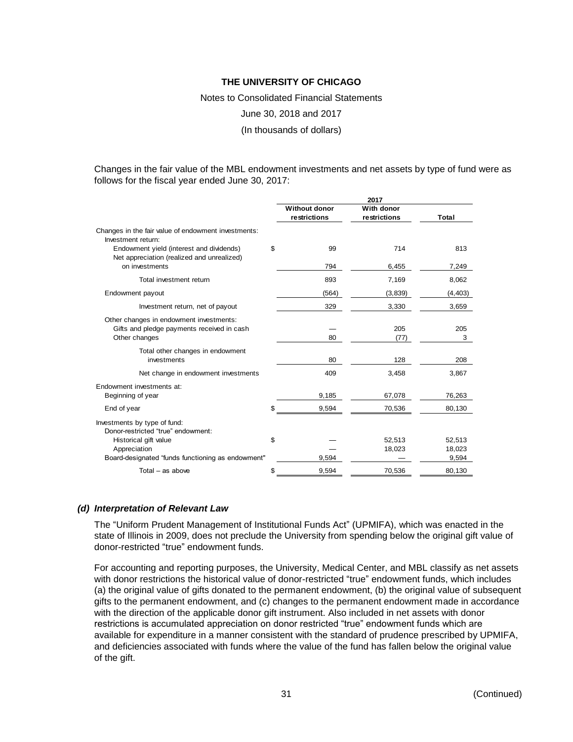Changes in the fair value of the MBL endowment investments and net assets by type of fund were as follows for the fiscal year ended June 30, 2017:

| | 2017 | | |
|---|---|---|---|
| | Without donor restrictions | With donor restrictions | Total |
| Changes in the fair value of endowment investments: | | | |
| Investment return: | | | |
| Endowment yield (interest and dividends) | $ 99 | 714 | 813 |
| Net appreciation (realized and unrealized) on investments | 794 | 6,455 | 7,249 |
| Total investment return | 893 | 7,169 | 8,062 |
| Endowment payout | (564) | (3,839) | (4,403) |
| Investment return, net of payout | 329 | 3,330 | 3,659 |
| Other changes in endowment investments: | | | |
| Gifts and pledge payments received in cash | — | 205 | 205 |
| Other changes | 80 | (77) | 3 |
| Total other changes in endowment investments | 80 | 128 | 208 |
| Net change in endowment investments | 409 | 3,458 | 3,867 |
| Endowment investments at: | | | |
| Beginning of year | 9,185 | 67,078 | 76,263 |
| End of year | $ 9,594 | 70,536 | 80,130 |
| Investments by type of fund: | | | |
| Donor-restricted "true" endowment: | | | |
| Historical gift value | $ — | 52,513 | 52,513 |
| Appreciation | — | 18,023 | 18,023 |
| Board-designated "funds functioning as endowment" | 9,594 | — | 9,594 |
| Total – as above | $ 9,594 | 70,536 | 80,130 |

### *(d) Interpretation of Relevant Law*

The "Uniform Prudent Management of Institutional Funds Act" (UPMIFA), which was enacted in the state of Illinois in 2009, does not preclude the University from spending below the original gift value of donor-restricted "true" endowment funds.

For accounting and reporting purposes, the University, Medical Center, and MBL classify as net assets with donor restrictions the historical value of donor-restricted "true" endowment funds, which includes (a) the original value of gifts donated to the permanent endowment, (b) the original value of subsequent gifts to the permanent endowment, and (c) changes to the permanent endowment made in accordance with the direction of the applicable donor gift instrument. Also included in net assets with donor restrictions is accumulated appreciation on donor restricted "true" endowment funds which are available for expenditure in a manner consistent with the standard of prudence prescribed by UPMIFA, and deficiencies associated with funds where the value of the fund has fallen below the original value of the gift.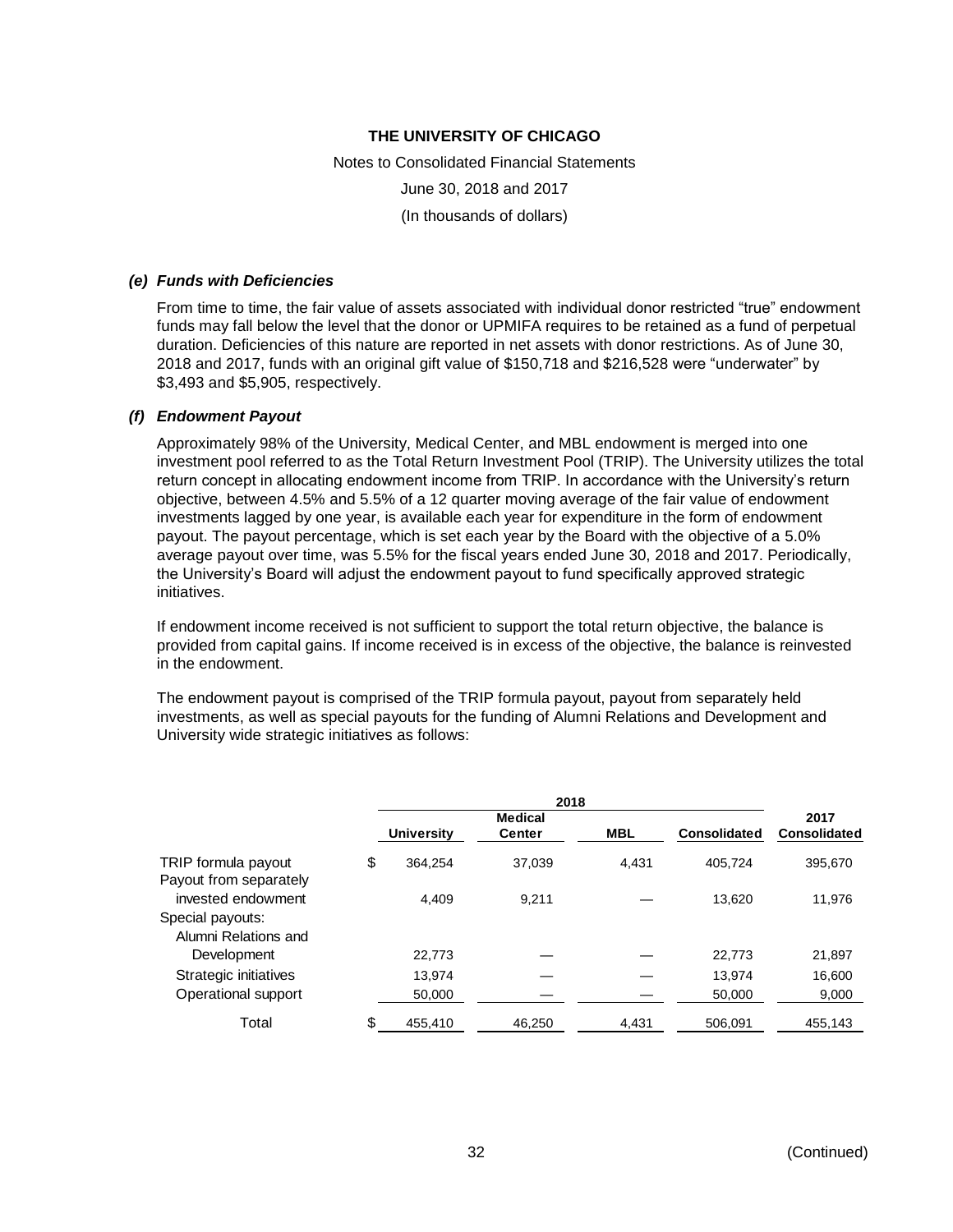**THE UNIVERSITY OF CHICAGO**

Notes to Consolidated Financial Statements

June 30, 2018 and 2017

(In thousands of dollars)

***(e) Funds with Deficiencies***

From time to time, the fair value of assets associated with individual donor restricted "true" endowment funds may fall below the level that the donor or UPMIFA requires to be retained as a fund of perpetual duration. Deficiencies of this nature are reported in net assets with donor restrictions. As of June 30, 2018 and 2017, funds with an original gift value of $150,718 and $216,528 were "underwater" by $3,493 and $5,905, respectively.

***(f) Endowment Payout***

Approximately 98% of the University, Medical Center, and MBL endowment is merged into one investment pool referred to as the Total Return Investment Pool (TRIP). The University utilizes the total return concept in allocating endowment income from TRIP. In accordance with the University's return objective, between 4.5% and 5.5% of a 12 quarter moving average of the fair value of endowment investments lagged by one year, is available each year for expenditure in the form of endowment payout. The payout percentage, which is set each year by the Board with the objective of a 5.0% average payout over time, was 5.5% for the fiscal years ended June 30, 2018 and 2017. Periodically, the University's Board will adjust the endowment payout to fund specifically approved strategic initiatives.

If endowment income received is not sufficient to support the total return objective, the balance is provided from capital gains. If income received is in excess of the objective, the balance is reinvested in the endowment.

The endowment payout is comprised of the TRIP formula payout, payout from separately held investments, as well as special payouts for the funding of Alumni Relations and Development and University wide strategic initiatives as follows:

| | 2018 | | | | 2017 |
|---|---|---|---|---|---|
| | University | Medical Center | MBL | Consolidated | Consolidated |
| TRIP formula payout | $ 364,254 | 37,039 | 4,431 | 405,724 | 395,670 |
| Payout from separately invested endowment | 4,409 | 9,211 | — | 13,620 | 11,976 |
| Special payouts: | | | | | |
| Alumni Relations and Development | 22,773 | — | — | 22,773 | 21,897 |
| Strategic initiatives | 13,974 | — | — | 13,974 | 16,600 |
| Operational support | 50,000 | — | — | 50,000 | 9,000 |
| Total | $ 455,410 | 46,250 | 4,431 | 506,091 | 455,143 |

(Continued)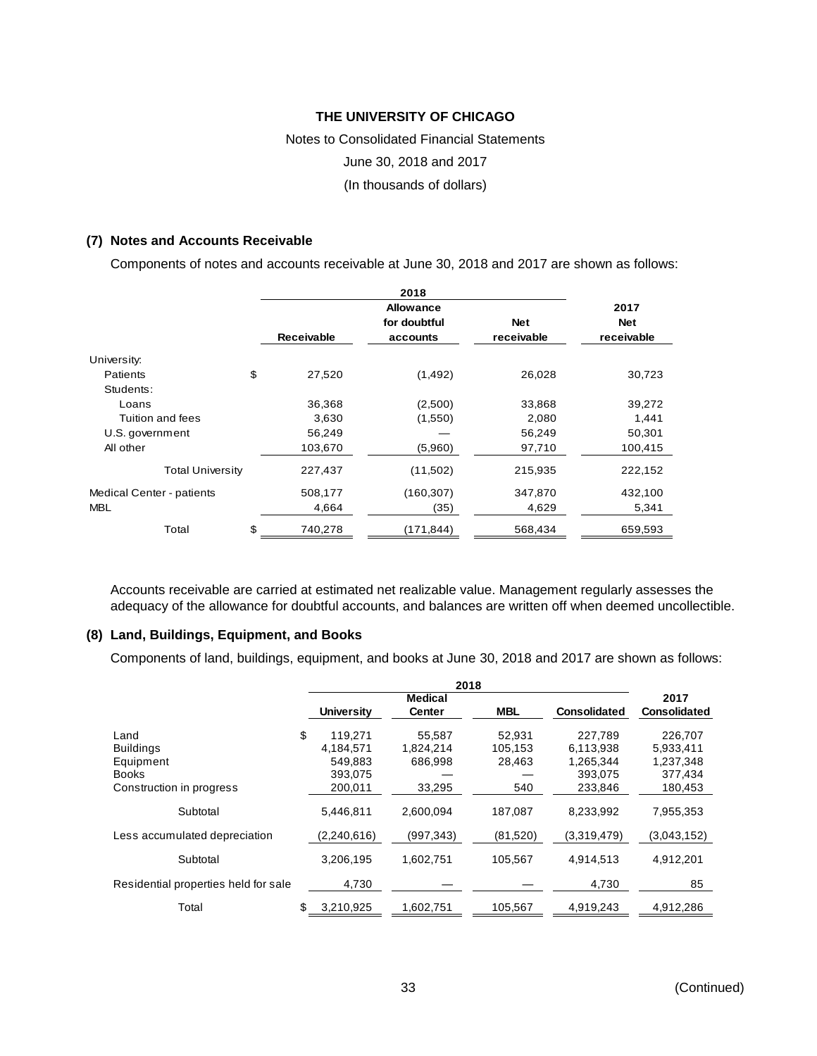# THE UNIVERSITY OF CHICAGO

Notes to Consolidated Financial Statements

June 30, 2018 and 2017

(In thousands of dollars)

## (7) Notes and Accounts Receivable

Components of notes and accounts receivable at June 30, 2018 and 2017 are shown as follows:

| | 2018 | | | 2017 |
|---|---|---|---|---|
| | Receivable | Allowance for doubtful accounts | Net receivable | Net receivable |
| University: | | | | |
| Patients | $ 27,520 | (1,492) | 26,028 | 30,723 |
| Students: | | | | |
| Loans | 36,368 | (2,500) | 33,868 | 39,272 |
| Tuition and fees | 3,630 | (1,550) | 2,080 | 1,441 |
| U.S. government | 56,249 | — | 56,249 | 50,301 |
| All other | 103,670 | (5,960) | 97,710 | 100,415 |
| Total University | 227,437 | (11,502) | 215,935 | 222,152 |
| Medical Center - patients | 508,177 | (160,307) | 347,870 | 432,100 |
| MBL | 4,664 | (35) | 4,629 | 5,341 |
| Total | $ 740,278 | (171,844) | 568,434 | 659,593 |

Accounts receivable are carried at estimated net realizable value. Management regularly assesses the adequacy of the allowance for doubtful accounts, and balances are written off when deemed uncollectible.

## (8) Land, Buildings, Equipment, and Books

Components of land, buildings, equipment, and books at June 30, 2018 and 2017 are shown as follows:

| | 2018 | | | | 2017 |
|---|---|---|---|---|---|
| | University | Medical Center | MBL | Consolidated | Consolidated |
| Land | $ 119,271 | 55,587 | 52,931 | 227,789 | 226,707 |
| Buildings | 4,184,571 | 1,824,214 | 105,153 | 6,113,938 | 5,933,411 |
| Equipment | 549,883 | 686,998 | 28,463 | 1,265,344 | 1,237,348 |
| Books | 393,075 | — | — | 393,075 | 377,434 |
| Construction in progress | 200,011 | 33,295 | 540 | 233,846 | 180,453 |
| Subtotal | 5,446,811 | 2,600,094 | 187,087 | 8,233,992 | 7,955,353 |
| Less accumulated depreciation | (2,240,616) | (997,343) | (81,520) | (3,319,479) | (3,043,152) |
| Subtotal | 3,206,195 | 1,602,751 | 105,567 | 4,914,513 | 4,912,201 |
| Residential properties held for sale | 4,730 | — | — | 4,730 | 85 |
| Total | $ 3,210,925 | 1,602,751 | 105,567 | 4,919,243 | 4,912,286 |

(Continued)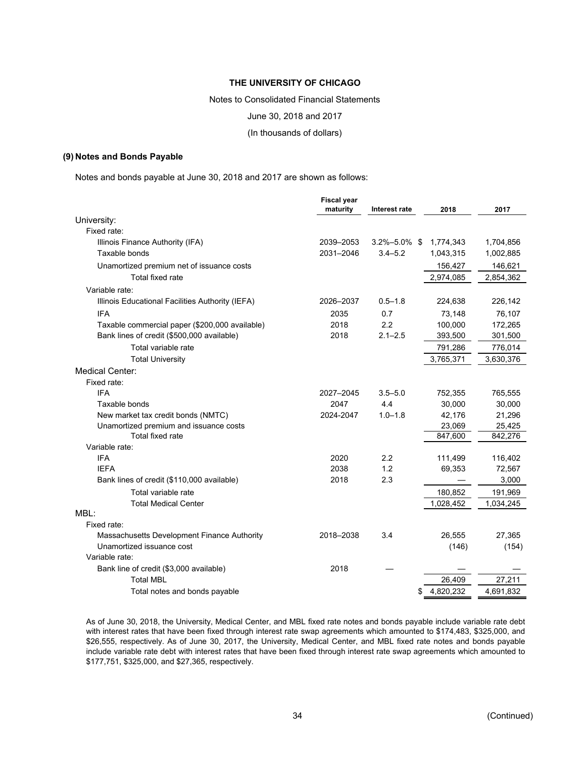**THE UNIVERSITY OF CHICAGO**

Notes to Consolidated Financial Statements

June 30, 2018 and 2017

(In thousands of dollars)

## (9) Notes and Bonds Payable

Notes and bonds payable at June 30, 2018 and 2017 are shown as follows:

| | Fiscal year maturity | Interest rate | 2018 | 2017 |
|---|---|---|---|---|
| University: | | | | |
| Fixed rate: | | | | |
| Illinois Finance Authority (IFA) | 2039–2053 | 3.2%–5.0% | $ 1,774,343 | 1,704,856 |
| Taxable bonds | 2031–2046 | 3.4–5.2 | 1,043,315 | 1,002,885 |
| Unamortized premium net of issuance costs | | | 156,427 | 146,621 |
| Total fixed rate | | | 2,974,085 | 2,854,362 |
| Variable rate: | | | | |
| Illinois Educational Facilities Authority (IEFA) | 2026–2037 | 0.5–1.8 | 224,638 | 226,142 |
| IFA | 2035 | 0.7 | 73,148 | 76,107 |
| Taxable commercial paper ($200,000 available) | 2018 | 2.2 | 100,000 | 172,265 |
| Bank lines of credit ($500,000 available) | 2018 | 2.1–2.5 | 393,500 | 301,500 |
| Total variable rate | | | 791,286 | 776,014 |
| Total University | | | 3,765,371 | 3,630,376 |
| Medical Center: | | | | |
| Fixed rate: | | | | |
| IFA | 2027–2045 | 3.5–5.0 | 752,355 | 765,555 |
| Taxable bonds | 2047 | 4.4 | 30,000 | 30,000 |
| New market tax credit bonds (NMTC) | 2024-2047 | 1.0–1.8 | 42,176 | 21,296 |
| Unamortized premium and issuance costs | | | 23,069 | 25,425 |
| Total fixed rate | | | 847,600 | 842,276 |
| Variable rate: | | | | |
| IFA | 2020 | 2.2 | 111,499 | 116,402 |
| IEFA | 2038 | 1.2 | 69,353 | 72,567 |
| Bank lines of credit ($110,000 available) | 2018 | 2.3 | — | 3,000 |
| Total variable rate | | | 180,852 | 191,969 |
| Total Medical Center | | | 1,028,452 | 1,034,245 |
| MBL: | | | | |
| Fixed rate: | | | | |
| Massachusetts Development Finance Authority | 2018–2038 | 3.4 | 26,555 | 27,365 |
| Unamortized issuance cost | | | (146) | (154) |
| Variable rate: | | | | |
| Bank line of credit ($3,000 available) | 2018 | — | — | — |
| Total MBL | | | 26,409 | 27,211 |
| Total notes and bonds payable | | | $ 4,820,232 | 4,691,832 |

As of June 30, 2018, the University, Medical Center, and MBL fixed rate notes and bonds payable include variable rate debt with interest rates that have been fixed through interest rate swap agreements which amounted to $174,483, $325,000, and $26,555, respectively. As of June 30, 2017, the University, Medical Center, and MBL fixed rate notes and bonds payable include variable rate debt with interest rates that have been fixed through interest rate swap agreements which amounted to $177,751, $325,000, and $27,365, respectively.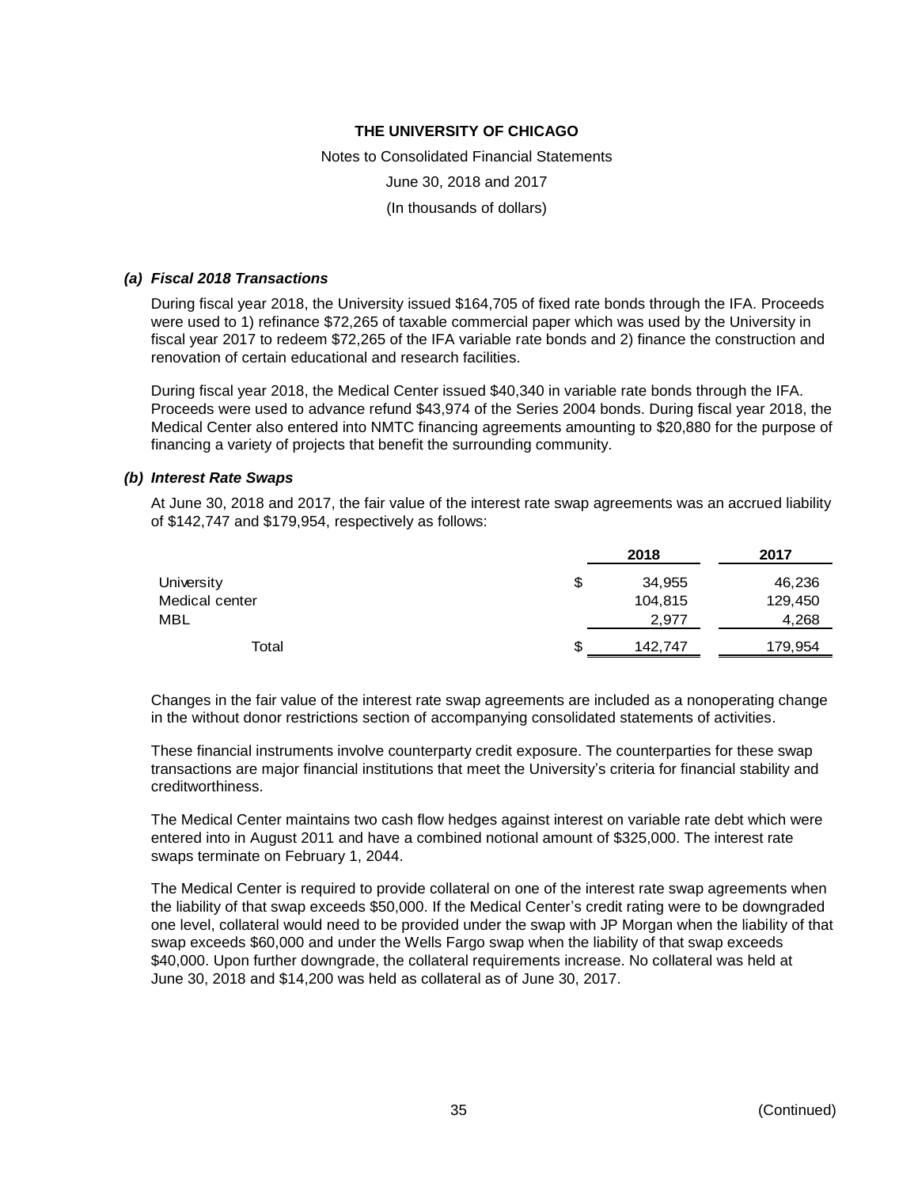### *(a) Fiscal 2018 Transactions*

During fiscal year 2018, the University issued $164,705 of fixed rate bonds through the IFA. Proceeds were used to 1) refinance $72,265 of taxable commercial paper which was used by the University in fiscal year 2017 to redeem $72,265 of the IFA variable rate bonds and 2) finance the construction and renovation of certain educational and research facilities.

During fiscal year 2018, the Medical Center issued $40,340 in variable rate bonds through the IFA. Proceeds were used to advance refund $43,974 of the Series 2004 bonds. During fiscal year 2018, the Medical Center also entered into NMTC financing agreements amounting to $20,880 for the purpose of financing a variety of projects that benefit the surrounding community.

### *(b) Interest Rate Swaps*

At June 30, 2018 and 2017, the fair value of the interest rate swap agreements was an accrued liability of $142,747 and $179,954, respectively as follows:

| | 2018 | 2017 |
|---|---|---|
| University | $ 34,955 | 46,236 |
| Medical center | 104,815 | 129,450 |
| MBL | 2,977 | 4,268 |
| Total | $ 142,747 | 179,954 |

Changes in the fair value of the interest rate swap agreements are included as a nonoperating change in the without donor restrictions section of accompanying consolidated statements of activities.

These financial instruments involve counterparty credit exposure. The counterparties for these swap transactions are major financial institutions that meet the University's criteria for financial stability and creditworthiness.

The Medical Center maintains two cash flow hedges against interest on variable rate debt which were entered into in August 2011 and have a combined notional amount of $325,000. The interest rate swaps terminate on February 1, 2044.

The Medical Center is required to provide collateral on one of the interest rate swap agreements when the liability of that swap exceeds $50,000. If the Medical Center's credit rating were to be downgraded one level, collateral would need to be provided under the swap with JP Morgan when the liability of that swap exceeds $60,000 and under the Wells Fargo swap when the liability of that swap exceeds $40,000. Upon further downgrade, the collateral requirements increase. No collateral was held at June 30, 2018 and $14,200 was held as collateral as of June 30, 2017.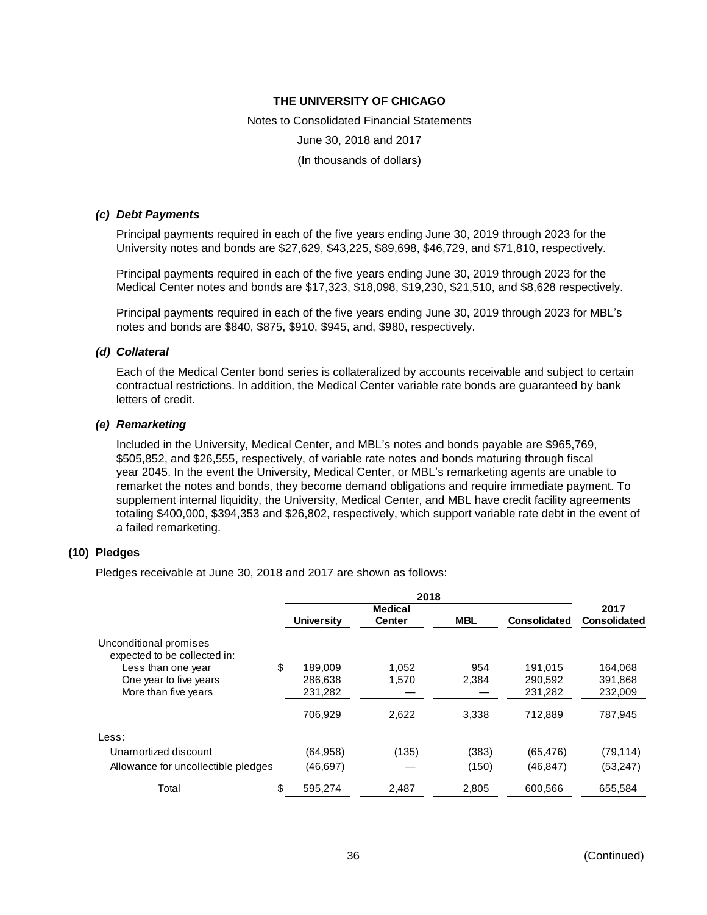### (c) *Debt Payments*

Principal payments required in each of the five years ending June 30, 2019 through 2023 for the University notes and bonds are \$27,629, \$43,225, \$89,698, \$46,729, and \$71,810, respectively.

Principal payments required in each of the five years ending June 30, 2019 through 2023 for the Medical Center notes and bonds are \$17,323, \$18,098, \$19,230, \$21,510, and \$8,628 respectively.

Principal payments required in each of the five years ending June 30, 2019 through 2023 for MBL's notes and bonds are \$840, \$875, \$910, \$945, and, \$980, respectively.

### (d) *Collateral*

Each of the Medical Center bond series is collateralized by accounts receivable and subject to certain contractual restrictions. In addition, the Medical Center variable rate bonds are guaranteed by bank letters of credit.

### (e) *Remarketing*

Included in the University, Medical Center, and MBL's notes and bonds payable are \$965,769, \$505,852, and \$26,555, respectively, of variable rate notes and bonds maturing through fiscal year 2045. In the event the University, Medical Center, or MBL's remarketing agents are unable to remarket the notes and bonds, they become demand obligations and require immediate payment. To supplement internal liquidity, the University, Medical Center, and MBL have credit facility agreements totaling \$400,000, \$394,353 and \$26,802, respectively, which support variable rate debt in the event of a failed remarketing.

## (10) Pledges

Pledges receivable at June 30, 2018 and 2017 are shown as follows:

| | 2018 | | | | 2017 |
|---|---|---|---|---|---|
| | University | Medical Center | MBL | Consolidated | Consolidated |
| Unconditional promises expected to be collected in: | | | | | |
| Less than one year | $ 189,009 | 1,052 | 954 | 191,015 | 164,068 |
| One year to five years | 286,638 | 1,570 | 2,384 | 290,592 | 391,868 |
| More than five years | 231,282 | — | — | 231,282 | 232,009 |
| | 706,929 | 2,622 | 3,338 | 712,889 | 787,945 |
| Less: | | | | | |
| Unamortized discount | (64,958) | (135) | (383) | (65,476) | (79,114) |
| Allowance for uncollectible pledges | (46,697) | — | (150) | (46,847) | (53,247) |
| Total | $ 595,274 | 2,487 | 2,805 | 600,566 | 655,584 |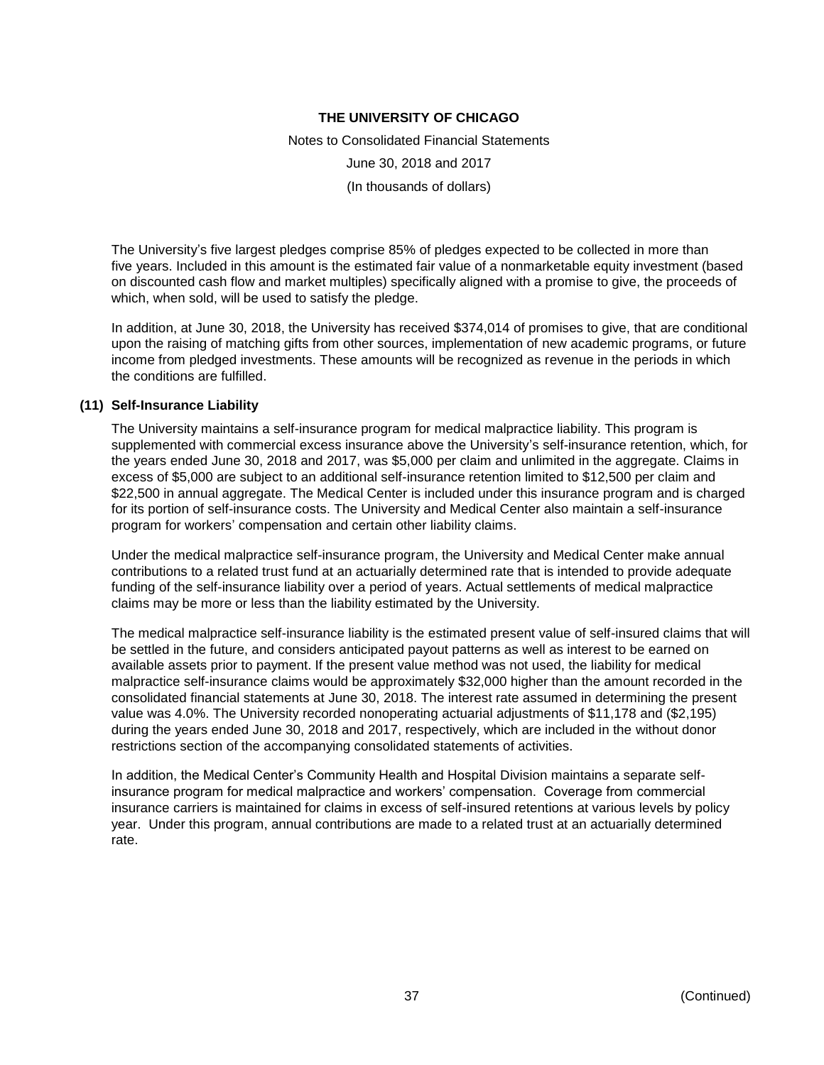The University's five largest pledges comprise 85% of pledges expected to be collected in more than five years. Included in this amount is the estimated fair value of a nonmarketable equity investment (based on discounted cash flow and market multiples) specifically aligned with a promise to give, the proceeds of which, when sold, will be used to satisfy the pledge.

In addition, at June 30, 2018, the University has received $374,014 of promises to give, that are conditional upon the raising of matching gifts from other sources, implementation of new academic programs, or future income from pledged investments. These amounts will be recognized as revenue in the periods in which the conditions are fulfilled.

### (11) Self-Insurance Liability

The University maintains a self-insurance program for medical malpractice liability. This program is supplemented with commercial excess insurance above the University's self-insurance retention, which, for the years ended June 30, 2018 and 2017, was $5,000 per claim and unlimited in the aggregate. Claims in excess of $5,000 are subject to an additional self-insurance retention limited to $12,500 per claim and $22,500 in annual aggregate. The Medical Center is included under this insurance program and is charged for its portion of self-insurance costs. The University and Medical Center also maintain a self-insurance program for workers' compensation and certain other liability claims.

Under the medical malpractice self-insurance program, the University and Medical Center make annual contributions to a related trust fund at an actuarially determined rate that is intended to provide adequate funding of the self-insurance liability over a period of years. Actual settlements of medical malpractice claims may be more or less than the liability estimated by the University.

The medical malpractice self-insurance liability is the estimated present value of self-insured claims that will be settled in the future, and considers anticipated payout patterns as well as interest to be earned on available assets prior to payment. If the present value method was not used, the liability for medical malpractice self-insurance claims would be approximately $32,000 higher than the amount recorded in the consolidated financial statements at June 30, 2018. The interest rate assumed in determining the present value was 4.0%. The University recorded nonoperating actuarial adjustments of $11,178 and ($2,195) during the years ended June 30, 2018 and 2017, respectively, which are included in the without donor restrictions section of the accompanying consolidated statements of activities.

In addition, the Medical Center's Community Health and Hospital Division maintains a separate self-insurance program for medical malpractice and workers' compensation. Coverage from commercial insurance carriers is maintained for claims in excess of self-insured retentions at various levels by policy year. Under this program, annual contributions are made to a related trust at an actuarially determined rate.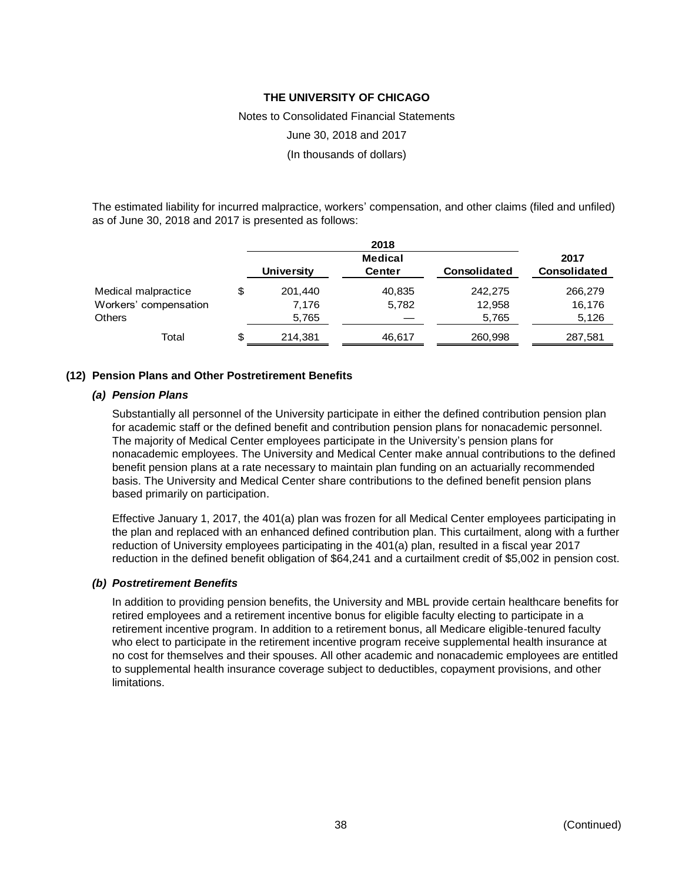The estimated liability for incurred malpractice, workers' compensation, and other claims (filed and unfiled) as of June 30, 2018 and 2017 is presented as follows:

| | 2018 | | | |
|---|---|---|---|---|
| | University | Medical Center | Consolidated | 2017 Consolidated |
| Medical malpractice | $ 201,440 | 40,835 | 242,275 | 266,279 |
| Workers' compensation | 7,176 | 5,782 | 12,958 | 16,176 |
| Others | 5,765 | — | 5,765 | 5,126 |
| Total | $ 214,381 | 46,617 | 260,998 | 287,581 |

## (12) Pension Plans and Other Postretirement Benefits

### *(a) Pension Plans*

Substantially all personnel of the University participate in either the defined contribution pension plan for academic staff or the defined benefit and contribution pension plans for nonacademic personnel. The majority of Medical Center employees participate in the University's pension plans for nonacademic employees. The University and Medical Center make annual contributions to the defined benefit pension plans at a rate necessary to maintain plan funding on an actuarially recommended basis. The University and Medical Center share contributions to the defined benefit pension plans based primarily on participation.

Effective January 1, 2017, the 401(a) plan was frozen for all Medical Center employees participating in the plan and replaced with an enhanced defined contribution plan. This curtailment, along with a further reduction of University employees participating in the 401(a) plan, resulted in a fiscal year 2017 reduction in the defined benefit obligation of $64,241 and a curtailment credit of $5,002 in pension cost.

### *(b) Postretirement Benefits*

In addition to providing pension benefits, the University and MBL provide certain healthcare benefits for retired employees and a retirement incentive bonus for eligible faculty electing to participate in a retirement incentive program. In addition to a retirement bonus, all Medicare eligible-tenured faculty who elect to participate in the retirement incentive program receive supplemental health insurance at no cost for themselves and their spouses. All other academic and nonacademic employees are entitled to supplemental health insurance coverage subject to deductibles, copayment provisions, and other limitations.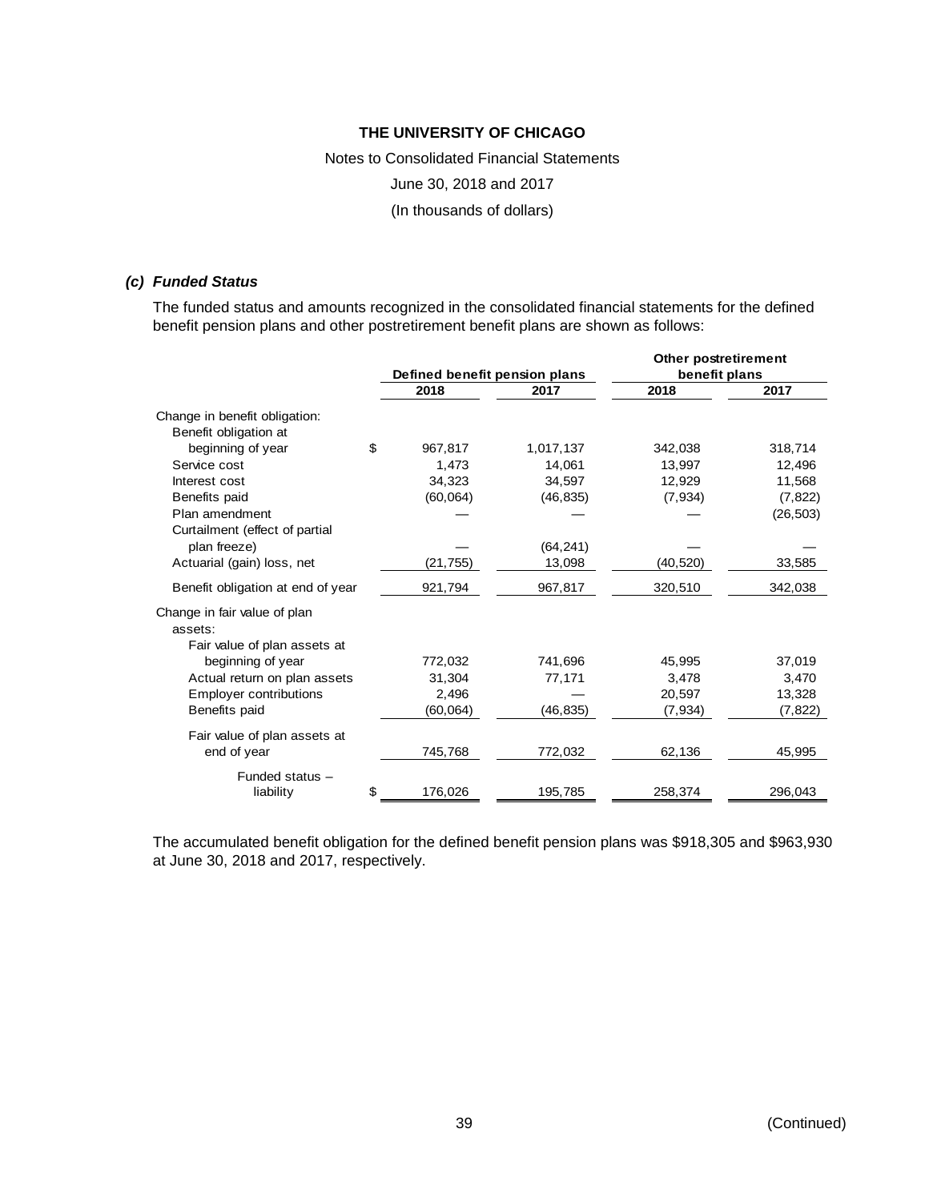**THE UNIVERSITY OF CHICAGO**

Notes to Consolidated Financial Statements

June 30, 2018 and 2017

(In thousands of dollars)

### *(c) Funded Status*

The funded status and amounts recognized in the consolidated financial statements for the defined benefit pension plans and other postretirement benefit plans are shown as follows:

| | Defined benefit pension plans | | Other postretirement benefit plans | |
|---|---|---|---|---|
| | 2018 | 2017 | 2018 | 2017 |
| Change in benefit obligation: | | | | |
| Benefit obligation at beginning of year | $ 967,817 | 1,017,137 | 342,038 | 318,714 |
| Service cost | 1,473 | 14,061 | 13,997 | 12,496 |
| Interest cost | 34,323 | 34,597 | 12,929 | 11,568 |
| Benefits paid | (60,064) | (46,835) | (7,934) | (7,822) |
| Plan amendment | — | — | — | (26,503) |
| Curtailment (effect of partial plan freeze) | — | (64,241) | — | — |
| Actuarial (gain) loss, net | (21,755) | 13,098 | (40,520) | 33,585 |
| Benefit obligation at end of year | 921,794 | 967,817 | 320,510 | 342,038 |
| Change in fair value of plan assets: | | | | |
| Fair value of plan assets at beginning of year | 772,032 | 741,696 | 45,995 | 37,019 |
| Actual return on plan assets | 31,304 | 77,171 | 3,478 | 3,470 |
| Employer contributions | 2,496 | — | 20,597 | 13,328 |
| Benefits paid | (60,064) | (46,835) | (7,934) | (7,822) |
| Fair value of plan assets at end of year | 745,768 | 772,032 | 62,136 | 45,995 |
| Funded status – liability | $ 176,026 | 195,785 | 258,374 | 296,043 |

The accumulated benefit obligation for the defined benefit pension plans was $918,305 and $963,930 at June 30, 2018 and 2017, respectively.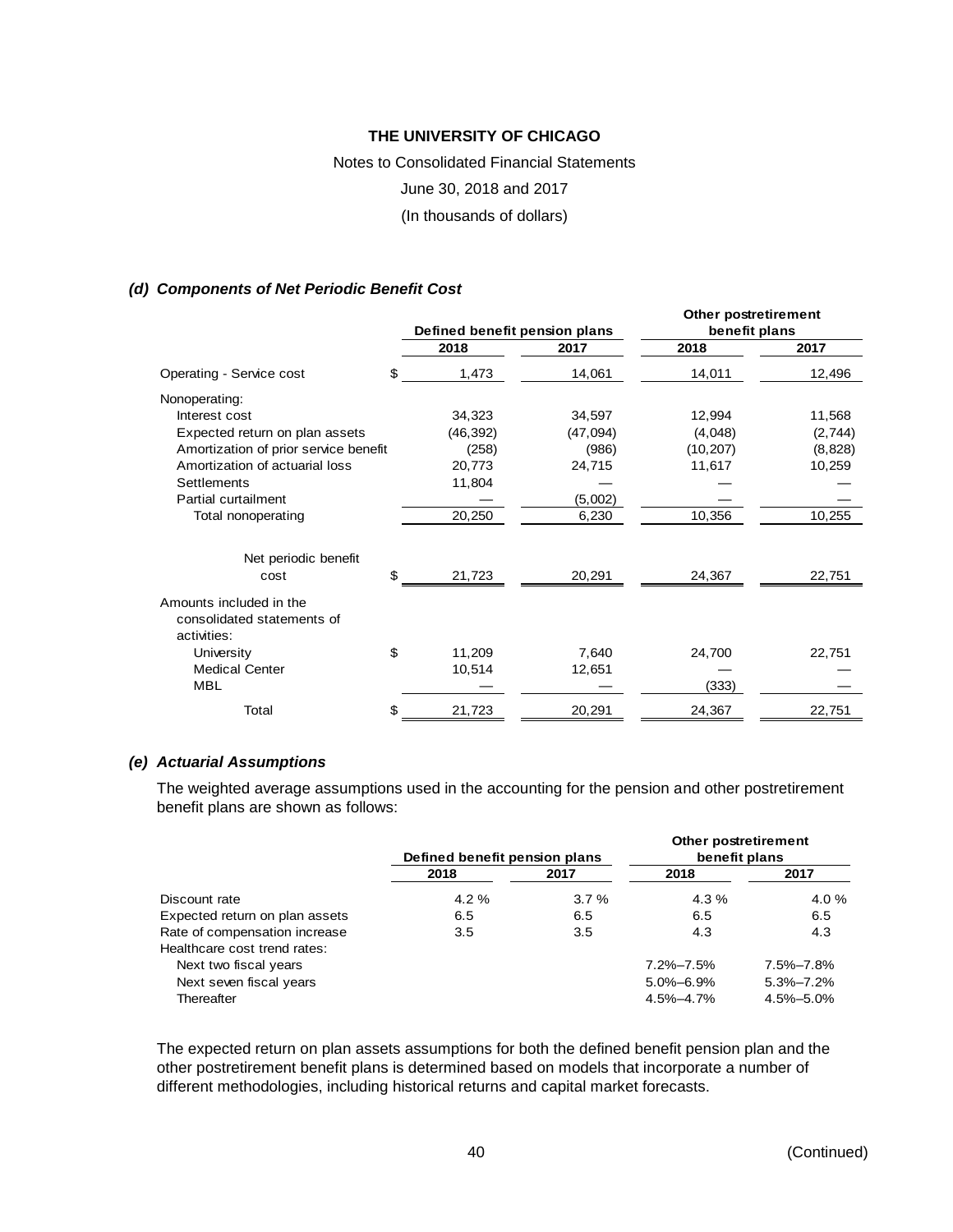# THE UNIVERSITY OF CHICAGO

Notes to Consolidated Financial Statements

June 30, 2018 and 2017

(In thousands of dollars)

### *(d) Components of Net Periodic Benefit Cost*

| | Defined benefit pension plans | | Other postretirement benefit plans | |
|---|---|---|---|---|
| | 2018 | 2017 | 2018 | 2017 |
| Operating - Service cost | $ 1,473 | 14,061 | 14,011 | 12,496 |
| Nonoperating: | | | | |
| Interest cost | 34,323 | 34,597 | 12,994 | 11,568 |
| Expected return on plan assets | (46,392) | (47,094) | (4,048) | (2,744) |
| Amortization of prior service benefit | (258) | (986) | (10,207) | (8,828) |
| Amortization of actuarial loss | 20,773 | 24,715 | 11,617 | 10,259 |
| Settlements | 11,804 | — | — | — |
| Partial curtailment | — | (5,002) | — | — |
| Total nonoperating | 20,250 | 6,230 | 10,356 | 10,255 |
| Net periodic benefit cost | $ 21,723 | 20,291 | 24,367 | 22,751 |
| Amounts included in the consolidated statements of activities: | | | | |
| University | $ 11,209 | 7,640 | 24,700 | 22,751 |
| Medical Center | 10,514 | 12,651 | — | — |
| MBL | — | — | (333) | — |
| Total | $ 21,723 | 20,291 | 24,367 | 22,751 |

### *(e) Actuarial Assumptions*

The weighted average assumptions used in the accounting for the pension and other postretirement benefit plans are shown as follows:

| | Defined benefit pension plans | | Other postretirement benefit plans | |
|---|---|---|---|---|
| | 2018 | 2017 | 2018 | 2017 |
| Discount rate | 4.2 % | 3.7 % | 4.3 % | 4.0 % |
| Expected return on plan assets | 6.5 | 6.5 | 6.5 | 6.5 |
| Rate of compensation increase | 3.5 | 3.5 | 4.3 | 4.3 |
| Healthcare cost trend rates: | | | | |
| Next two fiscal years | | | 7.2%–7.5% | 7.5%–7.8% |
| Next seven fiscal years | | | 5.0%–6.9% | 5.3%–7.2% |
| Thereafter | | | 4.5%–4.7% | 4.5%–5.0% |

The expected return on plan assets assumptions for both the defined benefit pension plan and the other postretirement benefit plans is determined based on models that incorporate a number of different methodologies, including historical returns and capital market forecasts.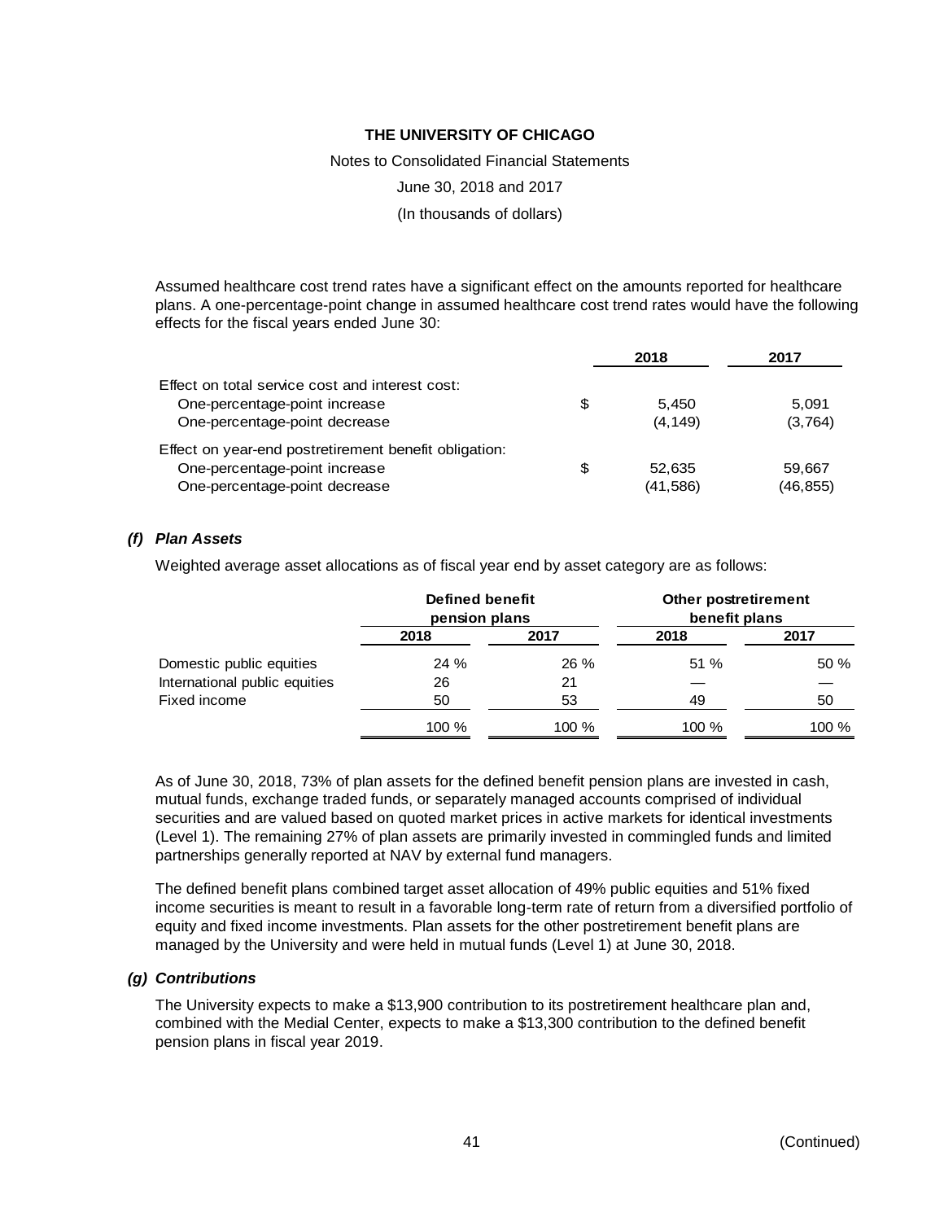Assumed healthcare cost trend rates have a significant effect on the amounts reported for healthcare plans. A one-percentage-point change in assumed healthcare cost trend rates would have the following effects for the fiscal years ended June 30:

| | 2018 | 2017 |
|---|---|---|
| Effect on total service cost and interest cost: | | |
| One-percentage-point increase | $ 5,450 | 5,091 |
| One-percentage-point decrease | (4,149) | (3,764) |
| Effect on year-end postretirement benefit obligation: | | |
| One-percentage-point increase | $ 52,635 | 59,667 |
| One-percentage-point decrease | (41,586) | (46,855) |

### (f) Plan Assets

Weighted average asset allocations as of fiscal year end by asset category are as follows:

| | Defined benefit pension plans | | Other postretirement benefit plans | |
|---|---|---|---|---|
| | 2018 | 2017 | 2018 | 2017 |
| Domestic public equities | 24 % | 26 % | 51 % | 50 % |
| International public equities | 26 | 21 | — | — |
| Fixed income | 50 | 53 | 49 | 50 |
| | 100 % | 100 % | 100 % | 100 % |

As of June 30, 2018, 73% of plan assets for the defined benefit pension plans are invested in cash, mutual funds, exchange traded funds, or separately managed accounts comprised of individual securities and are valued based on quoted market prices in active markets for identical investments (Level 1). The remaining 27% of plan assets are primarily invested in commingled funds and limited partnerships generally reported at NAV by external fund managers.

The defined benefit plans combined target asset allocation of 49% public equities and 51% fixed income securities is meant to result in a favorable long-term rate of return from a diversified portfolio of equity and fixed income investments. Plan assets for the other postretirement benefit plans are managed by the University and were held in mutual funds (Level 1) at June 30, 2018.

### (g) Contributions

The University expects to make a $13,900 contribution to its postretirement healthcare plan and, combined with the Medial Center, expects to make a $13,300 contribution to the defined benefit pension plans in fiscal year 2019.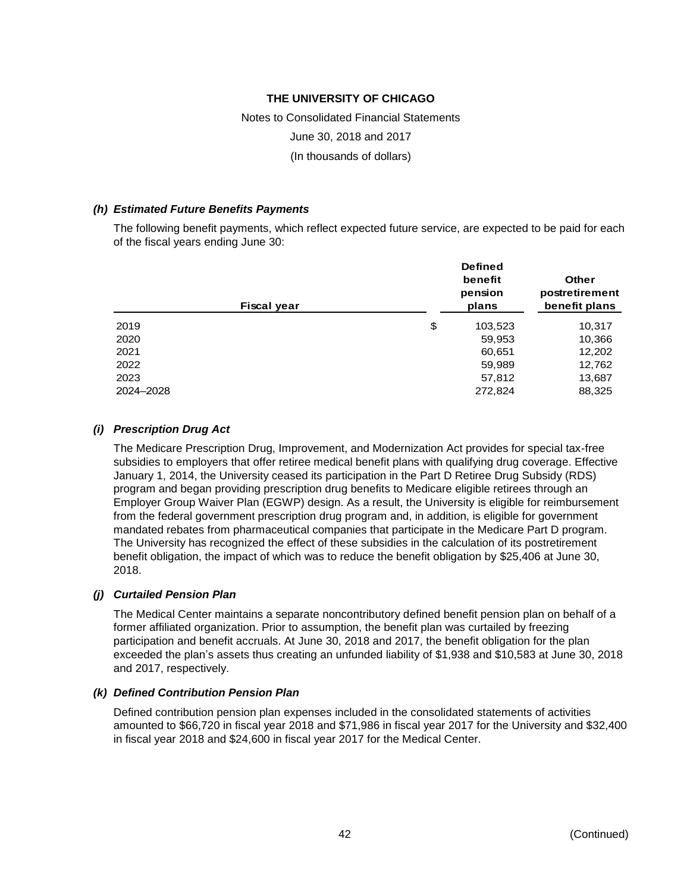**THE UNIVERSITY OF CHICAGO**

Notes to Consolidated Financial Statements

June 30, 2018 and 2017

(In thousands of dollars)

### *(h) Estimated Future Benefits Payments*

The following benefit payments, which reflect expected future service, are expected to be paid for each of the fiscal years ending June 30:

| Fiscal year | Defined benefit pension plans | Other postretirement benefit plans |
|---|---|---|
| 2019 | $ 103,523 | 10,317 |
| 2020 | 59,953 | 10,366 |
| 2021 | 60,651 | 12,202 |
| 2022 | 59,989 | 12,762 |
| 2023 | 57,812 | 13,687 |
| 2024–2028 | 272,824 | 88,325 |

### *(i) Prescription Drug Act*

The Medicare Prescription Drug, Improvement, and Modernization Act provides for special tax-free subsidies to employers that offer retiree medical benefit plans with qualifying drug coverage. Effective January 1, 2014, the University ceased its participation in the Part D Retiree Drug Subsidy (RDS) program and began providing prescription drug benefits to Medicare eligible retirees through an Employer Group Waiver Plan (EGWP) design. As a result, the University is eligible for reimbursement from the federal government prescription drug program and, in addition, is eligible for government mandated rebates from pharmaceutical companies that participate in the Medicare Part D program. The University has recognized the effect of these subsidies in the calculation of its postretirement benefit obligation, the impact of which was to reduce the benefit obligation by $25,406 at June 30, 2018.

### *(j) Curtailed Pension Plan*

The Medical Center maintains a separate noncontributory defined benefit pension plan on behalf of a former affiliated organization. Prior to assumption, the benefit plan was curtailed by freezing participation and benefit accruals. At June 30, 2018 and 2017, the benefit obligation for the plan exceeded the plan's assets thus creating an unfunded liability of $1,938 and $10,583 at June 30, 2018 and 2017, respectively.

### *(k) Defined Contribution Pension Plan*

Defined contribution pension plan expenses included in the consolidated statements of activities amounted to $66,720 in fiscal year 2018 and $71,986 in fiscal year 2017 for the University and $32,400 in fiscal year 2018 and $24,600 in fiscal year 2017 for the Medical Center.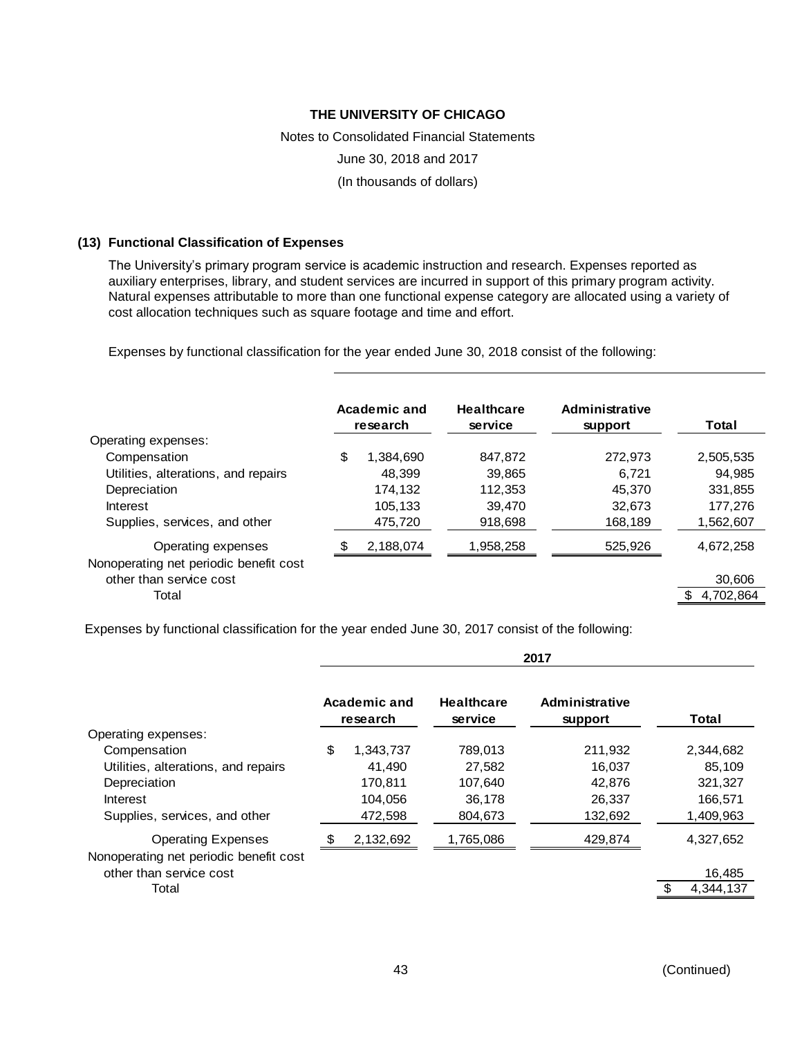## (13) Functional Classification of Expenses

The University's primary program service is academic instruction and research. Expenses reported as auxiliary enterprises, library, and student services are incurred in support of this primary program activity. Natural expenses attributable to more than one functional expense category are allocated using a variety of cost allocation techniques such as square footage and time and effort.

Expenses by functional classification for the year ended June 30, 2018 consist of the following:

| | Academic and research | Healthcare service | Administrative support | Total |
|---|---|---|---|---|
| Operating expenses: | | | | |
| Compensation | $ 1,384,690 | 847,872 | 272,973 | 2,505,535 |
| Utilities, alterations, and repairs | 48,399 | 39,865 | 6,721 | 94,985 |
| Depreciation | 174,132 | 112,353 | 45,370 | 331,855 |
| Interest | 105,133 | 39,470 | 32,673 | 177,276 |
| Supplies, services, and other | 475,720 | 918,698 | 168,189 | 1,562,607 |
| Operating expenses | $ 2,188,074 | 1,958,258 | 525,926 | 4,672,258 |
| Nonoperating net periodic benefit cost other than service cost | | | | 30,606 |
| Total | | | | $ 4,702,864 |

Expenses by functional classification for the year ended June 30, 2017 consist of the following:

| | 2017 | | | |
|---|---|---|---|---|
| | Academic and research | Healthcare service | Administrative support | Total |
| Operating expenses: | | | | |
| Compensation | $ 1,343,737 | 789,013 | 211,932 | 2,344,682 |
| Utilities, alterations, and repairs | 41,490 | 27,582 | 16,037 | 85,109 |
| Depreciation | 170,811 | 107,640 | 42,876 | 321,327 |
| Interest | 104,056 | 36,178 | 26,337 | 166,571 |
| Supplies, services, and other | 472,598 | 804,673 | 132,692 | 1,409,963 |
| Operating Expenses | $ 2,132,692 | 1,765,086 | 429,874 | 4,327,652 |
| Nonoperating net periodic benefit cost other than service cost | | | | 16,485 |
| Total | | | | $ 4,344,137 |

(Continued)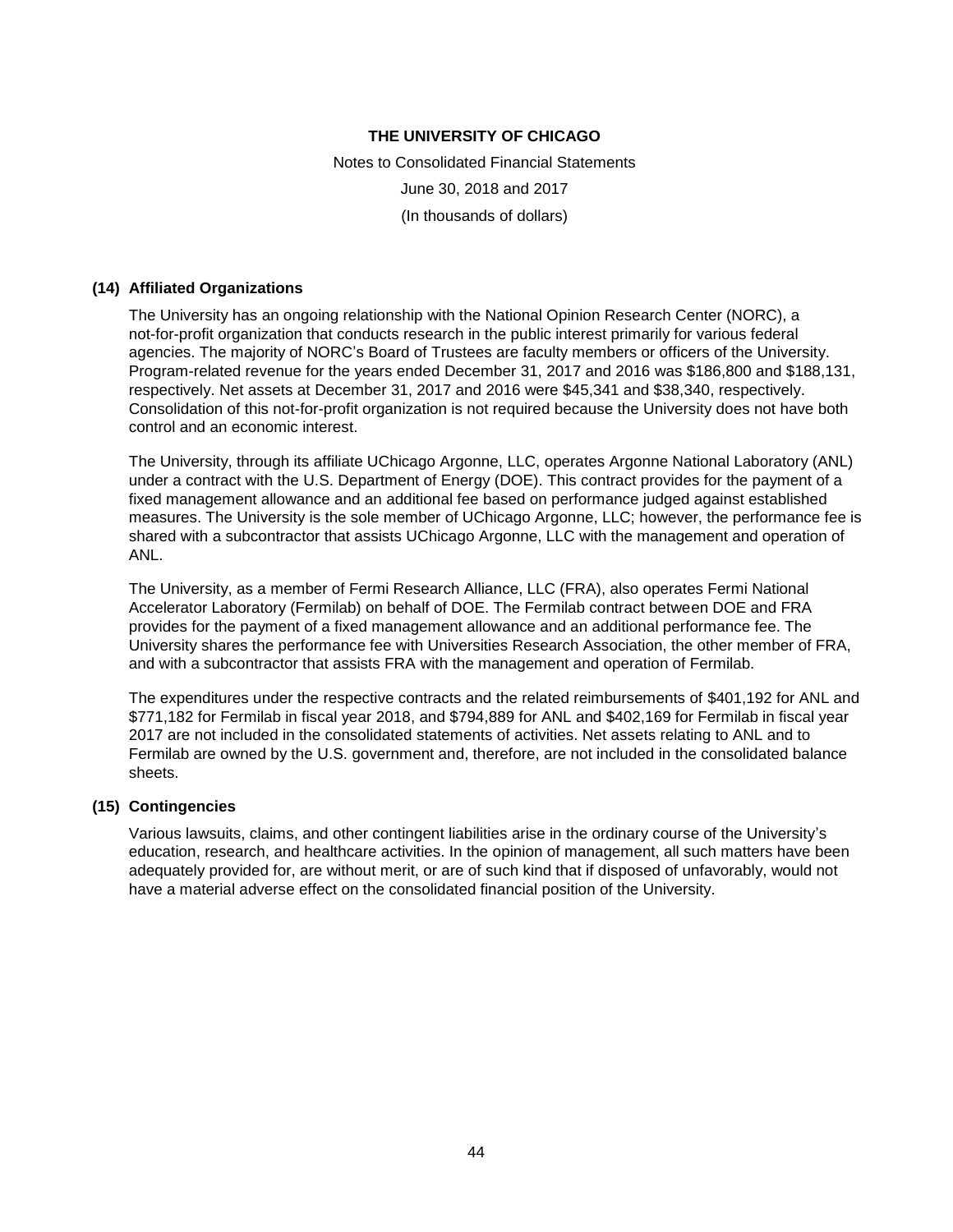# THE UNIVERSITY OF CHICAGO

Notes to Consolidated Financial Statements

June 30, 2018 and 2017

(In thousands of dollars)

## (14) Affiliated Organizations

The University has an ongoing relationship with the National Opinion Research Center (NORC), a not-for-profit organization that conducts research in the public interest primarily for various federal agencies. The majority of NORC's Board of Trustees are faculty members or officers of the University. Program-related revenue for the years ended December 31, 2017 and 2016 was $186,800 and $188,131, respectively. Net assets at December 31, 2017 and 2016 were $45,341 and $38,340, respectively. Consolidation of this not-for-profit organization is not required because the University does not have both control and an economic interest.

The University, through its affiliate UChicago Argonne, LLC, operates Argonne National Laboratory (ANL) under a contract with the U.S. Department of Energy (DOE). This contract provides for the payment of a fixed management allowance and an additional fee based on performance judged against established measures. The University is the sole member of UChicago Argonne, LLC; however, the performance fee is shared with a subcontractor that assists UChicago Argonne, LLC with the management and operation of ANL.

The University, as a member of Fermi Research Alliance, LLC (FRA), also operates Fermi National Accelerator Laboratory (Fermilab) on behalf of DOE. The Fermilab contract between DOE and FRA provides for the payment of a fixed management allowance and an additional performance fee. The University shares the performance fee with Universities Research Association, the other member of FRA, and with a subcontractor that assists FRA with the management and operation of Fermilab.

The expenditures under the respective contracts and the related reimbursements of $401,192 for ANL and $771,182 for Fermilab in fiscal year 2018, and $794,889 for ANL and $402,169 for Fermilab in fiscal year 2017 are not included in the consolidated statements of activities. Net assets relating to ANL and to Fermilab are owned by the U.S. government and, therefore, are not included in the consolidated balance sheets.

## (15) Contingencies

Various lawsuits, claims, and other contingent liabilities arise in the ordinary course of the University's education, research, and healthcare activities. In the opinion of management, all such matters have been adequately provided for, are without merit, or are of such kind that if disposed of unfavorably, would not have a material adverse effect on the consolidated financial position of the University.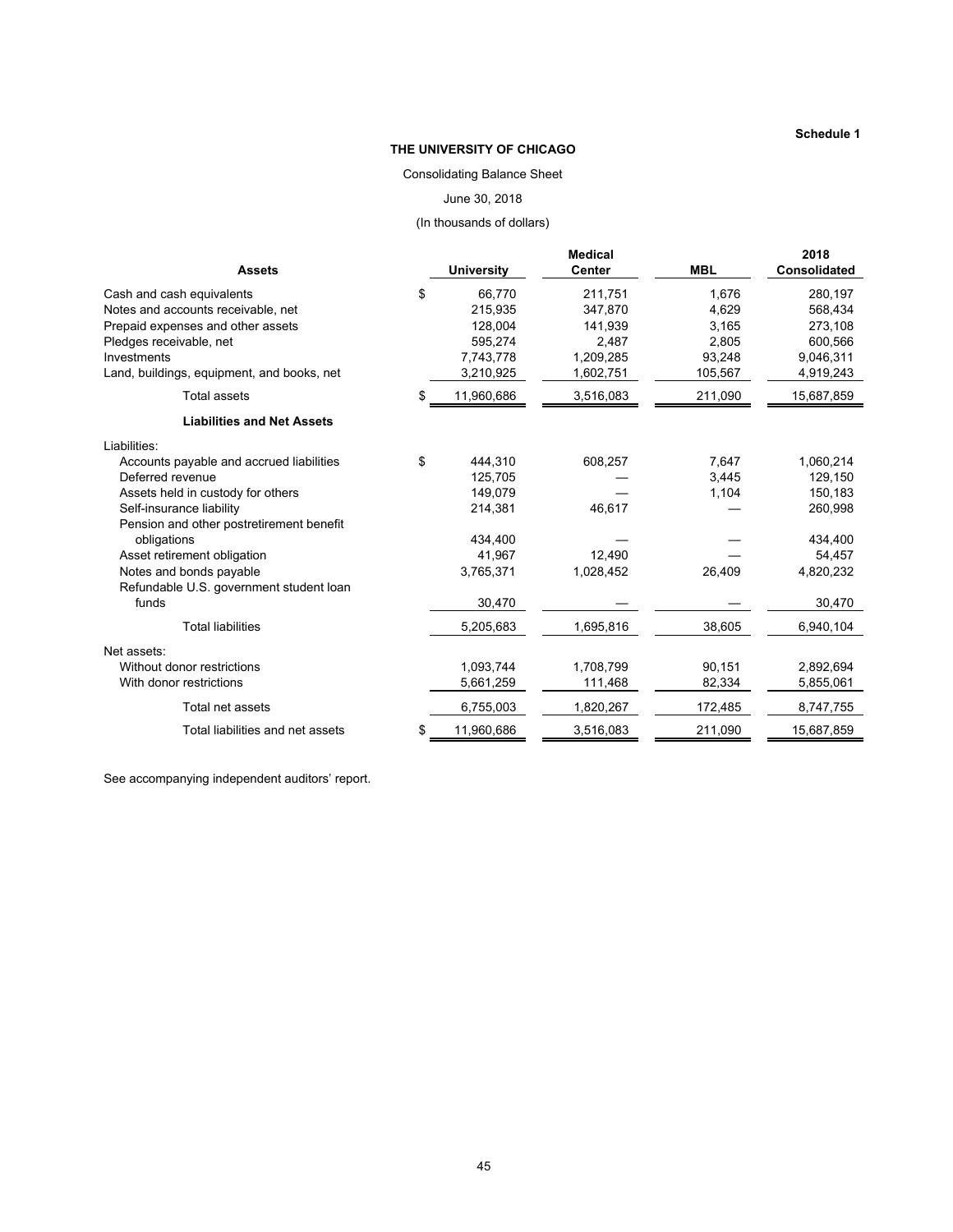**Schedule 1**

**THE UNIVERSITY OF CHICAGO**

Consolidating Balance Sheet

June 30, 2018

(In thousands of dollars)

| **Assets** | | **University** | **Medical Center** | **MBL** | **2018 Consolidated** |
|---|---|---|---|---|---|
| Cash and cash equivalents | $ | 66,770 | 211,751 | 1,676 | 280,197 |
| Notes and accounts receivable, net | | 215,935 | 347,870 | 4,629 | 568,434 |
| Prepaid expenses and other assets | | 128,004 | 141,939 | 3,165 | 273,108 |
| Pledges receivable, net | | 595,274 | 2,487 | 2,805 | 600,566 |
| Investments | | 7,743,778 | 1,209,285 | 93,248 | 9,046,311 |
| Land, buildings, equipment, and books, net | | 3,210,925 | 1,602,751 | 105,567 | 4,919,243 |
| Total assets | $ | 11,960,686 | 3,516,083 | 211,090 | 15,687,859 |
| **Liabilities and Net Assets** | | | | | |
| Liabilities: | | | | | |
| Accounts payable and accrued liabilities | $ | 444,310 | 608,257 | 7,647 | 1,060,214 |
| Deferred revenue | | 125,705 | — | 3,445 | 129,150 |
| Assets held in custody for others | | 149,079 | — | 1,104 | 150,183 |
| Self-insurance liability | | 214,381 | 46,617 | — | 260,998 |
| Pension and other postretirement benefit obligations | | 434,400 | — | — | 434,400 |
| Asset retirement obligation | | 41,967 | 12,490 | — | 54,457 |
| Notes and bonds payable | | 3,765,371 | 1,028,452 | 26,409 | 4,820,232 |
| Refundable U.S. government student loan funds | | 30,470 | — | — | 30,470 |
| Total liabilities | | 5,205,683 | 1,695,816 | 38,605 | 6,940,104 |
| Net assets: | | | | | |
| Without donor restrictions | | 1,093,744 | 1,708,799 | 90,151 | 2,892,694 |
| With donor restrictions | | 5,661,259 | 111,468 | 82,334 | 5,855,061 |
| Total net assets | | 6,755,003 | 1,820,267 | 172,485 | 8,747,755 |
| Total liabilities and net assets | $ | 11,960,686 | 3,516,083 | 211,090 | 15,687,859 |

See accompanying independent auditors' report.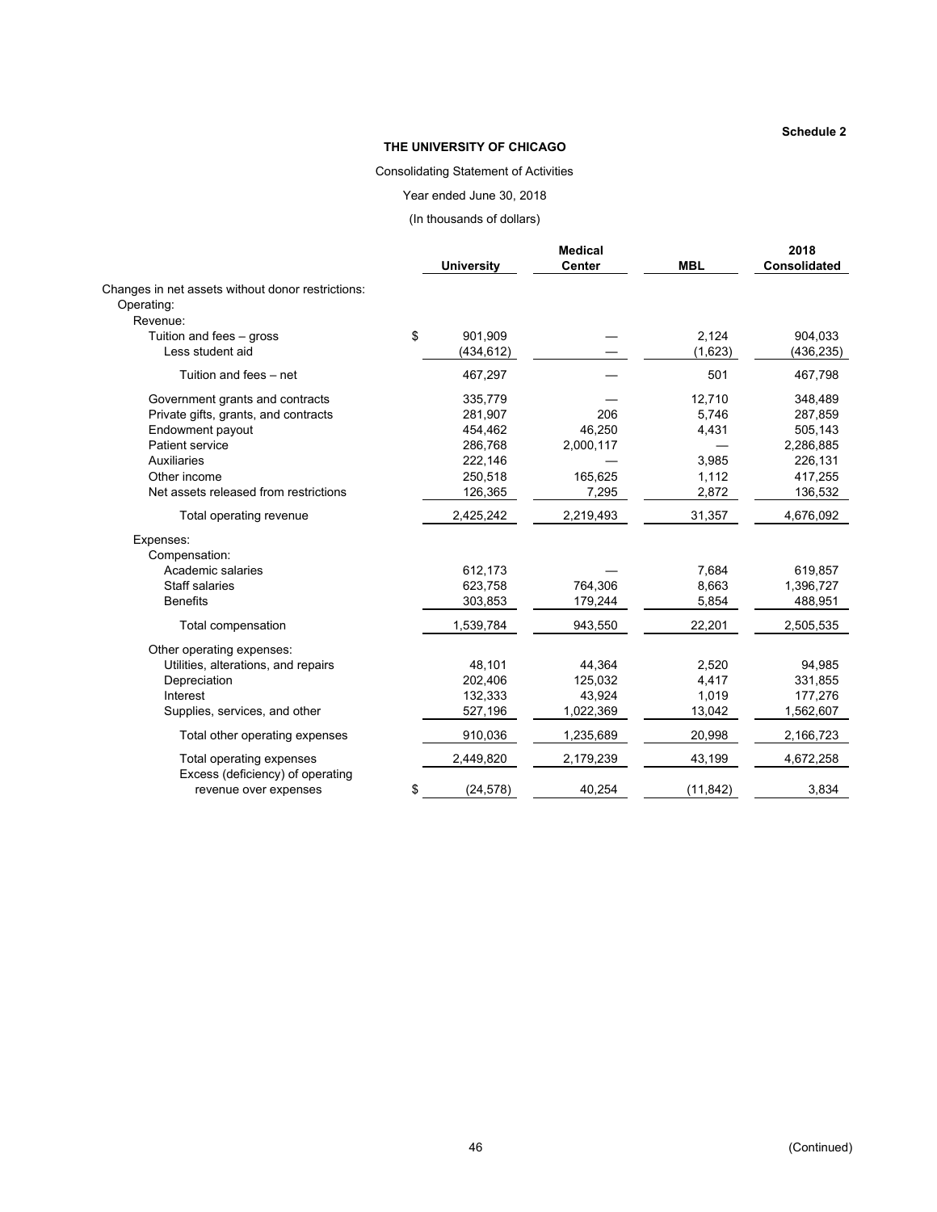Schedule 2

**THE UNIVERSITY OF CHICAGO**

Consolidating Statement of Activities

Year ended June 30, 2018

(In thousands of dollars)

| | University | Medical Center | MBL | 2018 Consolidated |
|---|---|---|---|---|
| Changes in net assets without donor restrictions: | | | | |
| Operating: | | | | |
| Revenue: | | | | |
| Tuition and fees – gross | $ 901,909 | — | 2,124 | 904,033 |
| Less student aid | (434,612) | — | (1,623) | (436,235) |
| Tuition and fees – net | 467,297 | — | 501 | 467,798 |
| Government grants and contracts | 335,779 | — | 12,710 | 348,489 |
| Private gifts, grants, and contracts | 281,907 | 206 | 5,746 | 287,859 |
| Endowment payout | 454,462 | 46,250 | 4,431 | 505,143 |
| Patient service | 286,768 | 2,000,117 | — | 2,286,885 |
| Auxiliaries | 222,146 | — | 3,985 | 226,131 |
| Other income | 250,518 | 165,625 | 1,112 | 417,255 |
| Net assets released from restrictions | 126,365 | 7,295 | 2,872 | 136,532 |
| Total operating revenue | 2,425,242 | 2,219,493 | 31,357 | 4,676,092 |
| Expenses: | | | | |
| Compensation: | | | | |
| Academic salaries | 612,173 | — | 7,684 | 619,857 |
| Staff salaries | 623,758 | 764,306 | 8,663 | 1,396,727 |
| Benefits | 303,853 | 179,244 | 5,854 | 488,951 |
| Total compensation | 1,539,784 | 943,550 | 22,201 | 2,505,535 |
| Other operating expenses: | | | | |
| Utilities, alterations, and repairs | 48,101 | 44,364 | 2,520 | 94,985 |
| Depreciation | 202,406 | 125,032 | 4,417 | 331,855 |
| Interest | 132,333 | 43,924 | 1,019 | 177,276 |
| Supplies, services, and other | 527,196 | 1,022,369 | 13,042 | 1,562,607 |
| Total other operating expenses | 910,036 | 1,235,689 | 20,998 | 2,166,723 |
| Total operating expenses | 2,449,820 | 2,179,239 | 43,199 | 4,672,258 |
| Excess (deficiency) of operating revenue over expenses | $ (24,578) | 40,254 | (11,842) | 3,834 |

(Continued)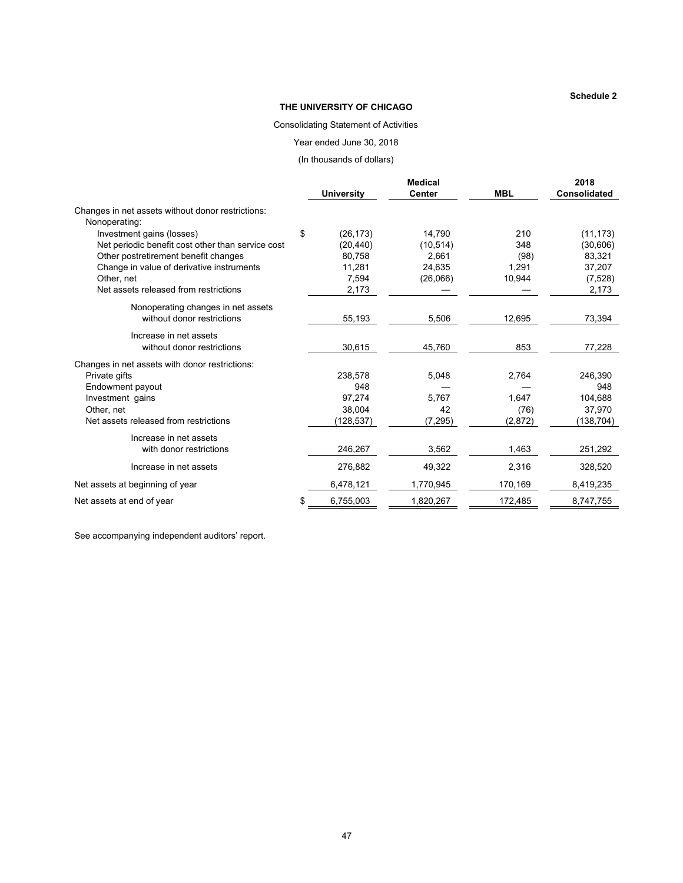**Schedule 2**

**THE UNIVERSITY OF CHICAGO**

Consolidating Statement of Activities

Year ended June 30, 2018

(In thousands of dollars)

| | University | Medical Center | MBL | 2018 Consolidated |
|---|---|---|---|---|
| Changes in net assets without donor restrictions: | | | | |
| Nonoperating: | | | | |
| Investment gains (losses) | $ (26,173) | 14,790 | 210 | (11,173) |
| Net periodic benefit cost other than service cost | (20,440) | (10,514) | 348 | (30,606) |
| Other postretirement benefit changes | 80,758 | 2,661 | (98) | 83,321 |
| Change in value of derivative instruments | 11,281 | 24,635 | 1,291 | 37,207 |
| Other, net | 7,594 | (26,066) | 10,944 | (7,528) |
| Net assets released from restrictions | 2,173 | — | — | 2,173 |
| Nonoperating changes in net assets without donor restrictions | 55,193 | 5,506 | 12,695 | 73,394 |
| Increase in net assets without donor restrictions | 30,615 | 45,760 | 853 | 77,228 |
| Changes in net assets with donor restrictions: | | | | |
| Private gifts | 238,578 | 5,048 | 2,764 | 246,390 |
| Endowment payout | 948 | — | — | 948 |
| Investment gains | 97,274 | 5,767 | 1,647 | 104,688 |
| Other, net | 38,004 | 42 | (76) | 37,970 |
| Net assets released from restrictions | (128,537) | (7,295) | (2,872) | (138,704) |
| Increase in net assets with donor restrictions | 246,267 | 3,562 | 1,463 | 251,292 |
| Increase in net assets | 276,882 | 49,322 | 2,316 | 328,520 |
| Net assets at beginning of year | 6,478,121 | 1,770,945 | 170,169 | 8,419,235 |
| Net assets at end of year | $ 6,755,003 | 1,820,267 | 172,485 | 8,747,755 |

See accompanying independent auditors' report.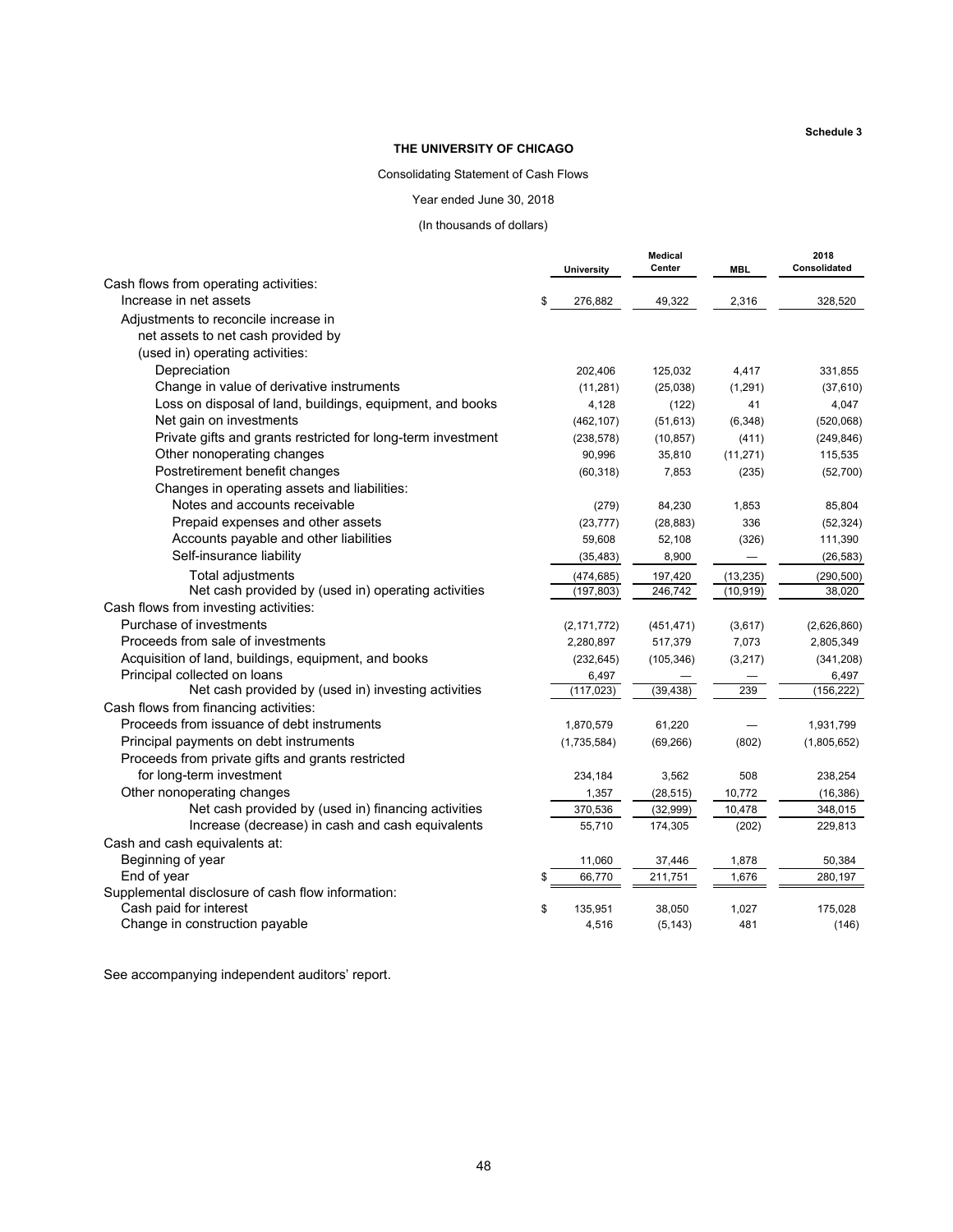Schedule 3

# THE UNIVERSITY OF CHICAGO

Consolidating Statement of Cash Flows

Year ended June 30, 2018

(In thousands of dollars)

| | University | Medical Center | MBL | 2018 Consolidated |
|---|---|---|---|---|
| Cash flows from operating activities: | | | | |
| Increase in net assets | $ 276,882 | 49,322 | 2,316 | 328,520 |
| Adjustments to reconcile increase in net assets to net cash provided by (used in) operating activities: | | | | |
| Depreciation | 202,406 | 125,032 | 4,417 | 331,855 |
| Change in value of derivative instruments | (11,281) | (25,038) | (1,291) | (37,610) |
| Loss on disposal of land, buildings, equipment, and books | 4,128 | (122) | 41 | 4,047 |
| Net gain on investments | (462,107) | (51,613) | (6,348) | (520,068) |
| Private gifts and grants restricted for long-term investment | (238,578) | (10,857) | (411) | (249,846) |
| Other nonoperating changes | 90,996 | 35,810 | (11,271) | 115,535 |
| Postretirement benefit changes | (60,318) | 7,853 | (235) | (52,700) |
| Changes in operating assets and liabilities: | | | | |
| Notes and accounts receivable | (279) | 84,230 | 1,853 | 85,804 |
| Prepaid expenses and other assets | (23,777) | (28,883) | 336 | (52,324) |
| Accounts payable and other liabilities | 59,608 | 52,108 | (326) | 111,390 |
| Self-insurance liability | (35,483) | 8,900 | — | (26,583) |
| Total adjustments | (474,685) | 197,420 | (13,235) | (290,500) |
| Net cash provided by (used in) operating activities | (197,803) | 246,742 | (10,919) | 38,020 |
| Cash flows from investing activities: | | | | |
| Purchase of investments | (2,171,772) | (451,471) | (3,617) | (2,626,860) |
| Proceeds from sale of investments | 2,280,897 | 517,379 | 7,073 | 2,805,349 |
| Acquisition of land, buildings, equipment, and books | (232,645) | (105,346) | (3,217) | (341,208) |
| Principal collected on loans | 6,497 | — | — | 6,497 |
| Net cash provided by (used in) investing activities | (117,023) | (39,438) | 239 | (156,222) |
| Cash flows from financing activities: | | | | |
| Proceeds from issuance of debt instruments | 1,870,579 | 61,220 | — | 1,931,799 |
| Principal payments on debt instruments | (1,735,584) | (69,266) | (802) | (1,805,652) |
| Proceeds from private gifts and grants restricted for long-term investment | 234,184 | 3,562 | 508 | 238,254 |
| Other nonoperating changes | 1,357 | (28,515) | 10,772 | (16,386) |
| Net cash provided by (used in) financing activities | 370,536 | (32,999) | 10,478 | 348,015 |
| Increase (decrease) in cash and cash equivalents | 55,710 | 174,305 | (202) | 229,813 |
| Cash and cash equivalents at: | | | | |
| Beginning of year | 11,060 | 37,446 | 1,878 | 50,384 |
| End of year | $ 66,770 | 211,751 | 1,676 | 280,197 |
| Supplemental disclosure of cash flow information: | | | | |
| Cash paid for interest | $ 135,951 | 38,050 | 1,027 | 175,028 |
| Change in construction payable | 4,516 | (5,143) | 481 | (146) |

See accompanying independent auditors' report.